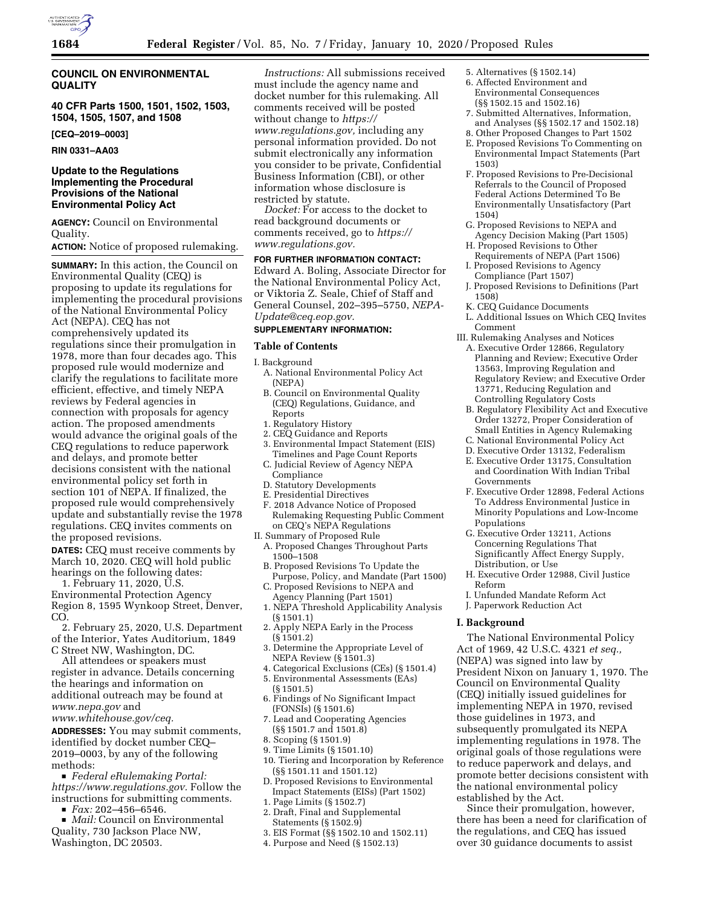## COUNCIL ON ENVIRONMENTAL QUALITY

### 40 CFR Parts 1500, 1501, 1502, 1503, 1504, 1505, 1507, and 1508

**[CEQ–2019–0003]**

**RIN 0331–AA03**

# Update to the Regulations Implementing the Procedural Provisions of the National Environmental Policy Act

**AGENCY:** Council on Environmental Quality.

**ACTION:** Notice of proposed rulemaking.

**SUMMARY:** In this action, the Council on Environmental Quality (CEQ) is proposing to update its regulations for implementing the procedural provisions of the National Environmental Policy Act (NEPA). CEQ has not comprehensively updated its regulations since their promulgation in 1978, more than four decades ago. This proposed rule would modernize and clarify the regulations to facilitate more efficient, effective, and timely NEPA reviews by Federal agencies in connection with proposals for agency action. The proposed amendments would advance the original goals of the CEQ regulations to reduce paperwork and delays, and promote better decisions consistent with the national environmental policy set forth in section 101 of NEPA. If finalized, the proposed rule would comprehensively update and substantially revise the 1978 regulations. CEQ invites comments on the proposed revisions.

**DATES:** CEQ must receive comments by March 10, 2020. CEQ will hold public hearings on the following dates:

1. February 11, 2020, U.S. Environmental Protection Agency Region 8, 1595 Wynkoop Street, Denver, CO.
2. February 25, 2020, U.S. Department of the Interior, Yates Auditorium, 1849 C Street NW, Washington, DC.

All attendees or speakers must register in advance. Details concerning the hearings and information on additional outreach may be found at *www.nepa.gov* and *www.whitehouse.gov/ceq.*

**ADDRESSES:** You may submit comments, identified by docket number CEQ–2019–0003, by any of the following methods:

- *Federal eRulemaking Portal: https://www.regulations.gov.* Follow the instructions for submitting comments.
- *Fax:* 202–456–6546.
- *Mail:* Council on Environmental Quality, 730 Jackson Place NW, Washington, DC 20503.

*Instructions:* All submissions received must include the agency name and docket number for this rulemaking. All comments received will be posted without change to *https://www.regulations.gov,* including any personal information provided. Do not submit electronically any information you consider to be private, Confidential Business Information (CBI), or other information whose disclosure is restricted by statute.

*Docket:* For access to the docket to read background documents or comments received, go to *https://www.regulations.gov.*

**FOR FURTHER INFORMATION CONTACT:** Edward A. Boling, Associate Director for the National Environmental Policy Act, or Viktoria Z. Seale, Chief of Staff and General Counsel, 202–395–5750, *NEPA-Update@ceq.eop.gov.*

**SUPPLEMENTARY INFORMATION:**

### Table of Contents

I. Background
  A. National Environmental Policy Act (NEPA)
  B. Council on Environmental Quality (CEQ) Regulations, Guidance, and Reports
  1. Regulatory History
  2. CEQ Guidance and Reports
  3. Environmental Impact Statement (EIS) Timelines and Page Count Reports
  C. Judicial Review of Agency NEPA Compliance
  D. Statutory Developments
  E. Presidential Directives
  F. 2018 Advance Notice of Proposed Rulemaking Requesting Public Comment on CEQ's NEPA Regulations
II. Summary of Proposed Rule
  A. Proposed Changes Throughout Parts 1500–1508
  B. Proposed Revisions To Update the Purpose, Policy, and Mandate (Part 1500)
  C. Proposed Revisions to NEPA and Agency Planning (Part 1501)
  1. NEPA Threshold Applicability Analysis (§ 1501.1)
  2. Apply NEPA Early in the Process (§ 1501.2)
  3. Determine the Appropriate Level of NEPA Review (§ 1501.3)
  4. Categorical Exclusions (CEs) (§ 1501.4)
  5. Environmental Assessments (EAs) (§ 1501.5)
  6. Findings of No Significant Impact (FONSIs) (§ 1501.6)
  7. Lead and Cooperating Agencies (§§ 1501.7 and 1501.8)
  8. Scoping (§ 1501.9)
  9. Time Limits (§ 1501.10)
  10. Tiering and Incorporation by Reference (§§ 1501.11 and 1501.12)
  D. Proposed Revisions to Environmental Impact Statements (EISs) (Part 1502)
  1. Page Limits (§ 1502.7)
  2. Draft, Final and Supplemental Statements (§ 1502.9)
  3. EIS Format (§§ 1502.10 and 1502.11)
  4. Purpose and Need (§ 1502.13)
  5. Alternatives (§ 1502.14)
  6. Affected Environment and Environmental Consequences (§§ 1502.15 and 1502.16)
  7. Submitted Alternatives, Information, and Analyses (§§ 1502.17 and 1502.18)
  8. Other Proposed Changes to Part 1502
  E. Proposed Revisions To Commenting on Environmental Impact Statements (Part 1503)
  F. Proposed Revisions to Pre-Decisional Referrals to the Council of Proposed Federal Actions Determined To Be Environmentally Unsatisfactory (Part 1504)
  G. Proposed Revisions to NEPA and Agency Decision Making (Part 1505)
  H. Proposed Revisions to Other Requirements of NEPA (Part 1506)
  I. Proposed Revisions to Agency Compliance (Part 1507)
  J. Proposed Revisions to Definitions (Part 1508)
  K. CEQ Guidance Documents
  L. Additional Issues on Which CEQ Invites Comment
III. Rulemaking Analyses and Notices
  A. Executive Order 12866, Regulatory Planning and Review; Executive Order 13563, Improving Regulation and Regulatory Review; and Executive Order 13771, Reducing Regulation and Controlling Regulatory Costs
  B. Regulatory Flexibility Act and Executive Order 13272, Proper Consideration of Small Entities in Agency Rulemaking
  C. National Environmental Policy Act
  D. Executive Order 13132, Federalism
  E. Executive Order 13175, Consultation and Coordination With Indian Tribal Governments
  F. Executive Order 12898, Federal Actions To Address Environmental Justice in Minority Populations and Low-Income Populations
  G. Executive Order 13211, Actions Concerning Regulations That Significantly Affect Energy Supply, Distribution, or Use
  H. Executive Order 12988, Civil Justice Reform
  I. Unfunded Mandate Reform Act
  J. Paperwork Reduction Act

## I. Background

The National Environmental Policy Act of 1969, 42 U.S.C. 4321 *et seq.,* (NEPA) was signed into law by President Nixon on January 1, 1970. The Council on Environmental Quality (CEQ) initially issued guidelines for implementing NEPA in 1970, revised those guidelines in 1973, and subsequently promulgated its NEPA implementing regulations in 1978. The original goals of those regulations were to reduce paperwork and delays, and promote better decisions consistent with the national environmental policy established by the Act.

Since their promulgation, however, there has been a need for clarification of the regulations, and CEQ has issued over 30 guidance documents to assist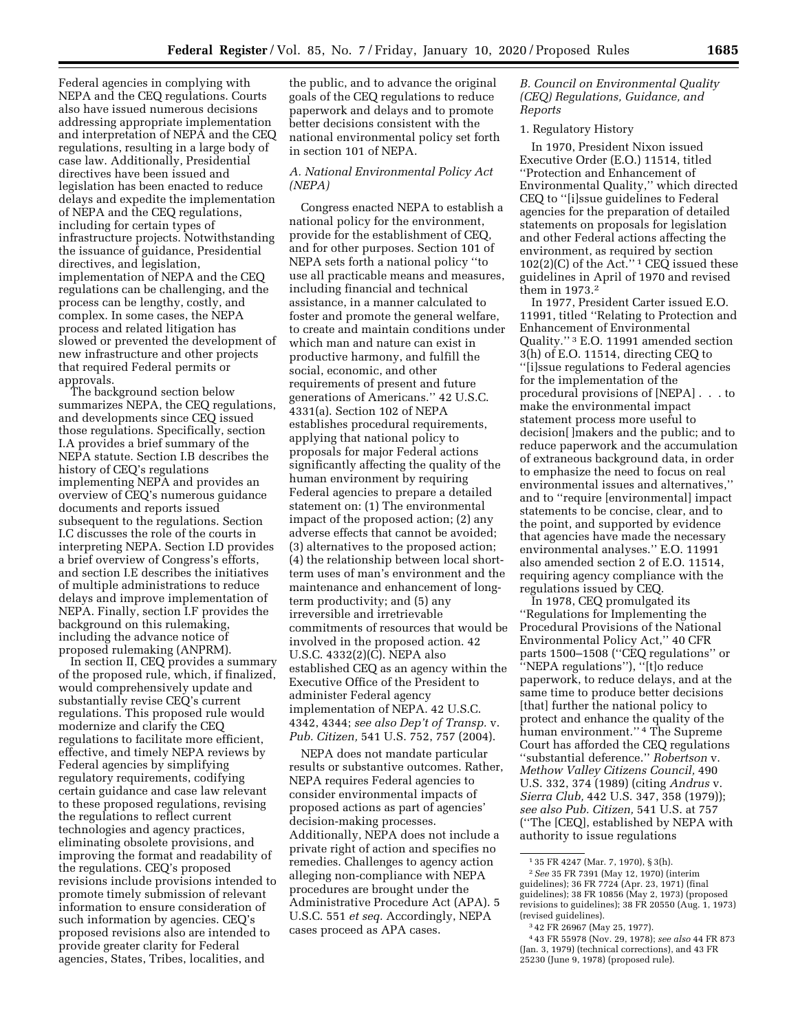Federal agencies in complying with NEPA and the CEQ regulations. Courts also have issued numerous decisions addressing appropriate implementation and interpretation of NEPA and the CEQ regulations, resulting in a large body of case law. Additionally, Presidential directives have been issued and legislation has been enacted to reduce delays and expedite the implementation of NEPA and the CEQ regulations, including for certain types of infrastructure projects. Notwithstanding the issuance of guidance, Presidential directives, and legislation, implementation of NEPA and the CEQ regulations can be challenging, and the process can be lengthy, costly, and complex. In some cases, the NEPA process and related litigation has slowed or prevented the development of new infrastructure and other projects that required Federal permits or approvals.

The background section below summarizes NEPA, the CEQ regulations, and developments since CEQ issued those regulations. Specifically, section I.A provides a brief summary of the NEPA statute. Section I.B describes the history of CEQ's regulations implementing NEPA and provides an overview of CEQ's numerous guidance documents and reports issued subsequent to the regulations. Section I.C discusses the role of the courts in interpreting NEPA. Section I.D provides a brief overview of Congress's efforts, and section I.E describes the initiatives of multiple administrations to reduce delays and improve implementation of NEPA. Finally, section I.F provides the background on this rulemaking, including the advance notice of proposed rulemaking (ANPRM).

In section II, CEQ provides a summary of the proposed rule, which, if finalized, would comprehensively update and substantially revise CEQ's current regulations. This proposed rule would modernize and clarify the CEQ regulations to facilitate more efficient, effective, and timely NEPA reviews by Federal agencies by simplifying regulatory requirements, codifying certain guidance and case law relevant to these proposed regulations, revising the regulations to reflect current technologies and agency practices, eliminating obsolete provisions, and improving the format and readability of the regulations. CEQ's proposed revisions include provisions intended to promote timely submission of relevant information to ensure consideration of such information by agencies. CEQ's proposed revisions also are intended to provide greater clarity for Federal agencies, States, Tribes, localities, and the public, and to advance the original goals of the CEQ regulations to reduce paperwork and delays and to promote better decisions consistent with the national environmental policy set forth in section 101 of NEPA.

### *A. National Environmental Policy Act (NEPA)*

Congress enacted NEPA to establish a national policy for the environment, provide for the establishment of CEQ, and for other purposes. Section 101 of NEPA sets forth a national policy "to use all practicable means and measures, including financial and technical assistance, in a manner calculated to foster and promote the general welfare, to create and maintain conditions under which man and nature can exist in productive harmony, and fulfill the social, economic, and other requirements of present and future generations of Americans." 42 U.S.C. 4331(a). Section 102 of NEPA establishes procedural requirements, applying that national policy to proposals for major Federal actions significantly affecting the quality of the human environment by requiring Federal agencies to prepare a detailed statement on: (1) The environmental impact of the proposed action; (2) any adverse effects that cannot be avoided; (3) alternatives to the proposed action; (4) the relationship between local short-term uses of man's environment and the maintenance and enhancement of long-term productivity; and (5) any irreversible and irretrievable commitments of resources that would be involved in the proposed action. 42 U.S.C. 4332(2)(C). NEPA also established CEQ as an agency within the Executive Office of the President to administer Federal agency implementation of NEPA. 42 U.S.C. 4342, 4344; *see also Dep't of Transp.* v. *Pub. Citizen,* 541 U.S. 752, 757 (2004).

NEPA does not mandate particular results or substantive outcomes. Rather, NEPA requires Federal agencies to consider environmental impacts of proposed actions as part of agencies' decision-making processes. Additionally, NEPA does not include a private right of action and specifies no remedies. Challenges to agency action alleging non-compliance with NEPA procedures are brought under the Administrative Procedure Act (APA). 5 U.S.C. 551 *et seq.* Accordingly, NEPA cases proceed as APA cases.

### *B. Council on Environmental Quality (CEQ) Regulations, Guidance, and Reports*

#### 1. Regulatory History

In 1970, President Nixon issued Executive Order (E.O.) 11514, titled "Protection and Enhancement of Environmental Quality," which directed CEQ to "[i]ssue guidelines to Federal agencies for the preparation of detailed statements on proposals for legislation and other Federal actions affecting the environment, as required by section 102(2)(C) of the Act." [1] CEQ issued these guidelines in April of 1970 and revised them in 1973.[2]

In 1977, President Carter issued E.O. 11991, titled "Relating to Protection and Enhancement of Environmental Quality." [3] E.O. 11991 amended section 3(h) of E.O. 11514, directing CEQ to "[i]ssue regulations to Federal agencies for the implementation of the procedural provisions of [NEPA] . . . to make the environmental impact statement process more useful to decision[ ]makers and the public; and to reduce paperwork and the accumulation of extraneous background data, in order to emphasize the need to focus on real environmental issues and alternatives," and to "require [environmental] impact statements to be concise, clear, and to the point, and supported by evidence that agencies have made the necessary environmental analyses." E.O. 11991 also amended section 2 of E.O. 11514, requiring agency compliance with the regulations issued by CEQ.

In 1978, CEQ promulgated its "Regulations for Implementing the Procedural Provisions of the National Environmental Policy Act," 40 CFR parts 1500–1508 ("CEQ regulations" or "NEPA regulations"), "[t]o reduce paperwork, to reduce delays, and at the same time to produce better decisions [that] further the national policy to protect and enhance the quality of the human environment." [4] The Supreme Court has afforded the CEQ regulations "substantial deference." *Robertson* v. *Methow Valley Citizens Council,* 490 U.S. 332, 374 (1989) (citing *Andrus* v. *Sierra Club,* 442 U.S. 347, 358 (1979)); *see also Pub. Citizen,* 541 U.S. at 757 ("The [CEQ], established by NEPA with authority to issue regulations

[1] 35 FR 4247 (Mar. 7, 1970), § 3(h).

[2] *See* 35 FR 7391 (May 12, 1970) (interim guidelines); 36 FR 7724 (Apr. 23, 1971) (final guidelines); 38 FR 10856 (May 2, 1973) (proposed revisions to guidelines); 38 FR 20550 (Aug. 1, 1973) (revised guidelines).

[3] 42 FR 26967 (May 25, 1977).

[4] 43 FR 55978 (Nov. 29, 1978); *see also* 44 FR 873 (Jan. 3, 1979) (technical corrections), and 43 FR 25230 (June 9, 1978) (proposed rule).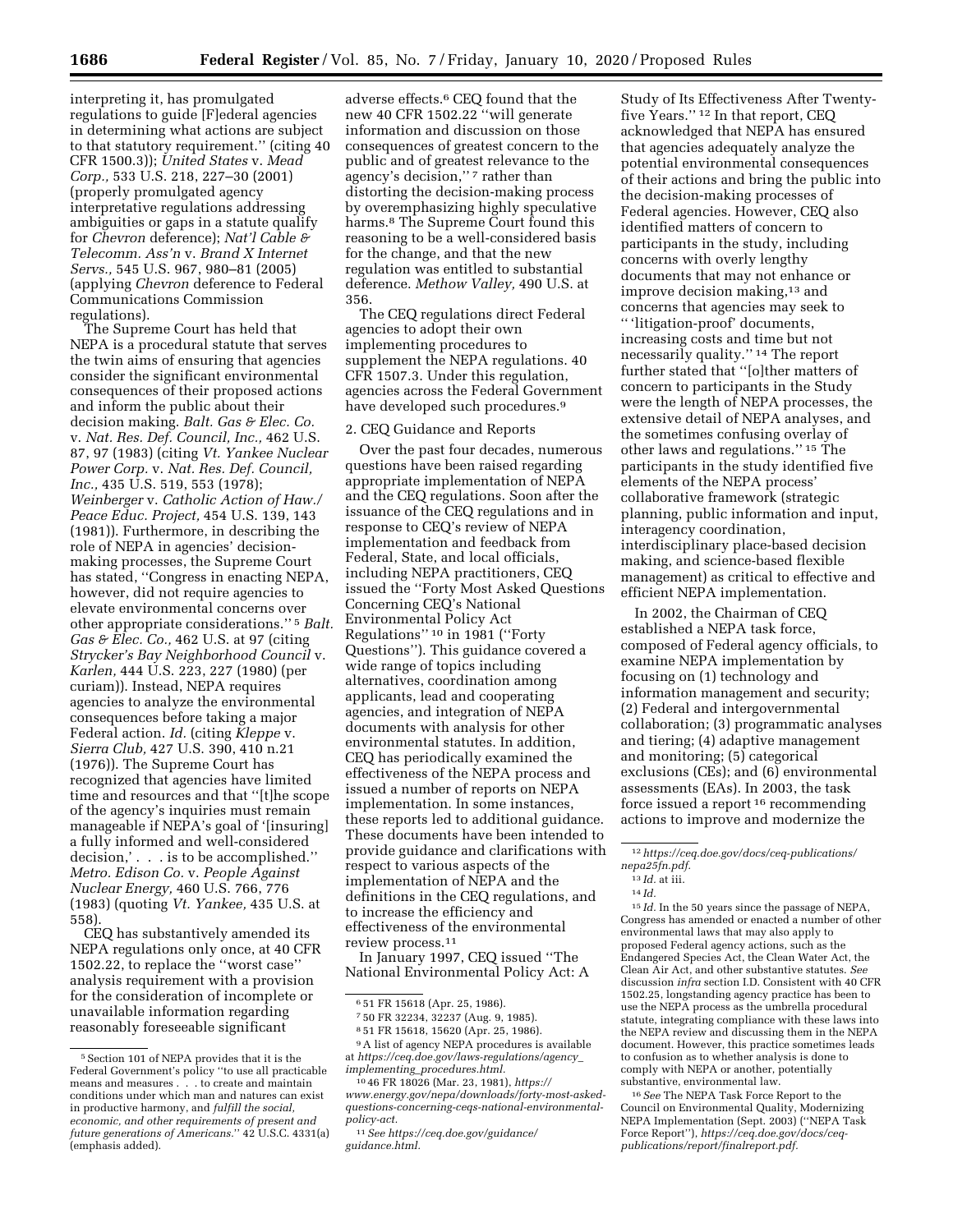interpreting it, has promulgated regulations to guide [F]ederal agencies in determining what actions are subject to that statutory requirement.'' (citing 40 CFR 1500.3)); *United States* v. *Mead Corp.,* 533 U.S. 218, 227–30 (2001) (properly promulgated agency interpretative regulations addressing ambiguities or gaps in a statute qualify for *Chevron* deference); *Nat'l Cable & Telecomm. Ass'n* v. *Brand X Internet Servs.,* 545 U.S. 967, 980–81 (2005) (applying *Chevron* deference to Federal Communications Commission regulations).

The Supreme Court has held that NEPA is a procedural statute that serves the twin aims of ensuring that agencies consider the significant environmental consequences of their proposed actions and inform the public about their decision making. *Balt. Gas & Elec. Co.* v. *Nat. Res. Def. Council, Inc.,* 462 U.S. 87, 97 (1983) (citing *Vt. Yankee Nuclear Power Corp.* v. *Nat. Res. Def. Council, Inc.,* 435 U.S. 519, 553 (1978); *Weinberger* v. *Catholic Action of Haw./Peace Educ. Project,* 454 U.S. 139, 143 (1981)). Furthermore, in describing the role of NEPA in agencies' decision-making processes, the Supreme Court has stated, ''Congress in enacting NEPA, however, did not require agencies to elevate environmental concerns over other appropriate considerations.'' [5] *Balt. Gas & Elec. Co.,* 462 U.S. at 97 (citing *Strycker's Bay Neighborhood Council* v. *Karlen,* 444 U.S. 223, 227 (1980) (per curiam)). Instead, NEPA requires agencies to analyze the environmental consequences before taking a major Federal action. *Id.* (citing *Kleppe* v. *Sierra Club,* 427 U.S. 390, 410 n.21 (1976)). The Supreme Court has recognized that agencies have limited time and resources and that ''[t]he scope of the agency's inquiries must remain manageable if NEPA's goal of '[insuring] a fully informed and well-considered decision,' . . . is to be accomplished.'' *Metro. Edison Co.* v. *People Against Nuclear Energy,* 460 U.S. 766, 776 (1983) (quoting *Vt. Yankee,* 435 U.S. at 558).

CEQ has substantively amended its NEPA regulations only once, at 40 CFR 1502.22, to replace the ''worst case'' analysis requirement with a provision for the consideration of incomplete or unavailable information regarding reasonably foreseeable significant adverse effects.[6] CEQ found that the new 40 CFR 1502.22 ''will generate information and discussion on those consequences of greatest concern to the public and of greatest relevance to the agency's decision,'' [7] rather than distorting the decision-making process by overemphasizing highly speculative harms.[8] The Supreme Court found this reasoning to be a well-considered basis for the change, and that the new regulation was entitled to substantial deference. *Methow Valley,* 490 U.S. at 356.

The CEQ regulations direct Federal agencies to adopt their own implementing procedures to supplement the NEPA regulations. 40 CFR 1507.3. Under this regulation, agencies across the Federal Government have developed such procedures.[9]

2. CEQ Guidance and Reports

Over the past four decades, numerous questions have been raised regarding appropriate implementation of NEPA and the CEQ regulations. Soon after the issuance of the CEQ regulations and in response to CEQ's review of NEPA implementation and feedback from Federal, State, and local officials, including NEPA practitioners, CEQ issued the ''Forty Most Asked Questions Concerning CEQ's National Environmental Policy Act Regulations'' [10] in 1981 (''Forty Questions''). This guidance covered a wide range of topics including alternatives, coordination among applicants, lead and cooperating agencies, and integration of NEPA documents with analysis for other environmental statutes. In addition, CEQ has periodically examined the effectiveness of the NEPA process and issued a number of reports on NEPA implementation. In some instances, these reports led to additional guidance. These documents have been intended to provide guidance and clarifications with respect to various aspects of the implementation of NEPA and the definitions in the CEQ regulations, and to increase the efficiency and effectiveness of the environmental review process.[11]

In January 1997, CEQ issued ''The National Environmental Policy Act: A Study of Its Effectiveness After Twenty-five Years.'' [12] In that report, CEQ acknowledged that NEPA has ensured that agencies adequately analyze the potential environmental consequences of their actions and bring the public into the decision-making processes of Federal agencies. However, CEQ also identified matters of concern to participants in the study, including concerns with overly lengthy documents that may not enhance or improve decision making,[13] and concerns that agencies may seek to '' 'litigation-proof' documents, increasing costs and time but not necessarily quality.'' [14] The report further stated that ''[o]ther matters of concern to participants in the Study were the length of NEPA processes, the extensive detail of NEPA analyses, and the sometimes confusing overlay of other laws and regulations.'' [15] The participants in the study identified five elements of the NEPA process' collaborative framework (strategic planning, public information and input, interagency coordination, interdisciplinary place-based decision making, and science-based flexible management) as critical to effective and efficient NEPA implementation.

In 2002, the Chairman of CEQ established a NEPA task force, composed of Federal agency officials, to examine NEPA implementation by focusing on (1) technology and information management and security; (2) Federal and intergovernmental collaboration; (3) programmatic analyses and tiering; (4) adaptive management and monitoring; (5) categorical exclusions (CEs); and (6) environmental assessments (EAs). In 2003, the task force issued a report [16] recommending actions to improve and modernize the

---

[5] Section 101 of NEPA provides that it is the Federal Government's policy ''to use all practicable means and measures . . . to create and maintain conditions under which man and natures can exist in productive harmony, and *fulfill the social, economic, and other requirements of present and future generations of Americans.*'' 42 U.S.C. 4331(a) (emphasis added).

[6] 51 FR 15618 (Apr. 25, 1986).

[7] 50 FR 32234, 32237 (Aug. 9, 1985).

[8] 51 FR 15618, 15620 (Apr. 25, 1986).

[9] A list of agency NEPA procedures is available at *https://ceq.doe.gov/laws-regulations/agency_implementing_procedures.html.*

[10] 46 FR 18026 (Mar. 23, 1981), *https://www.energy.gov/nepa/downloads/forty-most-asked-questions-concerning-ceqs-national-environmental-policy-act.*

[11] *See https://ceq.doe.gov/guidance/guidance.html.*

[12] *https://ceq.doe.gov/docs/ceq-publications/nepa25fn.pdf.*

[13] *Id.* at iii.

[14] *Id.*

[15] *Id.* In the 50 years since the passage of NEPA, Congress has amended or enacted a number of other environmental laws that may also apply to proposed Federal agency actions, such as the Endangered Species Act, the Clean Water Act, the Clean Air Act, and other substantive statutes. *See* discussion *infra* section I.D. Consistent with 40 CFR 1502.25, longstanding agency practice has been to use the NEPA process as the umbrella procedural statute, integrating compliance with these laws into the NEPA review and discussing them in the NEPA document. However, this practice sometimes leads to confusion as to whether analysis is done to comply with NEPA or another, potentially substantive, environmental law.

[16] *See* The NEPA Task Force Report to the Council on Environmental Quality, Modernizing NEPA Implementation (Sept. 2003) (''NEPA Task Force Report''), *https://ceq.doe.gov/docs/ceq-publications/report/finalreport.pdf.*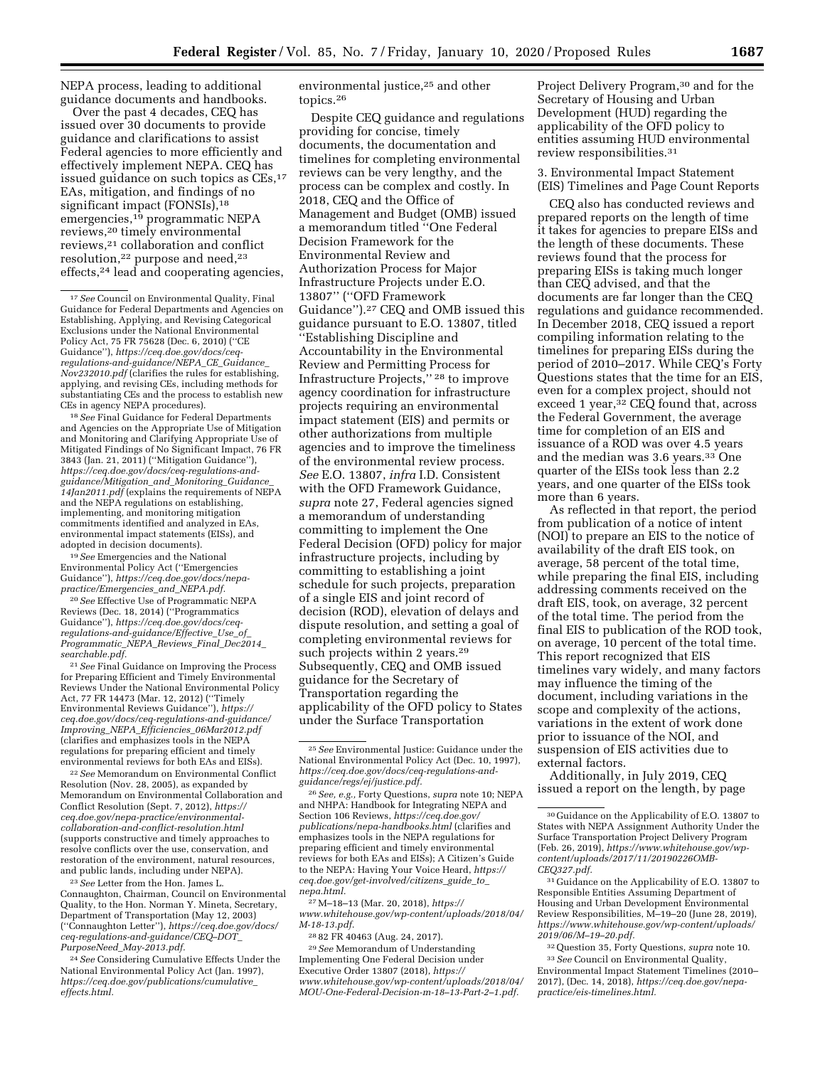NEPA process, leading to additional guidance documents and handbooks.

Over the past 4 decades, CEQ has issued over 30 documents to provide guidance and clarifications to assist Federal agencies to more efficiently and effectively implement NEPA. CEQ has issued guidance on such topics as CEs,[17] EAs, mitigation, and findings of no significant impact (FONSIs),[18] emergencies,[19] programmatic NEPA reviews,[20] timely environmental reviews,[21] collaboration and conflict resolution,[22] purpose and need,[23] effects,[24] lead and cooperating agencies, environmental justice,[25] and other topics.[26]

Despite CEQ guidance and regulations providing for concise, timely documents, the documentation and timelines for completing environmental reviews can be very lengthy, and the process can be complex and costly. In 2018, CEQ and the Office of Management and Budget (OMB) issued a memorandum titled ''One Federal Decision Framework for the Environmental Review and Authorization Process for Major Infrastructure Projects under E.O. 13807'' (''OFD Framework Guidance'').[27] CEQ and OMB issued this guidance pursuant to E.O. 13807, titled ''Establishing Discipline and Accountability in the Environmental Review and Permitting Process for Infrastructure Projects,'' [28] to improve agency coordination for infrastructure projects requiring an environmental impact statement (EIS) and permits or other authorizations from multiple agencies and to improve the timeliness of the environmental review process. *See* E.O. 13807, *infra* I.D. Consistent with the OFD Framework Guidance, *supra* note 27, Federal agencies signed a memorandum of understanding committing to implement the One Federal Decision (OFD) policy for major infrastructure projects, including by committing to establishing a joint schedule for such projects, preparation of a single EIS and joint record of decision (ROD), elevation of delays and dispute resolution, and setting a goal of completing environmental reviews for such projects within 2 years.[29] Subsequently, CEQ and OMB issued guidance for the Secretary of Transportation regarding the applicability of the OFD policy to States under the Surface Transportation Project Delivery Program,[30] and for the Secretary of Housing and Urban Development (HUD) regarding the applicability of the OFD policy to entities assuming HUD environmental review responsibilities.[31]

3. Environmental Impact Statement (EIS) Timelines and Page Count Reports

CEQ also has conducted reviews and prepared reports on the length of time it takes for agencies to prepare EISs and the length of these documents. These reviews found that the process for preparing EISs is taking much longer than CEQ advised, and that the documents are far longer than the CEQ regulations and guidance recommended. In December 2018, CEQ issued a report compiling information relating to the timelines for preparing EISs during the period of 2010–2017. While CEQ's Forty Questions states that the time for an EIS, even for a complex project, should not exceed 1 year,[32] CEQ found that, across the Federal Government, the average time for completion of an EIS and issuance of a ROD was over 4.5 years and the median was 3.6 years.[33] One quarter of the EISs took less than 2.2 years, and one quarter of the EISs took more than 6 years.

As reflected in that report, the period from publication of a notice of intent (NOI) to prepare an EIS to the notice of availability of the draft EIS took, on average, 58 percent of the total time, while preparing the final EIS, including addressing comments received on the draft EIS, took, on average, 32 percent of the total time. The period from the final EIS to publication of the ROD took, on average, 10 percent of the total time. This report recognized that EIS timelines vary widely, and many factors may influence the timing of the document, including variations in the scope and complexity of the actions, variations in the extent of work done prior to issuance of the NOI, and suspension of EIS activities due to external factors.

Additionally, in July 2019, CEQ issued a report on the length, by page

---

[17] *See* Council on Environmental Quality, Final Guidance for Federal Departments and Agencies on Establishing, Applying, and Revising Categorical Exclusions under the National Environmental Policy Act, 75 FR 75628 (Dec. 6, 2010) (''CE Guidance''), *https://ceq.doe.gov/docs/ceq-regulations-and-guidance/NEPA_CE_Guidance_Nov232010.pdf* (clarifies the rules for establishing, applying, and revising CEs, including methods for substantiating CEs and the process to establish new CEs in agency NEPA procedures).

[18] *See* Final Guidance for Federal Departments and Agencies on the Appropriate Use of Mitigation and Monitoring and Clarifying Appropriate Use of Mitigated Findings of No Significant Impact, 76 FR 3843 (Jan. 21, 2011) (''Mitigation Guidance''), *https://ceq.doe.gov/docs/ceq-regulations-and-guidance/Mitigation_and_Monitoring_Guidance_14Jan2011.pdf* (explains the requirements of NEPA and the NEPA regulations on establishing, implementing, and monitoring mitigation commitments identified and analyzed in EAs, environmental impact statements (EISs), and adopted in decision documents).

[19] *See* Emergencies and the National Environmental Policy Act (''Emergencies Guidance''), *https://ceq.doe.gov/docs/nepa-practice/Emergencies_and_NEPA.pdf.*

[20] *See* Effective Use of Programmatic NEPA Reviews (Dec. 18, 2014) (''Programmatics Guidance''), *https://ceq.doe.gov/docs/ceq-regulations-and-guidance/Effective_Use_of_Programmatic_NEPA_Reviews_Final_Dec2014_searchable.pdf.*

[21] *See* Final Guidance on Improving the Process for Preparing Efficient and Timely Environmental Reviews Under the National Environmental Policy Act, 77 FR 14473 (Mar. 12, 2012) (''Timely Environmental Reviews Guidance''), *https://ceq.doe.gov/docs/ceq-regulations-and-guidance/Improving_NEPA_Efficiencies_06Mar2012.pdf* (clarifies and emphasizes tools in the NEPA regulations for preparing efficient and timely environmental reviews for both EAs and EISs).

[22] *See* Memorandum on Environmental Conflict Resolution (Nov. 28, 2005), as expanded by Memorandum on Environmental Collaboration and Conflict Resolution (Sept. 7, 2012), *https://ceq.doe.gov/nepa-practice/environmental-collaboration-and-conflict-resolution.html* (supports constructive and timely approaches to resolve conflicts over the use, conservation, and restoration of the environment, natural resources, and public lands, including under NEPA).

[23] *See* Letter from the Hon. James L. Connaughton, Chairman, Council on Environmental Quality, to the Hon. Norman Y. Mineta, Secretary, Department of Transportation (May 12, 2003) (''Connaughton Letter''), *https://ceq.doe.gov/docs/ceq-regulations-and-guidance/CEQ–DOT_PurposeNeed_May-2013.pdf.*

[24] *See* Considering Cumulative Effects Under the National Environmental Policy Act (Jan. 1997), *https://ceq.doe.gov/publications/cumulative_effects.html.*

[25] *See* Environmental Justice: Guidance under the National Environmental Policy Act (Dec. 10, 1997), *https://ceq.doe.gov/docs/ceq-regulations-and-guidance/regs/ej/justice.pdf.*

[26] *See, e.g.,* Forty Questions, *supra* note 10; NEPA and NHPA: Handbook for Integrating NEPA and Section 106 Reviews, *https://ceq.doe.gov/publications/nepa-handbooks.html* (clarifies and emphasizes tools in the NEPA regulations for preparing efficient and timely environmental reviews for both EAs and EISs); A Citizen's Guide to the NEPA: Having Your Voice Heard, *https://ceq.doe.gov/get-involved/citizens_guide_to_nepa.html.*

[27] M–18–13 (Mar. 20, 2018), *https://www.whitehouse.gov/wp-content/uploads/2018/04/M-18-13.pdf.*

[28] 82 FR 40463 (Aug. 24, 2017).

[29] *See* Memorandum of Understanding Implementing One Federal Decision under Executive Order 13807 (2018), *https://www.whitehouse.gov/wp-content/uploads/2018/04/MOU-One-Federal-Decision-m-18–13-Part-2–1.pdf.*

[30] Guidance on the Applicability of E.O. 13807 to States with NEPA Assignment Authority Under the Surface Transportation Project Delivery Program (Feb. 26, 2019), *https://www.whitehouse.gov/wp-content/uploads/2017/11/20190226OMB-CEQ327.pdf.*

[31] Guidance on the Applicability of E.O. 13807 to Responsible Entities Assuming Department of Housing and Urban Development Environmental Review Responsibilities, M–19–20 (June 28, 2019), *https://www.whitehouse.gov/wp-content/uploads/2019/06/M–19–20.pdf.*

[32] Question 35, Forty Questions, *supra* note 10.

[33] *See* Council on Environmental Quality, Environmental Impact Statement Timelines (2010–2017), (Dec. 14, 2018), *https://ceq.doe.gov/nepa-practice/eis-timelines.html.*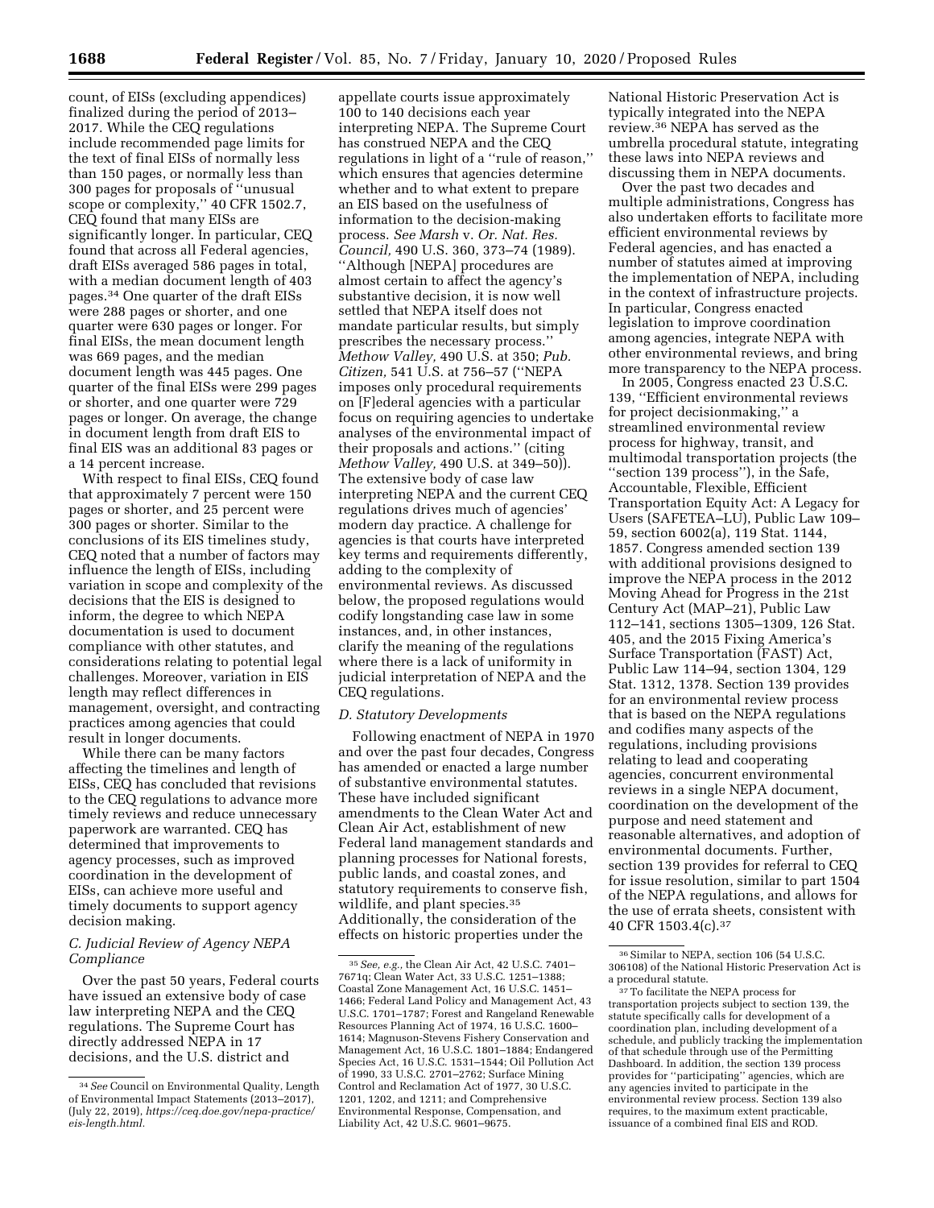count, of EISs (excluding appendices) finalized during the period of 2013–2017. While the CEQ regulations include recommended page limits for the text of final EISs of normally less than 150 pages, or normally less than 300 pages for proposals of ''unusual scope or complexity,'' 40 CFR 1502.7, CEQ found that many EISs are significantly longer. In particular, CEQ found that across all Federal agencies, draft EISs averaged 586 pages in total, with a median document length of 403 pages.[34] One quarter of the draft EISs were 288 pages or shorter, and one quarter were 630 pages or longer. For final EISs, the mean document length was 669 pages, and the median document length was 445 pages. One quarter of the final EISs were 299 pages or shorter, and one quarter were 729 pages or longer. On average, the change in document length from draft EIS to final EIS was an additional 83 pages or a 14 percent increase.

With respect to final EISs, CEQ found that approximately 7 percent were 150 pages or shorter, and 25 percent were 300 pages or shorter. Similar to the conclusions of its EIS timelines study, CEQ noted that a number of factors may influence the length of EISs, including variation in scope and complexity of the decisions that the EIS is designed to inform, the degree to which NEPA documentation is used to document compliance with other statutes, and considerations relating to potential legal challenges. Moreover, variation in EIS length may reflect differences in management, oversight, and contracting practices among agencies that could result in longer documents.

While there can be many factors affecting the timelines and length of EISs, CEQ has concluded that revisions to the CEQ regulations to advance more timely reviews and reduce unnecessary paperwork are warranted. CEQ has determined that improvements to agency processes, such as improved coordination in the development of EISs, can achieve more useful and timely documents to support agency decision making.

### C. Judicial Review of Agency NEPA Compliance

Over the past 50 years, Federal courts have issued an extensive body of case law interpreting NEPA and the CEQ regulations. The Supreme Court has directly addressed NEPA in 17 decisions, and the U.S. district and appellate courts issue approximately 100 to 140 decisions each year interpreting NEPA. The Supreme Court has construed NEPA and the CEQ regulations in light of a ''rule of reason,'' which ensures that agencies determine whether and to what extent to prepare an EIS based on the usefulness of information to the decision-making process. *See Marsh* v. *Or. Nat. Res. Council,* 490 U.S. 360, 373–74 (1989). ''Although [NEPA] procedures are almost certain to affect the agency's substantive decision, it is now well settled that NEPA itself does not mandate particular results, but simply prescribes the necessary process.'' *Methow Valley,* 490 U.S. at 350; *Pub. Citizen,* 541 U.S. at 756–57 (''NEPA imposes only procedural requirements on [F]ederal agencies with a particular focus on requiring agencies to undertake analyses of the environmental impact of their proposals and actions.'' (citing *Methow Valley,* 490 U.S. at 349–50)). The extensive body of case law interpreting NEPA and the current CEQ regulations drives much of agencies' modern day practice. A challenge for agencies is that courts have interpreted key terms and requirements differently, adding to the complexity of environmental reviews. As discussed below, the proposed regulations would codify longstanding case law in some instances, and, in other instances, clarify the meaning of the regulations where there is a lack of uniformity in judicial interpretation of NEPA and the CEQ regulations.

### D. Statutory Developments

Following enactment of NEPA in 1970 and over the past four decades, Congress has amended or enacted a large number of substantive environmental statutes. These have included significant amendments to the Clean Water Act and Clean Air Act, establishment of new Federal land management standards and planning processes for National forests, public lands, and coastal zones, and statutory requirements to conserve fish, wildlife, and plant species.[35] Additionally, the consideration of the effects on historic properties under the National Historic Preservation Act is typically integrated into the NEPA review.[36] NEPA has served as the umbrella procedural statute, integrating these laws into NEPA reviews and discussing them in NEPA documents.

Over the past two decades and multiple administrations, Congress has also undertaken efforts to facilitate more efficient environmental reviews by Federal agencies, and has enacted a number of statutes aimed at improving the implementation of NEPA, including in the context of infrastructure projects. In particular, Congress enacted legislation to improve coordination among agencies, integrate NEPA with other environmental reviews, and bring more transparency to the NEPA process.

In 2005, Congress enacted 23 U.S.C. 139, ''Efficient environmental reviews for project decisionmaking,'' a streamlined environmental review process for highway, transit, and multimodal transportation projects (the ''section 139 process''), in the Safe, Accountable, Flexible, Efficient Transportation Equity Act: A Legacy for Users (SAFETEA–LU), Public Law 109–59, section 6002(a), 119 Stat. 1144, 1857. Congress amended section 139 with additional provisions designed to improve the NEPA process in the 2012 Moving Ahead for Progress in the 21st Century Act (MAP–21), Public Law 112–141, sections 1305–1309, 126 Stat. 405, and the 2015 Fixing America's Surface Transportation (FAST) Act, Public Law 114–94, section 1304, 129 Stat. 1312, 1378. Section 139 provides for an environmental review process that is based on the NEPA regulations and codifies many aspects of the regulations, including provisions relating to lead and cooperating agencies, concurrent environmental reviews in a single NEPA document, coordination on the development of the purpose and need statement and reasonable alternatives, and adoption of environmental documents. Further, section 139 provides for referral to CEQ for issue resolution, similar to part 1504 of the NEPA regulations, and allows for the use of errata sheets, consistent with 40 CFR 1503.4(c).[37]

---

[34] *See* Council on Environmental Quality, Length of Environmental Impact Statements (2013–2017), (July 22, 2019), *https://ceq.doe.gov/nepa-practice/eis-length.html.*

[35] *See, e.g.,* the Clean Air Act, 42 U.S.C. 7401–7671q; Clean Water Act, 33 U.S.C. 1251–1388; Coastal Zone Management Act, 16 U.S.C. 1451–1466; Federal Land Policy and Management Act, 43 U.S.C. 1701–1787; Forest and Rangeland Renewable Resources Planning Act of 1974, 16 U.S.C. 1600–1614; Magnuson-Stevens Fishery Conservation and Management Act, 16 U.S.C. 1801–1884; Endangered Species Act, 16 U.S.C. 1531–1544; Oil Pollution Act of 1990, 33 U.S.C. 2701–2762; Surface Mining Control and Reclamation Act of 1977, 30 U.S.C. 1201, 1202, and 1211; and Comprehensive Environmental Response, Compensation, and Liability Act, 42 U.S.C. 9601–9675.

[36] Similar to NEPA, section 106 (54 U.S.C. 306108) of the National Historic Preservation Act is a procedural statute.

[37] To facilitate the NEPA process for transportation projects subject to section 139, the statute specifically calls for development of a coordination plan, including development of a schedule, and publicly tracking the implementation of that schedule through use of the Permitting Dashboard. In addition, the section 139 process provides for ''participating'' agencies, which are any agencies invited to participate in the environmental review process. Section 139 also requires, to the maximum extent practicable, issuance of a combined final EIS and ROD.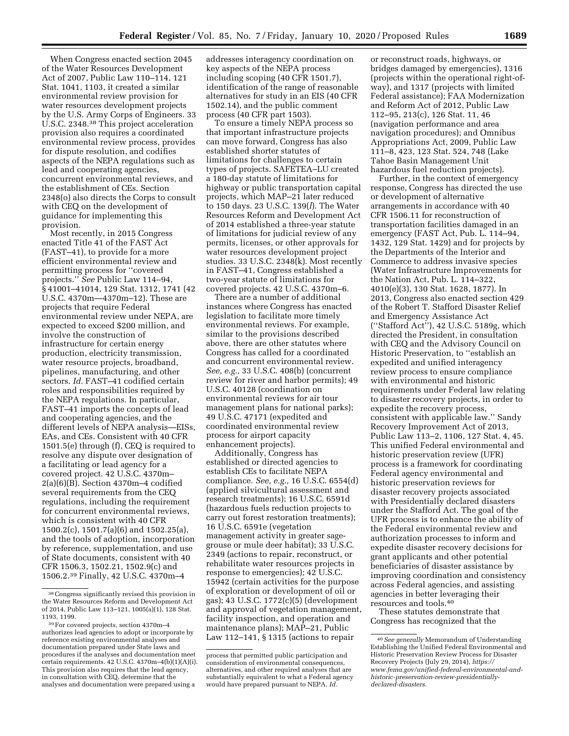When Congress enacted section 2045 of the Water Resources Development Act of 2007, Public Law 110–114, 121 Stat. 1041, 1103, it created a similar environmental review provision for water resources development projects by the U.S. Army Corps of Engineers. 33 U.S.C. 2348.[38] This project acceleration provision also requires a coordinated environmental review process, provides for dispute resolution, and codifies aspects of the NEPA regulations such as lead and cooperating agencies, concurrent environmental reviews, and the establishment of CEs. Section 2348(o) also directs the Corps to consult with CEQ on the development of guidance for implementing this provision.

Most recently, in 2015 Congress enacted Title 41 of the FAST Act (FAST–41), to provide for a more efficient environmental review and permitting process for ''covered projects.'' *See* Public Law 114–94, § 41001–41014, 129 Stat. 1312, 1741 (42 U.S.C. 4370m—4370m–12). These are projects that require Federal environmental review under NEPA, are expected to exceed $200 million, and involve the construction of infrastructure for certain energy production, electricity transmission, water resource projects, broadband, pipelines, manufacturing, and other sectors. *Id.* FAST–41 codified certain roles and responsibilities required by the NEPA regulations. In particular, FAST–41 imports the concepts of lead and cooperating agencies, and the different levels of NEPA analysis—EISs, EAs, and CEs. Consistent with 40 CFR 1501.5(e) through (f), CEQ is required to resolve any dispute over designation of a facilitating or lead agency for a covered project. 42 U.S.C. 4370m–2(a)(6)(B). Section 4370m–4 codified several requirements from the CEQ regulations, including the requirement for concurrent environmental reviews, which is consistent with 40 CFR 1500.2(c), 1501.7(a)(6) and 1502.25(a), and the tools of adoption, incorporation by reference, supplementation, and use of State documents, consistent with 40 CFR 1506.3, 1502.21, 1502.9(c) and 1506.2.[39] Finally, 42 U.S.C. 4370m–4 addresses interagency coordination on key aspects of the NEPA process including scoping (40 CFR 1501.7), identification of the range of reasonable alternatives for study in an EIS (40 CFR 1502.14), and the public comment process (40 CFR part 1503).

To ensure a timely NEPA process so that important infrastructure projects can move forward, Congress has also established shorter statutes of limitations for challenges to certain types of projects. SAFETEA–LU created a 180-day statute of limitations for highway or public transportation capital projects, which MAP–21 later reduced to 150 days. 23 U.S.C. 139(*l*). The Water Resources Reform and Development Act of 2014 established a three-year statute of limitations for judicial review of any permits, licenses, or other approvals for water resources development project studies. 33 U.S.C. 2348(k). Most recently in FAST–41, Congress established a two-year statute of limitations for covered projects. 42 U.S.C. 4370m–6.

There are a number of additional instances where Congress has enacted legislation to facilitate more timely environmental reviews. For example, similar to the provisions described above, there are other statutes where Congress has called for a coordinated and concurrent environmental review. *See, e.g.,* 33 U.S.C. 408(b) (concurrent review for river and harbor permits); 49 U.S.C. 40128 (coordination on environmental reviews for air tour management plans for national parks); 49 U.S.C. 47171 (expedited and coordinated environmental review process for airport capacity enhancement projects).

Additionally, Congress has established or directed agencies to establish CEs to facilitate NEPA compliance. *See, e.g.,* 16 U.S.C. 6554(d) (applied silvicultural assessment and research treatments); 16 U.S.C. 6591d (hazardous fuels reduction projects to carry out forest restoration treatments); 16 U.S.C. 6591e (vegetation management activity in greater sage-grouse or mule deer habitat); 33 U.S.C. 2349 (actions to repair, reconstruct, or rehabilitate water resources projects in response to emergencies); 42 U.S.C. 15942 (certain activities for the purpose of exploration or development of oil or gas); 43 U.S.C. 1772(c)(5) (development and approval of vegetation management, facility inspection, and operation and maintenance plans); MAP–21, Public Law 112–141, § 1315 (actions to repair or reconstruct roads, highways, or bridges damaged by emergencies), 1316 (projects within the operational right-of-way), and 1317 (projects with limited Federal assistance); FAA Modernization and Reform Act of 2012, Public Law 112–95, 213(c), 126 Stat. 11, 46 (navigation performance and area navigation procedures); and Omnibus Appropriations Act, 2009, Public Law 111–8, 423, 123 Stat. 524, 748 (Lake Tahoe Basin Management Unit hazardous fuel reduction projects).

Further, in the context of emergency response, Congress has directed the use or development of alternative arrangements in accordance with 40 CFR 1506.11 for reconstruction of transportation facilities damaged in an emergency (FAST Act, Pub. L. 114–94, 1432, 129 Stat. 1429) and for projects by the Departments of the Interior and Commerce to address invasive species (Water Infrastructure Improvements for the Nation Act, Pub. L. 114–322, 4010(e)(3), 130 Stat. 1628, 1877). In 2013, Congress also enacted section 429 of the Robert T. Stafford Disaster Relief and Emergency Assistance Act (''Stafford Act''), 42 U.S.C. 5189g, which directed the President, in consultation with CEQ and the Advisory Council on Historic Preservation, to ''establish an expedited and unified interagency review process to ensure compliance with environmental and historic requirements under Federal law relating to disaster recovery projects, in order to expedite the recovery process, consistent with applicable law.'' Sandy Recovery Improvement Act of 2013, Public Law 113–2, 1106, 127 Stat. 4, 45. This unified Federal environmental and historic preservation review (UFR) process is a framework for coordinating Federal agency environmental and historic preservation reviews for disaster recovery projects associated with Presidentially declared disasters under the Stafford Act. The goal of the UFR process is to enhance the ability of the Federal environmental review and authorization processes to inform and expedite disaster recovery decisions for grant applicants and other potential beneficiaries of disaster assistance by improving coordination and consistency across Federal agencies, and assisting agencies in better leveraging their resources and tools.[40]

These statutes demonstrate that Congress has recognized that the

---

[38] Congress significantly revised this provision in the Water Resources Reform and Development Act of 2014, Public Law 113–121, 1005(a)(1), 128 Stat. 1193, 1199.

[39] For covered projects, section 4370m–4 authorizes lead agencies to adopt or incorporate by reference existing environmental analyses and documentation prepared under State laws and procedures if the analyses and documentation meet certain requirements. 42 U.S.C. 4370m–4(b)(1)(A)(i). This provision also requires that the lead agency, in consultation with CEQ, determine that the analyses and documentation were prepared using a process that permitted public participation and consideration of environmental consequences, alternatives, and other required analyses that are substantially equivalent to what a Federal agency would have prepared pursuant to NEPA. *Id.*

[40] *See generally* Memorandum of Understanding Establishing the Unified Federal Environmental and Historic Preservation Review Process for Disaster Recovery Projects (July 29, 2014), *https://www.fema.gov/unified-federal-environmental-and-historic-preservation-review-presidentially-declared-disasters.*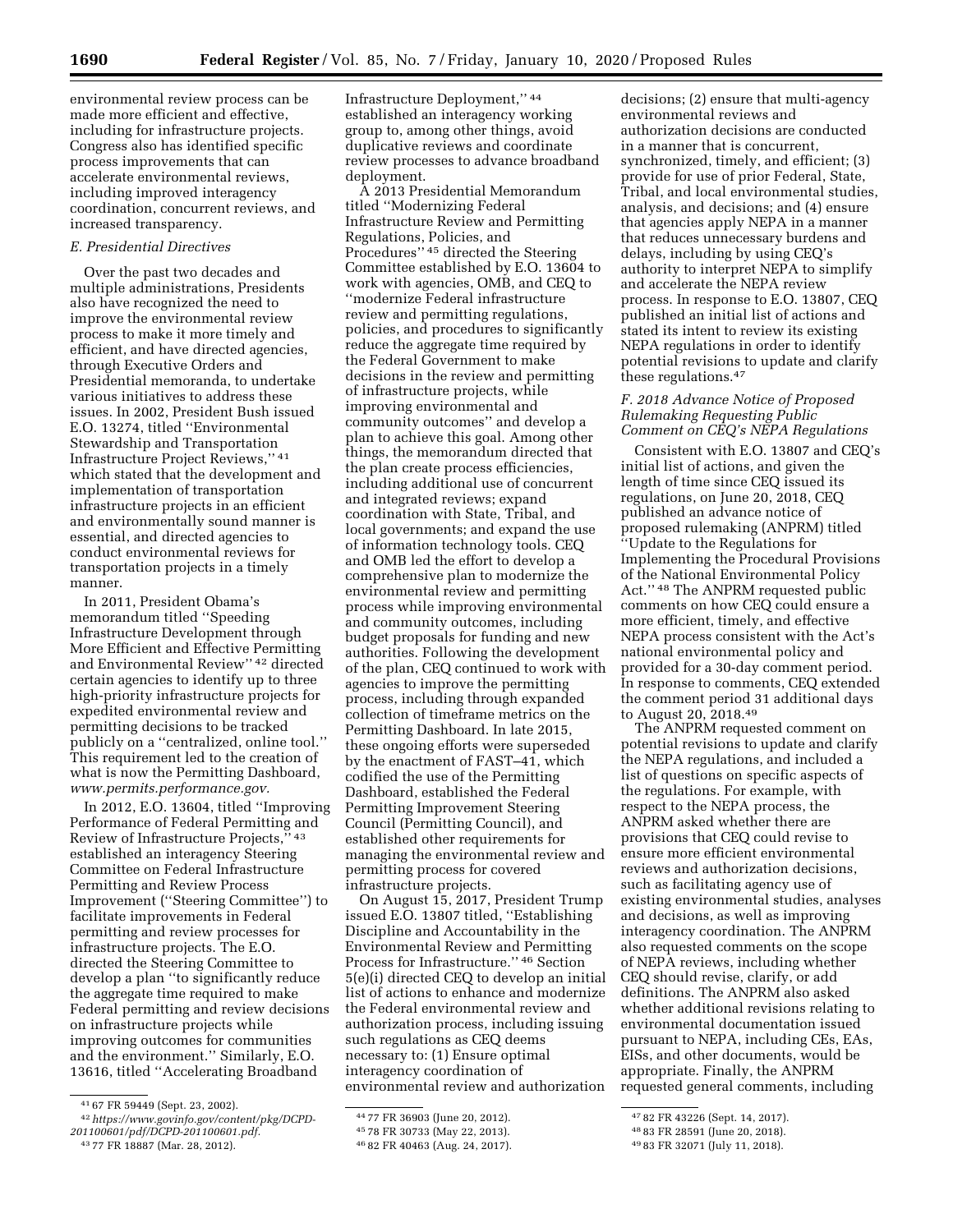environmental review process can be made more efficient and effective, including for infrastructure projects. Congress also has identified specific process improvements that can accelerate environmental reviews, including improved interagency coordination, concurrent reviews, and increased transparency.

### E. Presidential Directives

Over the past two decades and multiple administrations, Presidents also have recognized the need to improve the environmental review process to make it more timely and efficient, and have directed agencies, through Executive Orders and Presidential memoranda, to undertake various initiatives to address these issues. In 2002, President Bush issued E.O. 13274, titled ''Environmental Stewardship and Transportation Infrastructure Project Reviews,'' [41] which stated that the development and implementation of transportation infrastructure projects in an efficient and environmentally sound manner is essential, and directed agencies to conduct environmental reviews for transportation projects in a timely manner.

In 2011, President Obama's memorandum titled ''Speeding Infrastructure Development through More Efficient and Effective Permitting and Environmental Review'' [42] directed certain agencies to identify up to three high-priority infrastructure projects for expedited environmental review and permitting decisions to be tracked publicly on a ''centralized, online tool.'' This requirement led to the creation of what is now the Permitting Dashboard, *www.permits.performance.gov.*

In 2012, E.O. 13604, titled ''Improving Performance of Federal Permitting and Review of Infrastructure Projects,'' [43] established an interagency Steering Committee on Federal Infrastructure Permitting and Review Process Improvement (''Steering Committee'') to facilitate improvements in Federal permitting and review processes for infrastructure projects. The E.O. directed the Steering Committee to develop a plan ''to significantly reduce the aggregate time required to make Federal permitting and review decisions on infrastructure projects while improving outcomes for communities and the environment.'' Similarly, E.O. 13616, titled ''Accelerating Broadband Infrastructure Deployment,'' [44] established an interagency working group to, among other things, avoid duplicative reviews and coordinate review processes to advance broadband deployment.

A 2013 Presidential Memorandum titled ''Modernizing Federal Infrastructure Review and Permitting Regulations, Policies, and Procedures'' [45] directed the Steering Committee established by E.O. 13604 to work with agencies, OMB, and CEQ to ''modernize Federal infrastructure review and permitting regulations, policies, and procedures to significantly reduce the aggregate time required by the Federal Government to make decisions in the review and permitting of infrastructure projects, while improving environmental and community outcomes'' and develop a plan to achieve this goal. Among other things, the memorandum directed that the plan create process efficiencies, including additional use of concurrent and integrated reviews; expand coordination with State, Tribal, and local governments; and expand the use of information technology tools. CEQ and OMB led the effort to develop a comprehensive plan to modernize the environmental review and permitting process while improving environmental and community outcomes, including budget proposals for funding and new authorities. Following the development of the plan, CEQ continued to work with agencies to improve the permitting process, including through expanded collection of timeframe metrics on the Permitting Dashboard. In late 2015, these ongoing efforts were superseded by the enactment of FAST–41, which codified the use of the Permitting Dashboard, established the Federal Permitting Improvement Steering Council (Permitting Council), and established other requirements for managing the environmental review and permitting process for covered infrastructure projects.

On August 15, 2017, President Trump issued E.O. 13807 titled, ''Establishing Discipline and Accountability in the Environmental Review and Permitting Process for Infrastructure.'' [46] Section 5(e)(i) directed CEQ to develop an initial list of actions to enhance and modernize the Federal environmental review and authorization process, including issuing such regulations as CEQ deems necessary to: (1) Ensure optimal interagency coordination of environmental review and authorization decisions; (2) ensure that multi-agency environmental reviews and authorization decisions are conducted in a manner that is concurrent, synchronized, timely, and efficient; (3) provide for use of prior Federal, State, Tribal, and local environmental studies, analysis, and decisions; and (4) ensure that agencies apply NEPA in a manner that reduces unnecessary burdens and delays, including by using CEQ's authority to interpret NEPA to simplify and accelerate the NEPA review process. In response to E.O. 13807, CEQ published an initial list of actions and stated its intent to review its existing NEPA regulations in order to identify potential revisions to update and clarify these regulations.[47]

### F. 2018 Advance Notice of Proposed Rulemaking Requesting Public Comment on CEQ's NEPA Regulations

Consistent with E.O. 13807 and CEQ's initial list of actions, and given the length of time since CEQ issued its regulations, on June 20, 2018, CEQ published an advance notice of proposed rulemaking (ANPRM) titled ''Update to the Regulations for Implementing the Procedural Provisions of the National Environmental Policy Act.'' [48] The ANPRM requested public comments on how CEQ could ensure a more efficient, timely, and effective NEPA process consistent with the Act's national environmental policy and provided for a 30-day comment period. In response to comments, CEQ extended the comment period 31 additional days to August 20, 2018.[49]

The ANPRM requested comment on potential revisions to update and clarify the NEPA regulations, and included a list of questions on specific aspects of the regulations. For example, with respect to the NEPA process, the ANPRM asked whether there are provisions that CEQ could revise to ensure more efficient environmental reviews and authorization decisions, such as facilitating agency use of existing environmental studies, analyses and decisions, as well as improving interagency coordination. The ANPRM also requested comments on the scope of NEPA reviews, including whether CEQ should revise, clarify, or add definitions. The ANPRM also asked whether additional revisions relating to environmental documentation issued pursuant to NEPA, including CEs, EAs, EISs, and other documents, would be appropriate. Finally, the ANPRM requested general comments, including

[41] 67 FR 59449 (Sept. 23, 2002).

[42] *https://www.govinfo.gov/content/pkg/DCPD-201100601/pdf/DCPD-201100601.pdf.*

[43] 77 FR 18887 (Mar. 28, 2012).

[44] 77 FR 36903 (June 20, 2012).

[45] 78 FR 30733 (May 22, 2013).

[46] 82 FR 40463 (Aug. 24, 2017).

[47] 82 FR 43226 (Sept. 14, 2017).

[48] 83 FR 28591 (June 20, 2018).

[49] 83 FR 32071 (July 11, 2018).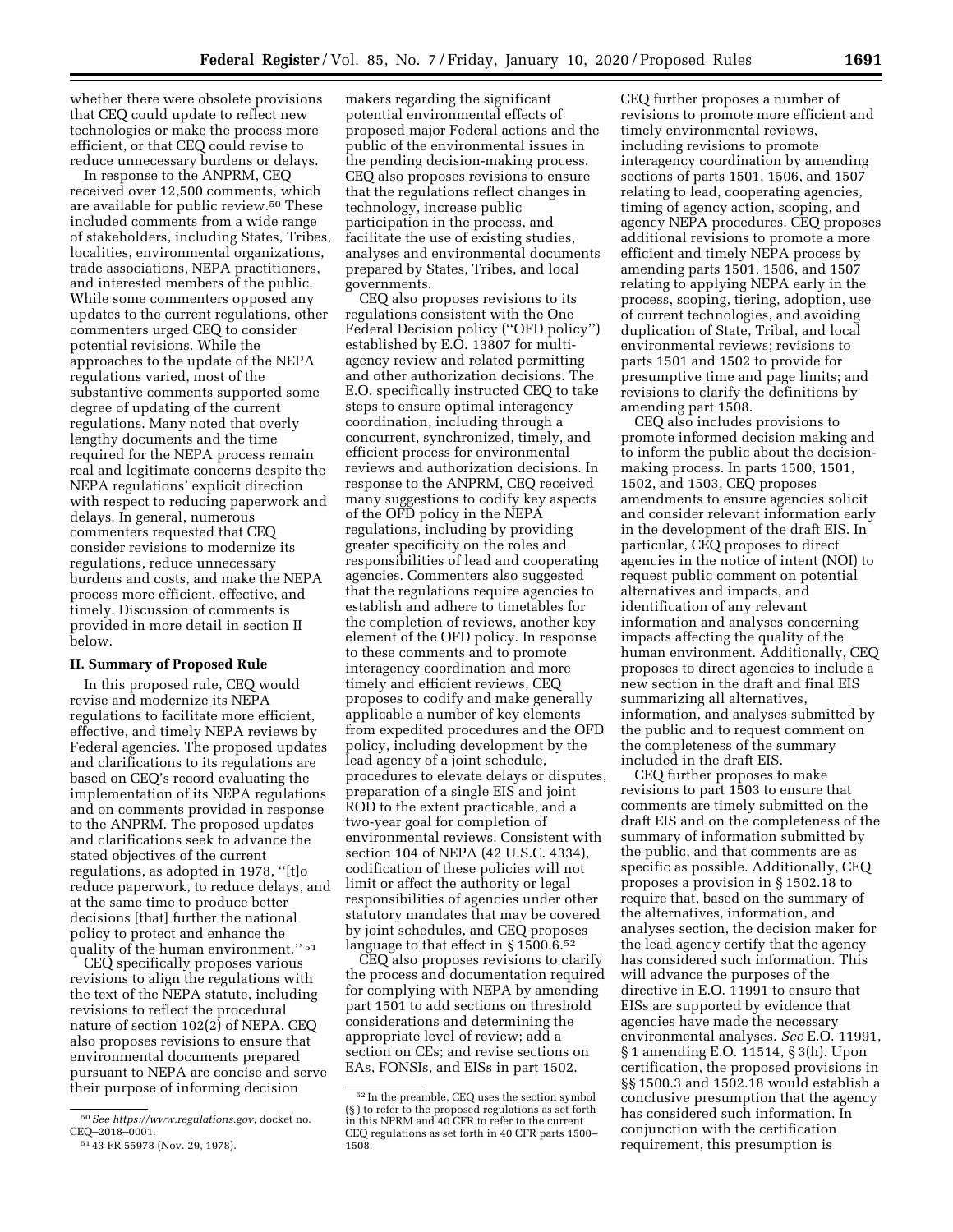whether there were obsolete provisions that CEQ could update to reflect new technologies or make the process more efficient, or that CEQ could revise to reduce unnecessary burdens or delays.

In response to the ANPRM, CEQ received over 12,500 comments, which are available for public review.[50] These included comments from a wide range of stakeholders, including States, Tribes, localities, environmental organizations, trade associations, NEPA practitioners, and interested members of the public. While some commenters opposed any updates to the current regulations, other commenters urged CEQ to consider potential revisions. While the approaches to the update of the NEPA regulations varied, most of the substantive comments supported some degree of updating of the current regulations. Many noted that overly lengthy documents and the time required for the NEPA process remain real and legitimate concerns despite the NEPA regulations' explicit direction with respect to reducing paperwork and delays. In general, numerous commenters requested that CEQ consider revisions to modernize its regulations, reduce unnecessary burdens and costs, and make the NEPA process more efficient, effective, and timely. Discussion of comments is provided in more detail in section II below.

## II. Summary of Proposed Rule

In this proposed rule, CEQ would revise and modernize its NEPA regulations to facilitate more efficient, effective, and timely NEPA reviews by Federal agencies. The proposed updates and clarifications to its regulations are based on CEQ's record evaluating the implementation of its NEPA regulations and on comments provided in response to the ANPRM. The proposed updates and clarifications seek to advance the stated objectives of the current regulations, as adopted in 1978, ''[t]o reduce paperwork, to reduce delays, and at the same time to produce better decisions [that] further the national policy to protect and enhance the quality of the human environment.''[51]

CEQ specifically proposes various revisions to align the regulations with the text of the NEPA statute, including revisions to reflect the procedural nature of section 102(2) of NEPA. CEQ also proposes revisions to ensure that environmental documents prepared pursuant to NEPA are concise and serve their purpose of informing decision makers regarding the significant potential environmental effects of proposed major Federal actions and the public of the environmental issues in the pending decision-making process. CEQ also proposes revisions to ensure that the regulations reflect changes in technology, increase public participation in the process, and facilitate the use of existing studies, analyses and environmental documents prepared by States, Tribes, and local governments.

CEQ also proposes revisions to its regulations consistent with the One Federal Decision policy (''OFD policy'') established by E.O. 13807 for multi-agency review and related permitting and other authorization decisions. The E.O. specifically instructed CEQ to take steps to ensure optimal interagency coordination, including through a concurrent, synchronized, timely, and efficient process for environmental reviews and authorization decisions. In response to the ANPRM, CEQ received many suggestions to codify key aspects of the OFD policy in the NEPA regulations, including by providing greater specificity on the roles and responsibilities of lead and cooperating agencies. Commenters also suggested that the regulations require agencies to establish and adhere to timetables for the completion of reviews, another key element of the OFD policy. In response to these comments and to promote interagency coordination and more timely and efficient reviews, CEQ proposes to codify and make generally applicable a number of key elements from expedited procedures and the OFD policy, including development by the lead agency of a joint schedule, procedures to elevate delays or disputes, preparation of a single EIS and joint ROD to the extent practicable, and a two-year goal for completion of environmental reviews. Consistent with section 104 of NEPA (42 U.S.C. 4334), codification of these policies will not limit or affect the authority or legal responsibilities of agencies under other statutory mandates that may be covered by joint schedules, and CEQ proposes language to that effect in § 1500.6.[52]

CEQ also proposes revisions to clarify the process and documentation required for complying with NEPA by amending part 1501 to add sections on threshold considerations and determining the appropriate level of review; add a section on CEs; and revise sections on EAs, FONSIs, and EISs in part 1502.

CEQ further proposes a number of revisions to promote more efficient and timely environmental reviews, including revisions to promote interagency coordination by amending sections of parts 1501, 1506, and 1507 relating to lead, cooperating agencies, timing of agency action, scoping, and agency NEPA procedures. CEQ proposes additional revisions to promote a more efficient and timely NEPA process by amending parts 1501, 1506, and 1507 relating to applying NEPA early in the process, scoping, tiering, adoption, use of current technologies, and avoiding duplication of State, Tribal, and local environmental reviews; revisions to parts 1501 and 1502 to provide for presumptive time and page limits; and revisions to clarify the definitions by amending part 1508.

CEQ also includes provisions to promote informed decision making and to inform the public about the decision-making process. In parts 1500, 1501, 1502, and 1503, CEQ proposes amendments to ensure agencies solicit and consider relevant information early in the development of the draft EIS. In particular, CEQ proposes to direct agencies in the notice of intent (NOI) to request public comment on potential alternatives and impacts, and identification of any relevant information and analyses concerning impacts affecting the quality of the human environment. Additionally, CEQ proposes to direct agencies to include a new section in the draft and final EIS summarizing all alternatives, information, and analyses submitted by the public and to request comment on the completeness of the summary included in the draft EIS.

CEQ further proposes to make revisions to part 1503 to ensure that comments are timely submitted on the draft EIS and on the completeness of the summary of information submitted by the public, and that comments are as specific as possible. Additionally, CEQ proposes a provision in § 1502.18 to require that, based on the summary of the alternatives, information, and analyses section, the decision maker for the lead agency certify that the agency has considered such information. This will advance the purposes of the directive in E.O. 11991 to ensure that EISs are supported by evidence that agencies have made the necessary environmental analyses. *See* E.O. 11991, § 1 amending E.O. 11514, § 3(h). Upon certification, the proposed provisions in §§ 1500.3 and 1502.18 would establish a conclusive presumption that the agency has considered such information. In conjunction with the certification requirement, this presumption is

---

[50] *See https://www.regulations.gov,* docket no. CEQ–2018–0001.

[51] 43 FR 55978 (Nov. 29, 1978).

[52] In the preamble, CEQ uses the section symbol (§ ) to refer to the proposed regulations as set forth in this NPRM and 40 CFR to refer to the current CEQ regulations as set forth in 40 CFR parts 1500–1508.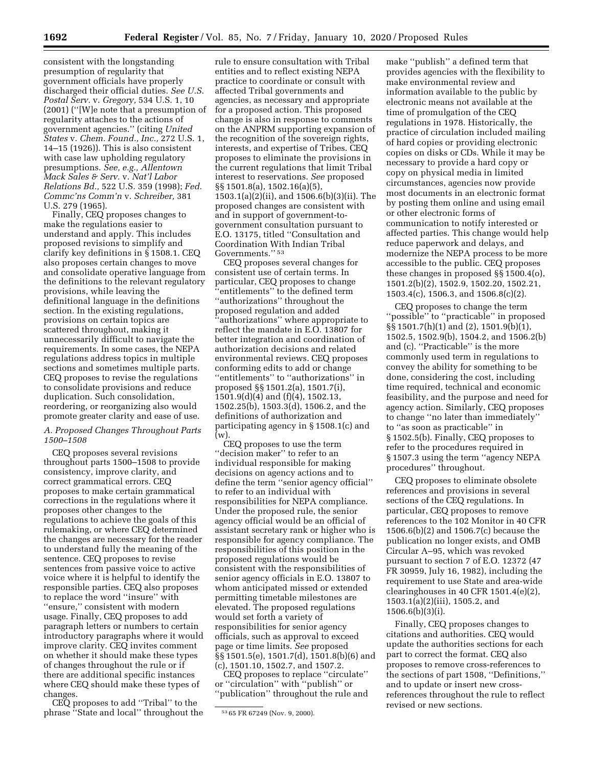consistent with the longstanding presumption of regularity that government officials have properly discharged their official duties. *See U.S. Postal Serv.* v. *Gregory,* 534 U.S. 1, 10 (2001) (''[W]e note that a presumption of regularity attaches to the actions of government agencies.'' (citing *United States* v. *Chem. Found., Inc.,* 272 U.S. 1, 14–15 (1926)). This is also consistent with case law upholding regulatory presumptions. *See, e.g., Allentown Mack Sales & Serv.* v. *Nat'l Labor Relations Bd.,* 522 U.S. 359 (1998); *Fed. Commc'ns Comm'n* v. *Schreiber,* 381 U.S. 279 (1965).

Finally, CEQ proposes changes to make the regulations easier to understand and apply. This includes proposed revisions to simplify and clarify key definitions in § 1508.1. CEQ also proposes certain changes to move and consolidate operative language from the definitions to the relevant regulatory provisions, while leaving the definitional language in the definitions section. In the existing regulations, provisions on certain topics are scattered throughout, making it unnecessarily difficult to navigate the requirements. In some cases, the NEPA regulations address topics in multiple sections and sometimes multiple parts. CEQ proposes to revise the regulations to consolidate provisions and reduce duplication. Such consolidation, reordering, or reorganizing also would promote greater clarity and ease of use.

### *A. Proposed Changes Throughout Parts 1500–1508*

CEQ proposes several revisions throughout parts 1500–1508 to provide consistency, improve clarity, and correct grammatical errors. CEQ proposes to make certain grammatical corrections in the regulations where it proposes other changes to the regulations to achieve the goals of this rulemaking, or where CEQ determined the changes are necessary for the reader to understand fully the meaning of the sentence. CEQ proposes to revise sentences from passive voice to active voice where it is helpful to identify the responsible parties. CEQ also proposes to replace the word ''insure'' with ''ensure,'' consistent with modern usage. Finally, CEQ proposes to add paragraph letters or numbers to certain introductory paragraphs where it would improve clarity. CEQ invites comment on whether it should make these types of changes throughout the rule or if there are additional specific instances where CEQ should make these types of changes.

CEQ proposes to add ''Tribal'' to the phrase ''State and local'' throughout the rule to ensure consultation with Tribal entities and to reflect existing NEPA practice to coordinate or consult with affected Tribal governments and agencies, as necessary and appropriate for a proposed action. This proposed change is also in response to comments on the ANPRM supporting expansion of the recognition of the sovereign rights, interests, and expertise of Tribes. CEQ proposes to eliminate the provisions in the current regulations that limit Tribal interest to reservations. *See* proposed §§ 1501.8(a), 1502.16(a)(5), 1503.1(a)(2)(ii), and 1506.6(b)(3)(ii). The proposed changes are consistent with and in support of government-to-government consultation pursuant to E.O. 13175, titled ''Consultation and Coordination With Indian Tribal Governments.''[53]

CEQ proposes several changes for consistent use of certain terms. In particular, CEQ proposes to change ''entitlements'' to the defined term ''authorizations'' throughout the proposed regulation and added ''authorizations'' where appropriate to reflect the mandate in E.O. 13807 for better integration and coordination of authorization decisions and related environmental reviews. CEQ proposes conforming edits to add or change ''entitlements'' to ''authorizations'' in proposed §§ 1501.2(a), 1501.7(i), 1501.9(d)(4) and (f)(4), 1502.13, 1502.25(b), 1503.3(d), 1506.2, and the definitions of authorization and participating agency in § 1508.1(c) and (w).

CEQ proposes to use the term ''decision maker'' to refer to an individual responsible for making decisions on agency actions and to define the term ''senior agency official'' to refer to an individual with responsibilities for NEPA compliance. Under the proposed rule, the senior agency official would be an official of assistant secretary rank or higher who is responsible for agency compliance. The responsibilities of this position in the proposed regulations would be consistent with the responsibilities of senior agency officials in E.O. 13807 to whom anticipated missed or extended permitting timetable milestones are elevated. The proposed regulations would set forth a variety of responsibilities for senior agency officials, such as approval to exceed page or time limits. *See* proposed §§ 1501.5(e), 1501.7(d), 1501.8(b)(6) and (c), 1501.10, 1502.7, and 1507.2.

CEQ proposes to replace ''circulate'' or ''circulation'' with ''publish'' or ''publication'' throughout the rule and make ''publish'' a defined term that provides agencies with the flexibility to make environmental review and information available to the public by electronic means not available at the time of promulgation of the CEQ regulations in 1978. Historically, the practice of circulation included mailing of hard copies or providing electronic copies on disks or CDs. While it may be necessary to provide a hard copy or copy on physical media in limited circumstances, agencies now provide most documents in an electronic format by posting them online and using email or other electronic forms of communication to notify interested or affected parties. This change would help reduce paperwork and delays, and modernize the NEPA process to be more accessible to the public. CEQ proposes these changes in proposed §§ 1500.4(o), 1501.2(b)(2), 1502.9, 1502.20, 1502.21, 1503.4(c), 1506.3, and 1506.8(c)(2).

CEQ proposes to change the term ''possible'' to ''practicable'' in proposed §§ 1501.7(h)(1) and (2), 1501.9(b)(1), 1502.5, 1502.9(b), 1504.2, and 1506.2(b) and (c). ''Practicable'' is the more commonly used term in regulations to convey the ability for something to be done, considering the cost, including time required, technical and economic feasibility, and the purpose and need for agency action. Similarly, CEQ proposes to change ''no later than immediately'' to ''as soon as practicable'' in § 1502.5(b). Finally, CEQ proposes to refer to the procedures required in § 1507.3 using the term ''agency NEPA procedures'' throughout.

CEQ proposes to eliminate obsolete references and provisions in several sections of the CEQ regulations. In particular, CEQ proposes to remove references to the 102 Monitor in 40 CFR 1506.6(b)(2) and 1506.7(c) because the publication no longer exists, and OMB Circular A–95, which was revoked pursuant to section 7 of E.O. 12372 (47 FR 30959, July 16, 1982), including the requirement to use State and area-wide clearinghouses in 40 CFR 1501.4(e)(2), 1503.1(a)(2)(iii), 1505.2, and 1506.6(b)(3)(i).

Finally, CEQ proposes changes to citations and authorities. CEQ would update the authorities sections for each part to correct the format. CEQ also proposes to remove cross-references to the sections of part 1508, ''Definitions,'' and to update or insert new cross-references throughout the rule to reflect revised or new sections.

[53] 65 FR 67249 (Nov. 9, 2000).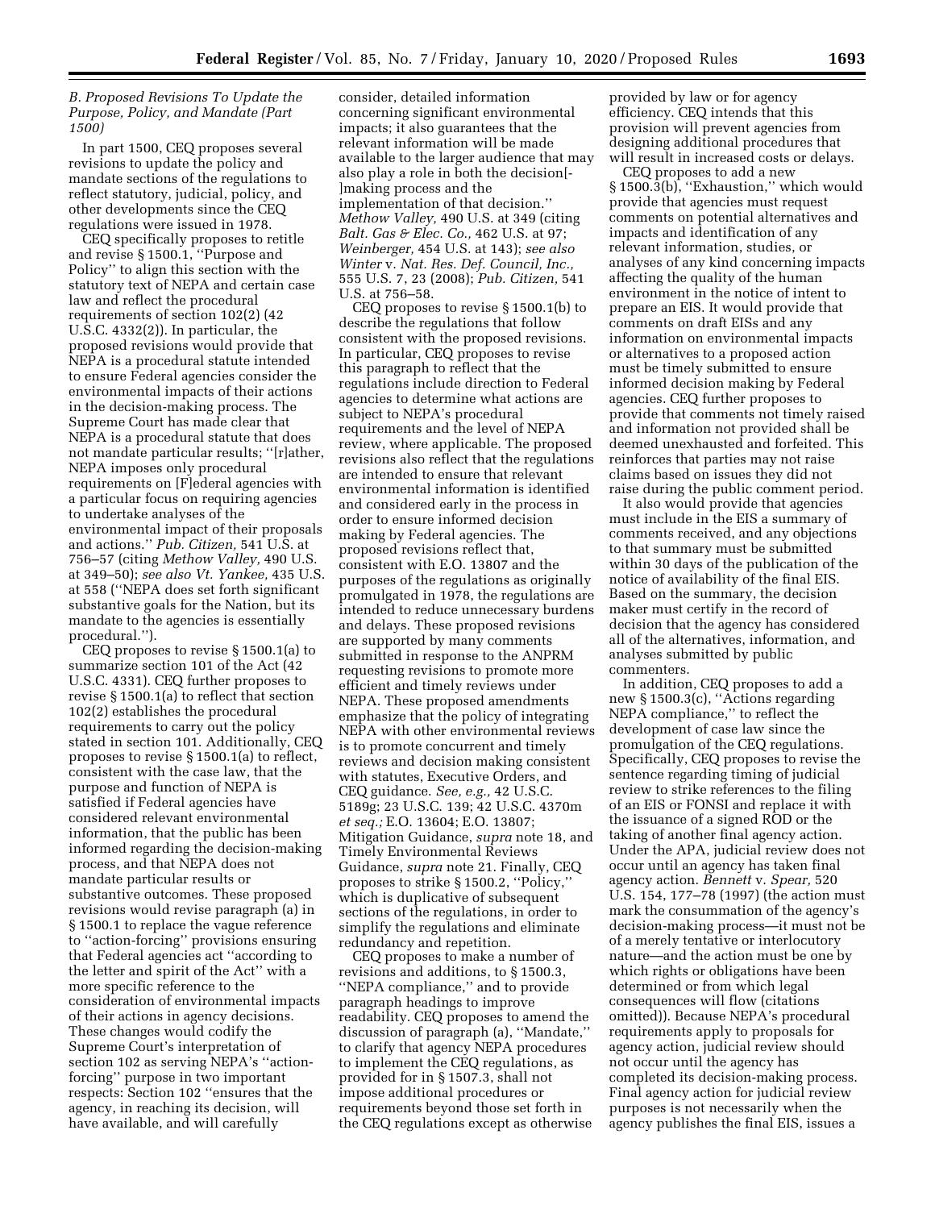### B. Proposed Revisions To Update the Purpose, Policy, and Mandate (Part 1500)

In part 1500, CEQ proposes several revisions to update the policy and mandate sections of the regulations to reflect statutory, judicial, policy, and other developments since the CEQ regulations were issued in 1978.

CEQ specifically proposes to retitle and revise § 1500.1, ''Purpose and Policy'' to align this section with the statutory text of NEPA and certain case law and reflect the procedural requirements of section 102(2) (42 U.S.C. 4332(2)). In particular, the proposed revisions would provide that NEPA is a procedural statute intended to ensure Federal agencies consider the environmental impacts of their actions in the decision-making process. The Supreme Court has made clear that NEPA is a procedural statute that does not mandate particular results; ''[r]ather, NEPA imposes only procedural requirements on [F]ederal agencies with a particular focus on requiring agencies to undertake analyses of the environmental impact of their proposals and actions.'' *Pub. Citizen,* 541 U.S. at 756–57 (citing *Methow Valley,* 490 U.S. at 349–50); *see also Vt. Yankee,* 435 U.S. at 558 (''NEPA does set forth significant substantive goals for the Nation, but its mandate to the agencies is essentially procedural.'').

CEQ proposes to revise § 1500.1(a) to summarize section 101 of the Act (42 U.S.C. 4331). CEQ further proposes to revise § 1500.1(a) to reflect that section 102(2) establishes the procedural requirements to carry out the policy stated in section 101. Additionally, CEQ proposes to revise § 1500.1(a) to reflect, consistent with the case law, that the purpose and function of NEPA is satisfied if Federal agencies have considered relevant environmental information, that the public has been informed regarding the decision-making process, and that NEPA does not mandate particular results or substantive outcomes. These proposed revisions would revise paragraph (a) in § 1500.1 to replace the vague reference to ''action-forcing'' provisions ensuring that Federal agencies act ''according to the letter and spirit of the Act'' with a more specific reference to the consideration of environmental impacts of their actions in agency decisions. These changes would codify the Supreme Court's interpretation of section 102 as serving NEPA's ''action-forcing'' purpose in two important respects: Section 102 ''ensures that the agency, in reaching its decision, will have available, and will carefully consider, detailed information concerning significant environmental impacts; it also guarantees that the relevant information will be made available to the larger audience that may also play a role in both the decision[-]making process and the implementation of that decision.'' *Methow Valley,* 490 U.S. at 349 (citing *Balt. Gas & Elec. Co.,* 462 U.S. at 97; *Weinberger,* 454 U.S. at 143); *see also Winter* v. *Nat. Res. Def. Council, Inc.,* 555 U.S. 7, 23 (2008); *Pub. Citizen,* 541 U.S. at 756–58.

CEQ proposes to revise § 1500.1(b) to describe the regulations that follow consistent with the proposed revisions. In particular, CEQ proposes to revise this paragraph to reflect that the regulations include direction to Federal agencies to determine what actions are subject to NEPA's procedural requirements and the level of NEPA review, where applicable. The proposed revisions also reflect that the regulations are intended to ensure that relevant environmental information is identified and considered early in the process in order to ensure informed decision making by Federal agencies. The proposed revisions reflect that, consistent with E.O. 13807 and the purposes of the regulations as originally promulgated in 1978, the regulations are intended to reduce unnecessary burdens and delays. These proposed revisions are supported by many comments submitted in response to the ANPRM requesting revisions to promote more efficient and timely reviews under NEPA. These proposed amendments emphasize that the policy of integrating NEPA with other environmental reviews is to promote concurrent and timely reviews and decision making consistent with statutes, Executive Orders, and CEQ guidance. *See, e.g.,* 42 U.S.C. 5189g; 23 U.S.C. 139; 42 U.S.C. 4370m *et seq.;* E.O. 13604; E.O. 13807; Mitigation Guidance, *supra* note 18, and Timely Environmental Reviews Guidance, *supra* note 21. Finally, CEQ proposes to strike § 1500.2, ''Policy,'' which is duplicative of subsequent sections of the regulations, in order to simplify the regulations and eliminate redundancy and repetition.

CEQ proposes to make a number of revisions and additions, to § 1500.3, ''NEPA compliance,'' and to provide paragraph headings to improve readability. CEQ proposes to amend the discussion of paragraph (a), ''Mandate,'' to clarify that agency NEPA procedures to implement the CEQ regulations, as provided for in § 1507.3, shall not impose additional procedures or requirements beyond those set forth in the CEQ regulations except as otherwise provided by law or for agency efficiency. CEQ intends that this provision will prevent agencies from designing additional procedures that will result in increased costs or delays.

CEQ proposes to add a new § 1500.3(b), ''Exhaustion,'' which would provide that agencies must request comments on potential alternatives and impacts and identification of any relevant information, studies, or analyses of any kind concerning impacts affecting the quality of the human environment in the notice of intent to prepare an EIS. It would provide that comments on draft EISs and any information on environmental impacts or alternatives to a proposed action must be timely submitted to ensure informed decision making by Federal agencies. CEQ further proposes to provide that comments not timely raised and information not provided shall be deemed unexhausted and forfeited. This reinforces that parties may not raise claims based on issues they did not raise during the public comment period.

It also would provide that agencies must include in the EIS a summary of comments received, and any objections to that summary must be submitted within 30 days of the publication of the notice of availability of the final EIS. Based on the summary, the decision maker must certify in the record of decision that the agency has considered all of the alternatives, information, and analyses submitted by public commenters.

In addition, CEQ proposes to add a new § 1500.3(c), ''Actions regarding NEPA compliance,'' to reflect the development of case law since the promulgation of the CEQ regulations. Specifically, CEQ proposes to revise the sentence regarding timing of judicial review to strike references to the filing of an EIS or FONSI and replace it with the issuance of a signed ROD or the taking of another final agency action. Under the APA, judicial review does not occur until an agency has taken final agency action. *Bennett* v. *Spear,* 520 U.S. 154, 177–78 (1997) (the action must mark the consummation of the agency's decision-making process—it must not be of a merely tentative or interlocutory nature—and the action must be one by which rights or obligations have been determined or from which legal consequences will flow (citations omitted)). Because NEPA's procedural requirements apply to proposals for agency action, judicial review should not occur until the agency has completed its decision-making process. Final agency action for judicial review purposes is not necessarily when the agency publishes the final EIS, issues a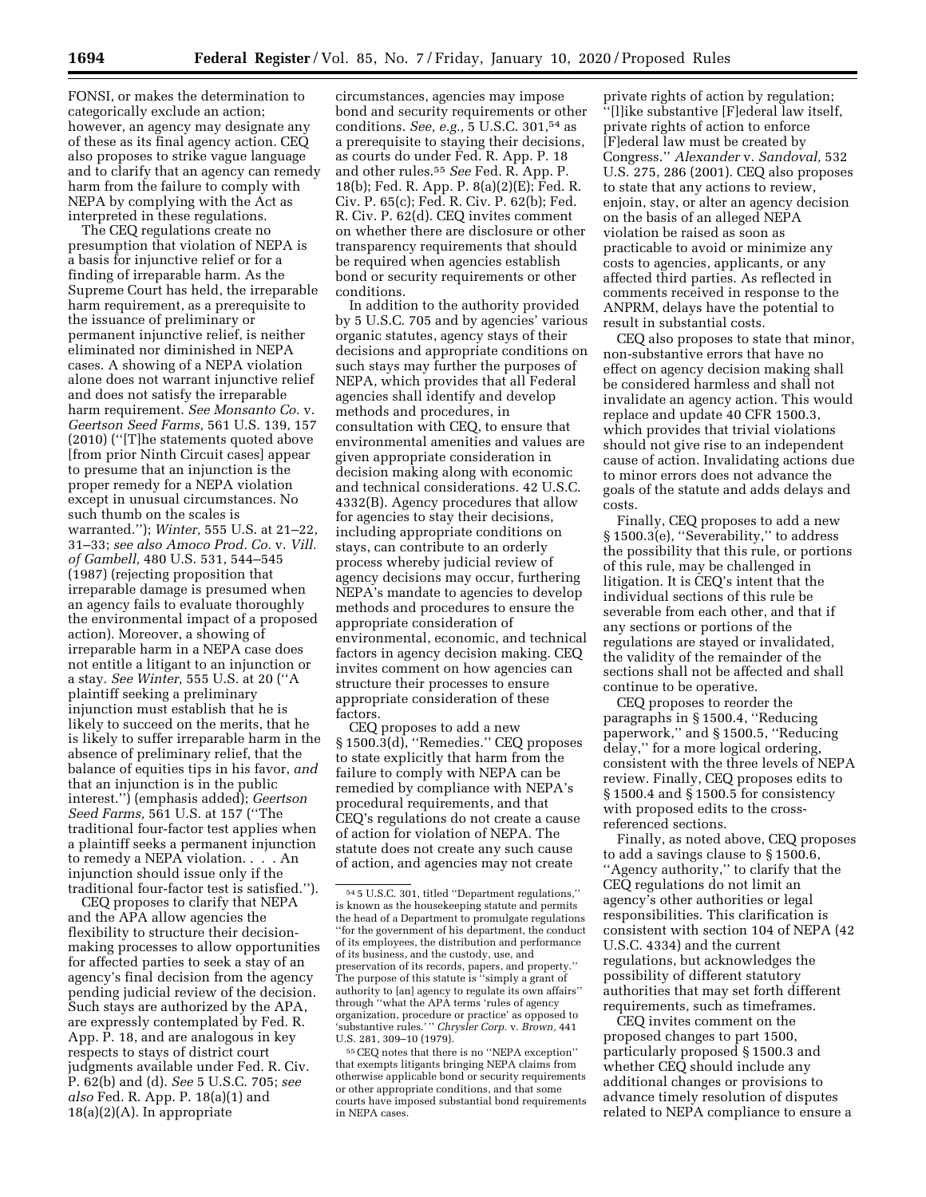FONSI, or makes the determination to categorically exclude an action; however, an agency may designate any of these as its final agency action. CEQ also proposes to strike vague language and to clarify that an agency can remedy harm from the failure to comply with NEPA by complying with the Act as interpreted in these regulations.

The CEQ regulations create no presumption that violation of NEPA is a basis for injunctive relief or for a finding of irreparable harm. As the Supreme Court has held, the irreparable harm requirement, as a prerequisite to the issuance of preliminary or permanent injunctive relief, is neither eliminated nor diminished in NEPA cases. A showing of a NEPA violation alone does not warrant injunctive relief and does not satisfy the irreparable harm requirement. *See Monsanto Co.* v. *Geertson Seed Farms,* 561 U.S. 139, 157 (2010) (''[T]he statements quoted above [from prior Ninth Circuit cases] appear to presume that an injunction is the proper remedy for a NEPA violation except in unusual circumstances. No such thumb on the scales is warranted.''); *Winter,* 555 U.S. at 21–22, 31–33; *see also Amoco Prod. Co.* v. *Vill. of Gambell,* 480 U.S. 531, 544–545 (1987) (rejecting proposition that irreparable damage is presumed when an agency fails to evaluate thoroughly the environmental impact of a proposed action). Moreover, a showing of irreparable harm in a NEPA case does not entitle a litigant to an injunction or a stay. *See Winter,* 555 U.S. at 20 (''A plaintiff seeking a preliminary injunction must establish that he is likely to succeed on the merits, that he is likely to suffer irreparable harm in the absence of preliminary relief, that the balance of equities tips in his favor, *and* that an injunction is in the public interest.'') (emphasis added); *Geertson Seed Farms,* 561 U.S. at 157 (''The traditional four-factor test applies when a plaintiff seeks a permanent injunction to remedy a NEPA violation. . . . An injunction should issue only if the traditional four-factor test is satisfied.'').

CEQ proposes to clarify that NEPA and the APA allow agencies the flexibility to structure their decision-making processes to allow opportunities for affected parties to seek a stay of an agency's final decision from the agency pending judicial review of the decision. Such stays are authorized by the APA, are expressly contemplated by Fed. R. App. P. 18, and are analogous in key respects to stays of district court judgments available under Fed. R. Civ. P. 62(b) and (d). *See* 5 U.S.C. 705; *see also* Fed. R. App. P. 18(a)(1) and 18(a)(2)(A). In appropriate circumstances, agencies may impose bond and security requirements or other conditions. *See, e.g.,* 5 U.S.C. 301,[54] as a prerequisite to staying their decisions, as courts do under Fed. R. App. P. 18 and other rules.[55] *See* Fed. R. App. P. 18(b); Fed. R. App. P. 8(a)(2)(E); Fed. R. Civ. P. 65(c); Fed. R. Civ. P. 62(b); Fed. R. Civ. P. 62(d). CEQ invites comment on whether there are disclosure or other transparency requirements that should be required when agencies establish bond or security requirements or other conditions.

In addition to the authority provided by 5 U.S.C. 705 and by agencies' various organic statutes, agency stays of their decisions and appropriate conditions on such stays may further the purposes of NEPA, which provides that all Federal agencies shall identify and develop methods and procedures, in consultation with CEQ, to ensure that environmental amenities and values are given appropriate consideration in decision making along with economic and technical considerations. 42 U.S.C. 4332(B). Agency procedures that allow for agencies to stay their decisions, including appropriate conditions on stays, can contribute to an orderly process whereby judicial review of agency decisions may occur, furthering NEPA's mandate to agencies to develop methods and procedures to ensure the appropriate consideration of environmental, economic, and technical factors in agency decision making. CEQ invites comment on how agencies can structure their processes to ensure appropriate consideration of these factors.

CEQ proposes to add a new § 1500.3(d), ''Remedies.'' CEQ proposes to state explicitly that harm from the failure to comply with NEPA can be remedied by compliance with NEPA's procedural requirements, and that CEQ's regulations do not create a cause of action for violation of NEPA. The statute does not create any such cause of action, and agencies may not create private rights of action by regulation; ''[l]ike substantive [F]ederal law itself, private rights of action to enforce [F]ederal law must be created by Congress.'' *Alexander* v. *Sandoval,* 532 U.S. 275, 286 (2001). CEQ also proposes to state that any actions to review, enjoin, stay, or alter an agency decision on the basis of an alleged NEPA violation be raised as soon as practicable to avoid or minimize any costs to agencies, applicants, or any affected third parties. As reflected in comments received in response to the ANPRM, delays have the potential to result in substantial costs.

CEQ also proposes to state that minor, non-substantive errors that have no effect on agency decision making shall be considered harmless and shall not invalidate an agency action. This would replace and update 40 CFR 1500.3, which provides that trivial violations should not give rise to an independent cause of action. Invalidating actions due to minor errors does not advance the goals of the statute and adds delays and costs.

Finally, CEQ proposes to add a new § 1500.3(e), ''Severability,'' to address the possibility that this rule, or portions of this rule, may be challenged in litigation. It is CEQ's intent that the individual sections of this rule be severable from each other, and that if any sections or portions of the regulations are stayed or invalidated, the validity of the remainder of the sections shall not be affected and shall continue to be operative.

CEQ proposes to reorder the paragraphs in § 1500.4, ''Reducing paperwork,'' and § 1500.5, ''Reducing delay,'' for a more logical ordering, consistent with the three levels of NEPA review. Finally, CEQ proposes edits to § 1500.4 and § 1500.5 for consistency with proposed edits to the cross-referenced sections.

Finally, as noted above, CEQ proposes to add a savings clause to § 1500.6, ''Agency authority,'' to clarify that the CEQ regulations do not limit an agency's other authorities or legal responsibilities. This clarification is consistent with section 104 of NEPA (42 U.S.C. 4334) and the current regulations, but acknowledges the possibility of different statutory authorities that may set forth different requirements, such as timeframes.

CEQ invites comment on the proposed changes to part 1500, particularly proposed § 1500.3 and whether CEQ should include any additional changes or provisions to advance timely resolution of disputes related to NEPA compliance to ensure a

---

[54] 5 U.S.C. 301, titled ''Department regulations,'' is known as the housekeeping statute and permits the head of a Department to promulgate regulations ''for the government of his department, the conduct of its employees, the distribution and performance of its business, and the custody, use, and preservation of its records, papers, and property.'' The purpose of this statute is ''simply a grant of authority to [an] agency to regulate its own affairs'' through ''what the APA terms 'rules of agency organization, procedure or practice' as opposed to 'substantive rules.' '' *Chrysler Corp.* v. *Brown,* 441 U.S. 281, 309–10 (1979).

[55] CEQ notes that there is no ''NEPA exception'' that exempts litigants bringing NEPA claims from otherwise applicable bond or security requirements or other appropriate conditions, and that some courts have imposed substantial bond requirements in NEPA cases.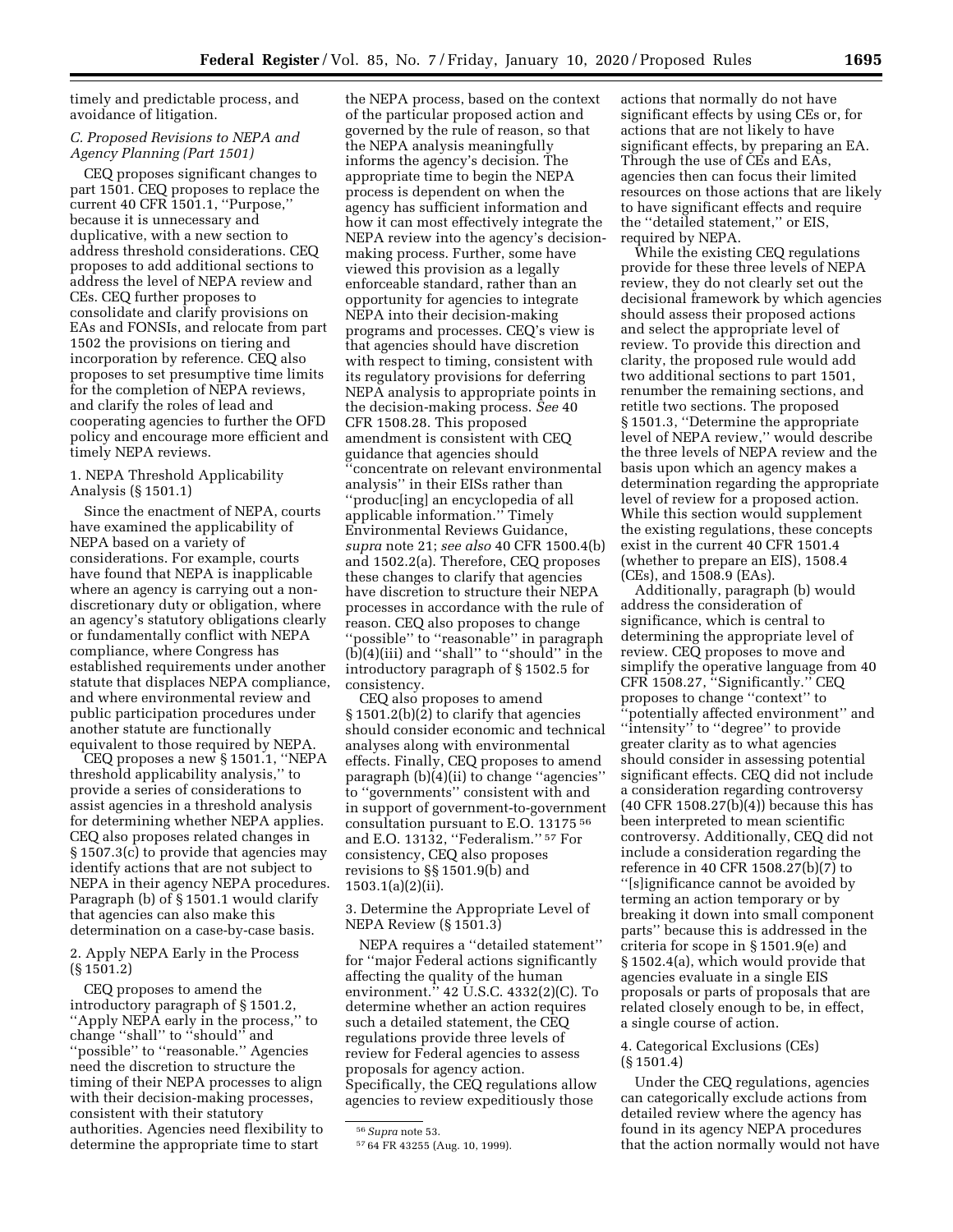timely and predictable process, and avoidance of litigation.

### C. Proposed Revisions to NEPA and Agency Planning (Part 1501)

CEQ proposes significant changes to part 1501. CEQ proposes to replace the current 40 CFR 1501.1, ''Purpose,'' because it is unnecessary and duplicative, with a new section to address threshold considerations. CEQ proposes to add additional sections to address the level of NEPA review and CEs. CEQ further proposes to consolidate and clarify provisions on EAs and FONSIs, and relocate from part 1502 the provisions on tiering and incorporation by reference. CEQ also proposes to set presumptive time limits for the completion of NEPA reviews, and clarify the roles of lead and cooperating agencies to further the OFD policy and encourage more efficient and timely NEPA reviews.

#### 1. NEPA Threshold Applicability Analysis (§ 1501.1)

Since the enactment of NEPA, courts have examined the applicability of NEPA based on a variety of considerations. For example, courts have found that NEPA is inapplicable where an agency is carrying out a non-discretionary duty or obligation, where an agency's statutory obligations clearly or fundamentally conflict with NEPA compliance, where Congress has established requirements under another statute that displaces NEPA compliance, and where environmental review and public participation procedures under another statute are functionally equivalent to those required by NEPA.

CEQ proposes a new § 1501.1, ''NEPA threshold applicability analysis,'' to provide a series of considerations to assist agencies in a threshold analysis for determining whether NEPA applies. CEQ also proposes related changes in § 1507.3(c) to provide that agencies may identify actions that are not subject to NEPA in their agency NEPA procedures. Paragraph (b) of § 1501.1 would clarify that agencies can also make this determination on a case-by-case basis.

#### 2. Apply NEPA Early in the Process (§ 1501.2)

CEQ proposes to amend the introductory paragraph of § 1501.2, ''Apply NEPA early in the process,'' to change ''shall'' to ''should'' and ''possible'' to ''reasonable.'' Agencies need the discretion to structure the timing of their NEPA processes to align with their decision-making processes, consistent with their statutory authorities. Agencies need flexibility to determine the appropriate time to start the NEPA process, based on the context of the particular proposed action and governed by the rule of reason, so that the NEPA analysis meaningfully informs the agency's decision. The appropriate time to begin the NEPA process is dependent on when the agency has sufficient information and how it can most effectively integrate the NEPA review into the agency's decision-making process. Further, some have viewed this provision as a legally enforceable standard, rather than an opportunity for agencies to integrate NEPA into their decision-making programs and processes. CEQ's view is that agencies should have discretion with respect to timing, consistent with its regulatory provisions for deferring NEPA analysis to appropriate points in the decision-making process. *See* 40 CFR 1508.28. This proposed amendment is consistent with CEQ guidance that agencies should ''concentrate on relevant environmental analysis'' in their EISs rather than ''produc[ing] an encyclopedia of all applicable information.'' Timely Environmental Reviews Guidance, *supra* note 21; *see also* 40 CFR 1500.4(b) and 1502.2(a). Therefore, CEQ proposes these changes to clarify that agencies have discretion to structure their NEPA processes in accordance with the rule of reason. CEQ also proposes to change ''possible'' to ''reasonable'' in paragraph (b)(4)(iii) and ''shall'' to ''should'' in the introductory paragraph of § 1502.5 for consistency.

CEQ also proposes to amend § 1501.2(b)(2) to clarify that agencies should consider economic and technical analyses along with environmental effects. Finally, CEQ proposes to amend paragraph (b)(4)(ii) to change ''agencies'' to ''governments'' consistent with and in support of government-to-government consultation pursuant to E.O. 13175 [56] and E.O. 13132, ''Federalism.'' [57] For consistency, CEQ also proposes revisions to §§ 1501.9(b) and 1503.1(a)(2)(ii).

#### 3. Determine the Appropriate Level of NEPA Review (§ 1501.3)

NEPA requires a ''detailed statement'' for ''major Federal actions significantly affecting the quality of the human environment.'' 42 U.S.C. 4332(2)(C). To determine whether an action requires such a detailed statement, the CEQ regulations provide three levels of review for Federal agencies to assess proposals for agency action. Specifically, the CEQ regulations allow agencies to review expeditiously those actions that normally do not have significant effects by using CEs or, for actions that are not likely to have significant effects, by preparing an EA. Through the use of CEs and EAs, agencies then can focus their limited resources on those actions that are likely to have significant effects and require the ''detailed statement,'' or EIS, required by NEPA.

While the existing CEQ regulations provide for these three levels of NEPA review, they do not clearly set out the decisional framework by which agencies should assess their proposed actions and select the appropriate level of review. To provide this direction and clarity, the proposed rule would add two additional sections to part 1501, renumber the remaining sections, and retitle two sections. The proposed § 1501.3, ''Determine the appropriate level of NEPA review,'' would describe the three levels of NEPA review and the basis upon which an agency makes a determination regarding the appropriate level of review for a proposed action. While this section would supplement the existing regulations, these concepts exist in the current 40 CFR 1501.4 (whether to prepare an EIS), 1508.4 (CEs), and 1508.9 (EAs).

Additionally, paragraph (b) would address the consideration of significance, which is central to determining the appropriate level of review. CEQ proposes to move and simplify the operative language from 40 CFR 1508.27, ''Significantly.'' CEQ proposes to change ''context'' to ''potentially affected environment'' and ''intensity'' to ''degree'' to provide greater clarity as to what agencies should consider in assessing potential significant effects. CEQ did not include a consideration regarding controversy (40 CFR 1508.27(b)(4)) because this has been interpreted to mean scientific controversy. Additionally, CEQ did not include a consideration regarding the reference in 40 CFR 1508.27(b)(7) to ''[s]ignificance cannot be avoided by terming an action temporary or by breaking it down into small component parts'' because this is addressed in the criteria for scope in § 1501.9(e) and § 1502.4(a), which would provide that agencies evaluate in a single EIS proposals or parts of proposals that are related closely enough to be, in effect, a single course of action.

#### 4. Categorical Exclusions (CEs) (§ 1501.4)

Under the CEQ regulations, agencies can categorically exclude actions from detailed review where the agency has found in its agency NEPA procedures that the action normally would not have

[56] *Supra* note 53.

[57] 64 FR 43255 (Aug. 10, 1999).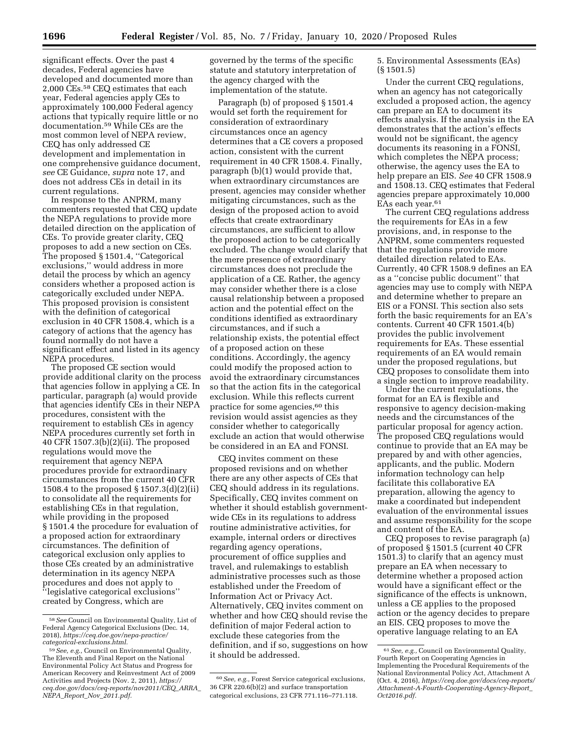significant effects. Over the past 4 decades, Federal agencies have developed and documented more than 2,000 CEs.[58] CEQ estimates that each year, Federal agencies apply CEs to approximately 100,000 Federal agency actions that typically require little or no documentation.[59] While CEs are the most common level of NEPA review, CEQ has only addressed CE development and implementation in one comprehensive guidance document, *see* CE Guidance, *supra* note 17, and does not address CEs in detail in its current regulations.

In response to the ANPRM, many commenters requested that CEQ update the NEPA regulations to provide more detailed direction on the application of CEs. To provide greater clarity, CEQ proposes to add a new section on CEs. The proposed § 1501.4, ''Categorical exclusions,'' would address in more detail the process by which an agency considers whether a proposed action is categorically excluded under NEPA. This proposed provision is consistent with the definition of categorical exclusion in 40 CFR 1508.4, which is a category of actions that the agency has found normally do not have a significant effect and listed in its agency NEPA procedures.

The proposed CE section would provide additional clarity on the process that agencies follow in applying a CE. In particular, paragraph (a) would provide that agencies identify CEs in their NEPA procedures, consistent with the requirement to establish CEs in agency NEPA procedures currently set forth in 40 CFR 1507.3(b)(2)(ii). The proposed regulations would move the requirement that agency NEPA procedures provide for extraordinary circumstances from the current 40 CFR 1508.4 to the proposed § 1507.3(d)(2)(ii) to consolidate all the requirements for establishing CEs in that regulation, while providing in the proposed § 1501.4 the procedure for evaluation of a proposed action for extraordinary circumstances. The definition of categorical exclusion only applies to those CEs created by an administrative determination in its agency NEPA procedures and does not apply to ''legislative categorical exclusions'' created by Congress, which are governed by the terms of the specific statute and statutory interpretation of the agency charged with the implementation of the statute.

Paragraph (b) of proposed § 1501.4 would set forth the requirement for consideration of extraordinary circumstances once an agency determines that a CE covers a proposed action, consistent with the current requirement in 40 CFR 1508.4. Finally, paragraph (b)(1) would provide that, when extraordinary circumstances are present, agencies may consider whether mitigating circumstances, such as the design of the proposed action to avoid effects that create extraordinary circumstances, are sufficient to allow the proposed action to be categorically excluded. The change would clarify that the mere presence of extraordinary circumstances does not preclude the application of a CE. Rather, the agency may consider whether there is a close causal relationship between a proposed action and the potential effect on the conditions identified as extraordinary circumstances, and if such a relationship exists, the potential effect of a proposed action on these conditions. Accordingly, the agency could modify the proposed action to avoid the extraordinary circumstances so that the action fits in the categorical exclusion. While this reflects current practice for some agencies,[60] this revision would assist agencies as they consider whether to categorically exclude an action that would otherwise be considered in an EA and FONSI.

CEQ invites comment on these proposed revisions and on whether there are any other aspects of CEs that CEQ should address in its regulations. Specifically, CEQ invites comment on whether it should establish government-wide CEs in its regulations to address routine administrative activities, for example, internal orders or directives regarding agency operations, procurement of office supplies and travel, and rulemakings to establish administrative processes such as those established under the Freedom of Information Act or Privacy Act. Alternatively, CEQ invites comment on whether and how CEQ should revise the definition of major Federal action to exclude these categories from the definition, and if so, suggestions on how it should be addressed.

5. Environmental Assessments (EAs) (§ 1501.5)

Under the current CEQ regulations, when an agency has not categorically excluded a proposed action, the agency can prepare an EA to document its effects analysis. If the analysis in the EA demonstrates that the action's effects would not be significant, the agency documents its reasoning in a FONSI, which completes the NEPA process; otherwise, the agency uses the EA to help prepare an EIS. *See* 40 CFR 1508.9 and 1508.13. CEQ estimates that Federal agencies prepare approximately 10,000 EAs each year.[61]

The current CEQ regulations address the requirements for EAs in a few provisions, and, in response to the ANPRM, some commenters requested that the regulations provide more detailed direction related to EAs. Currently, 40 CFR 1508.9 defines an EA as a ''concise public document'' that agencies may use to comply with NEPA and determine whether to prepare an EIS or a FONSI. This section also sets forth the basic requirements for an EA's contents. Current 40 CFR 1501.4(b) provides the public involvement requirements for EAs. These essential requirements of an EA would remain under the proposed regulations, but CEQ proposes to consolidate them into a single section to improve readability.

Under the current regulations, the format for an EA is flexible and responsive to agency decision-making needs and the circumstances of the particular proposal for agency action. The proposed CEQ regulations would continue to provide that an EA may be prepared by and with other agencies, applicants, and the public. Modern information technology can help facilitate this collaborative EA preparation, allowing the agency to make a coordinated but independent evaluation of the environmental issues and assume responsibility for the scope and content of the EA.

CEQ proposes to revise paragraph (a) of proposed § 1501.5 (current 40 CFR 1501.3) to clarify that an agency must prepare an EA when necessary to determine whether a proposed action would have a significant effect or the significance of the effects is unknown, unless a CE applies to the proposed action or the agency decides to prepare an EIS. CEQ proposes to move the operative language relating to an EA

---

[58] *See* Council on Environmental Quality, List of Federal Agency Categorical Exclusions (Dec. 14, 2018), *https://ceq.doe.gov/nepa-practice/categorical-exclusions.html.*

[59] *See, e.g.,* Council on Environmental Quality, The Eleventh and Final Report on the National Environmental Policy Act Status and Progress for American Recovery and Reinvestment Act of 2009 Activities and Projects (Nov. 2, 2011), *https://ceq.doe.gov/docs/ceq-reports/nov2011/CEQ_ARRA_NEPA_Report_Nov_2011.pdf.*

[60] *See, e.g.,* Forest Service categorical exclusions, 36 CFR 220.6(b)(2) and surface transportation categorical exclusions, 23 CFR 771.116–771.118.

[61] *See, e.g.,* Council on Environmental Quality, Fourth Report on Cooperating Agencies in Implementing the Procedural Requirements of the National Environmental Policy Act, Attachment A (Oct. 4, 2016), *https://ceq.doe.gov/docs/ceq-reports/Attachment-A-Fourth-Cooperating-Agency-Report_Oct2016.pdf.*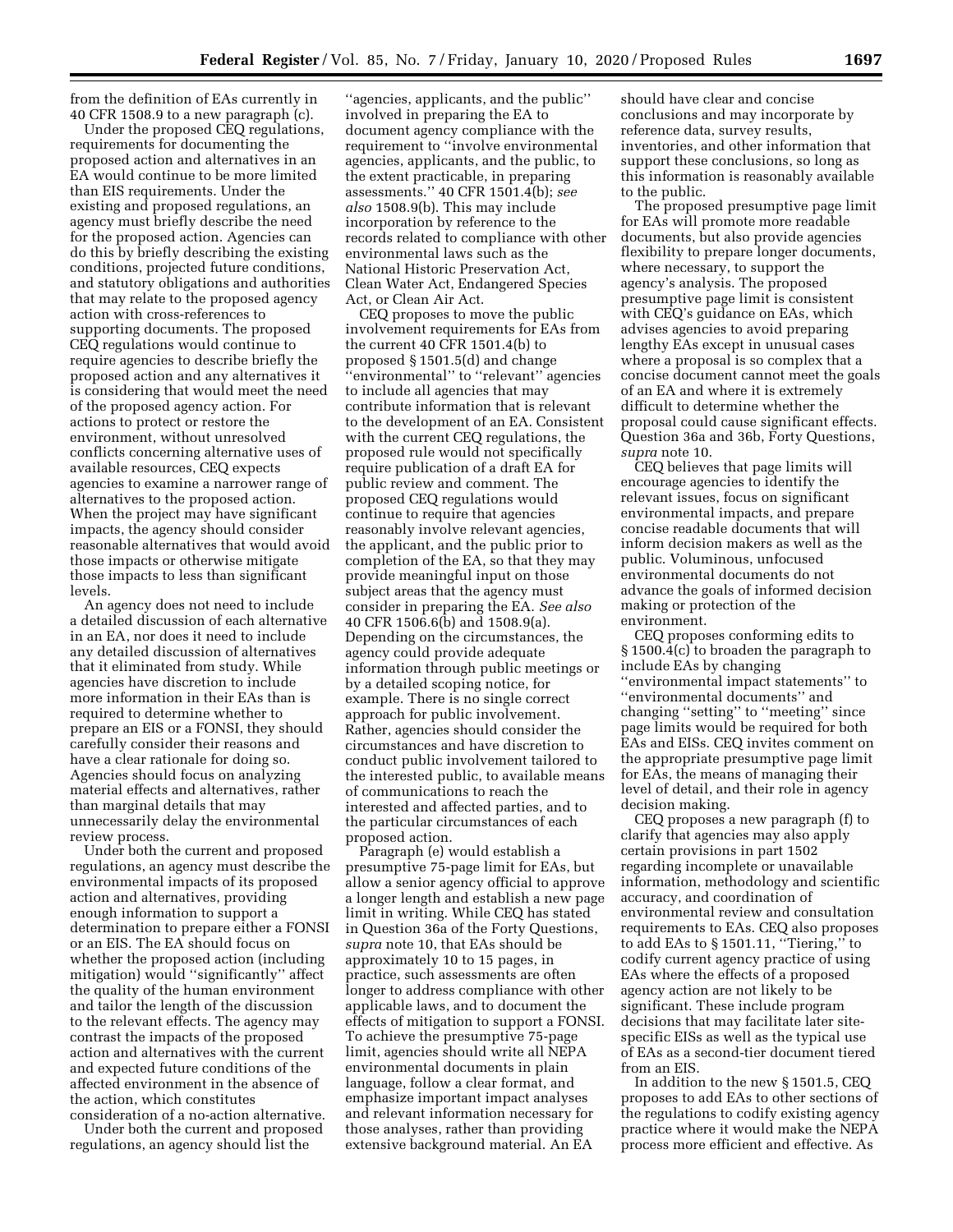from the definition of EAs currently in 40 CFR 1508.9 to a new paragraph (c).

Under the proposed CEQ regulations, requirements for documenting the proposed action and alternatives in an EA would continue to be more limited than EIS requirements. Under the existing and proposed regulations, an agency must briefly describe the need for the proposed action. Agencies can do this by briefly describing the existing conditions, projected future conditions, and statutory obligations and authorities that may relate to the proposed agency action with cross-references to supporting documents. The proposed CEQ regulations would continue to require agencies to describe briefly the proposed action and any alternatives it is considering that would meet the need of the proposed agency action. For actions to protect or restore the environment, without unresolved conflicts concerning alternative uses of available resources, CEQ expects agencies to examine a narrower range of alternatives to the proposed action. When the project may have significant impacts, the agency should consider reasonable alternatives that would avoid those impacts or otherwise mitigate those impacts to less than significant levels.

An agency does not need to include a detailed discussion of each alternative in an EA, nor does it need to include any detailed discussion of alternatives that it eliminated from study. While agencies have discretion to include more information in their EAs than is required to determine whether to prepare an EIS or a FONSI, they should carefully consider their reasons and have a clear rationale for doing so. Agencies should focus on analyzing material effects and alternatives, rather than marginal details that may unnecessarily delay the environmental review process.

Under both the current and proposed regulations, an agency must describe the environmental impacts of its proposed action and alternatives, providing enough information to support a determination to prepare either a FONSI or an EIS. The EA should focus on whether the proposed action (including mitigation) would ''significantly'' affect the quality of the human environment and tailor the length of the discussion to the relevant effects. The agency may contrast the impacts of the proposed action and alternatives with the current and expected future conditions of the affected environment in the absence of the action, which constitutes consideration of a no-action alternative.

Under both the current and proposed regulations, an agency should list the ''agencies, applicants, and the public'' involved in preparing the EA to document agency compliance with the requirement to ''involve environmental agencies, applicants, and the public, to the extent practicable, in preparing assessments.'' 40 CFR 1501.4(b); *see also* 1508.9(b). This may include incorporation by reference to the records related to compliance with other environmental laws such as the National Historic Preservation Act, Clean Water Act, Endangered Species Act, or Clean Air Act.

CEQ proposes to move the public involvement requirements for EAs from the current 40 CFR 1501.4(b) to proposed § 1501.5(d) and change ''environmental'' to ''relevant'' agencies to include all agencies that may contribute information that is relevant to the development of an EA. Consistent with the current CEQ regulations, the proposed rule would not specifically require publication of a draft EA for public review and comment. The proposed CEQ regulations would continue to require that agencies reasonably involve relevant agencies, the applicant, and the public prior to completion of the EA, so that they may provide meaningful input on those subject areas that the agency must consider in preparing the EA. *See also* 40 CFR 1506.6(b) and 1508.9(a). Depending on the circumstances, the agency could provide adequate information through public meetings or by a detailed scoping notice, for example. There is no single correct approach for public involvement. Rather, agencies should consider the circumstances and have discretion to conduct public involvement tailored to the interested public, to available means of communications to reach the interested and affected parties, and to the particular circumstances of each proposed action.

Paragraph (e) would establish a presumptive 75-page limit for EAs, but allow a senior agency official to approve a longer length and establish a new page limit in writing. While CEQ has stated in Question 36a of the Forty Questions, *supra* note 10, that EAs should be approximately 10 to 15 pages, in practice, such assessments are often longer to address compliance with other applicable laws, and to document the effects of mitigation to support a FONSI. To achieve the presumptive 75-page limit, agencies should write all NEPA environmental documents in plain language, follow a clear format, and emphasize important impact analyses and relevant information necessary for those analyses, rather than providing extensive background material. An EA should have clear and concise conclusions and may incorporate by reference data, survey results, inventories, and other information that support these conclusions, so long as this information is reasonably available to the public.

The proposed presumptive page limit for EAs will promote more readable documents, but also provide agencies flexibility to prepare longer documents, where necessary, to support the agency's analysis. The proposed presumptive page limit is consistent with CEQ's guidance on EAs, which advises agencies to avoid preparing lengthy EAs except in unusual cases where a proposal is so complex that a concise document cannot meet the goals of an EA and where it is extremely difficult to determine whether the proposal could cause significant effects. Question 36a and 36b, Forty Questions, *supra* note 10.

CEQ believes that page limits will encourage agencies to identify the relevant issues, focus on significant environmental impacts, and prepare concise readable documents that will inform decision makers as well as the public. Voluminous, unfocused environmental documents do not advance the goals of informed decision making or protection of the environment.

CEQ proposes conforming edits to § 1500.4(c) to broaden the paragraph to include EAs by changing ''environmental impact statements'' to ''environmental documents'' and changing ''setting'' to ''meeting'' since page limits would be required for both EAs and EISs. CEQ invites comment on the appropriate presumptive page limit for EAs, the means of managing their level of detail, and their role in agency decision making.

CEQ proposes a new paragraph (f) to clarify that agencies may also apply certain provisions in part 1502 regarding incomplete or unavailable information, methodology and scientific accuracy, and coordination of environmental review and consultation requirements to EAs. CEQ also proposes to add EAs to § 1501.11, ''Tiering,'' to codify current agency practice of using EAs where the effects of a proposed agency action are not likely to be significant. These include program decisions that may facilitate later site-specific EISs as well as the typical use of EAs as a second-tier document tiered from an EIS.

In addition to the new § 1501.5, CEQ proposes to add EAs to other sections of the regulations to codify existing agency practice where it would make the NEPA process more efficient and effective. As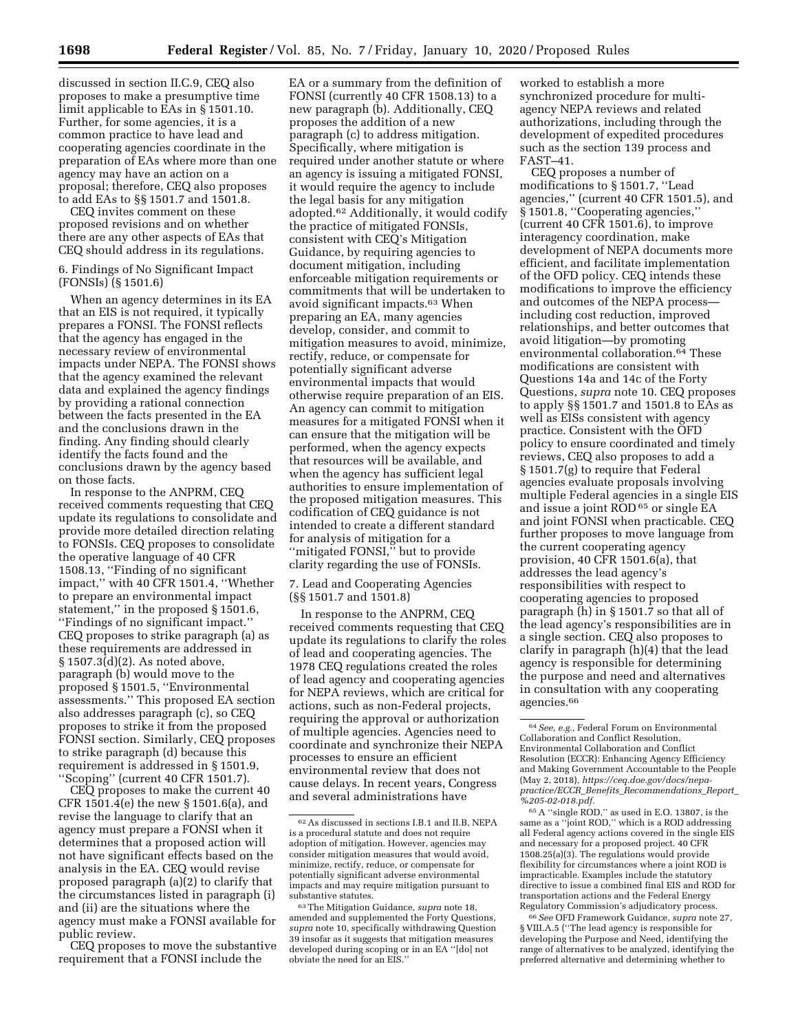discussed in section II.C.9, CEQ also proposes to make a presumptive time limit applicable to EAs in § 1501.10. Further, for some agencies, it is a common practice to have lead and cooperating agencies coordinate in the preparation of EAs where more than one agency may have an action on a proposal; therefore, CEQ also proposes to add EAs to §§ 1501.7 and 1501.8.

CEQ invites comment on these proposed revisions and on whether there are any other aspects of EAs that CEQ should address in its regulations.

6. Findings of No Significant Impact (FONSIs) (§ 1501.6)

When an agency determines in its EA that an EIS is not required, it typically prepares a FONSI. The FONSI reflects that the agency has engaged in the necessary review of environmental impacts under NEPA. The FONSI shows that the agency examined the relevant data and explained the agency findings by providing a rational connection between the facts presented in the EA and the conclusions drawn in the finding. Any finding should clearly identify the facts found and the conclusions drawn by the agency based on those facts.

In response to the ANPRM, CEQ received comments requesting that CEQ update its regulations to consolidate and provide more detailed direction relating to FONSIs. CEQ proposes to consolidate the operative language of 40 CFR 1508.13, ''Finding of no significant impact,'' with 40 CFR 1501.4, ''Whether to prepare an environmental impact statement,'' in the proposed § 1501.6, ''Findings of no significant impact.'' CEQ proposes to strike paragraph (a) as these requirements are addressed in § 1507.3(d)(2). As noted above, paragraph (b) would move to the proposed § 1501.5, ''Environmental assessments.'' This proposed EA section also addresses paragraph (c), so CEQ proposes to strike it from the proposed FONSI section. Similarly, CEQ proposes to strike paragraph (d) because this requirement is addressed in § 1501.9, ''Scoping'' (current 40 CFR 1501.7).

CEQ proposes to make the current 40 CFR 1501.4(e) the new § 1501.6(a), and revise the language to clarify that an agency must prepare a FONSI when it determines that a proposed action will not have significant effects based on the analysis in the EA. CEQ would revise proposed paragraph (a)(2) to clarify that the circumstances listed in paragraph (i) and (ii) are the situations where the agency must make a FONSI available for public review.

CEQ proposes to move the substantive requirement that a FONSI include the EA or a summary from the definition of FONSI (currently 40 CFR 1508.13) to a new paragraph (b). Additionally, CEQ proposes the addition of a new paragraph (c) to address mitigation. Specifically, where mitigation is required under another statute or where an agency is issuing a mitigated FONSI, it would require the agency to include the legal basis for any mitigation adopted.[62] Additionally, it would codify the practice of mitigated FONSIs, consistent with CEQ's Mitigation Guidance, by requiring agencies to document mitigation, including enforceable mitigation requirements or commitments that will be undertaken to avoid significant impacts.[63] When preparing an EA, many agencies develop, consider, and commit to mitigation measures to avoid, minimize, rectify, reduce, or compensate for potentially significant adverse environmental impacts that would otherwise require preparation of an EIS. An agency can commit to mitigation measures for a mitigated FONSI when it can ensure that the mitigation will be performed, when the agency expects that resources will be available, and when the agency has sufficient legal authorities to ensure implementation of the proposed mitigation measures. This codification of CEQ guidance is not intended to create a different standard for analysis of mitigation for a ''mitigated FONSI,'' but to provide clarity regarding the use of FONSIs.

7. Lead and Cooperating Agencies (§§ 1501.7 and 1501.8)

In response to the ANPRM, CEQ received comments requesting that CEQ update its regulations to clarify the roles of lead and cooperating agencies. The 1978 CEQ regulations created the roles of lead agency and cooperating agencies for NEPA reviews, which are critical for actions, such as non-Federal projects, requiring the approval or authorization of multiple agencies. Agencies need to coordinate and synchronize their NEPA processes to ensure an efficient environmental review that does not cause delays. In recent years, Congress and several administrations have worked to establish a more synchronized procedure for multi-agency NEPA reviews and related authorizations, including through the development of expedited procedures such as the section 139 process and FAST–41.

CEQ proposes a number of modifications to § 1501.7, ''Lead agencies,'' (current 40 CFR 1501.5), and § 1501.8, ''Cooperating agencies,'' (current 40 CFR 1501.6), to improve interagency coordination, make development of NEPA documents more efficient, and facilitate implementation of the OFD policy. CEQ intends these modifications to improve the efficiency and outcomes of the NEPA process—including cost reduction, improved relationships, and better outcomes that avoid litigation—by promoting environmental collaboration.[64] These modifications are consistent with Questions 14a and 14c of the Forty Questions, *supra* note 10. CEQ proposes to apply §§ 1501.7 and 1501.8 to EAs as well as EISs consistent with agency practice. Consistent with the OFD policy to ensure coordinated and timely reviews, CEQ also proposes to add a § 1501.7(g) to require that Federal agencies evaluate proposals involving multiple Federal agencies in a single EIS and issue a joint ROD[65] or single EA and joint FONSI when practicable. CEQ further proposes to move language from the current cooperating agency provision, 40 CFR 1501.6(a), that addresses the lead agency's responsibilities with respect to cooperating agencies to proposed paragraph (h) in § 1501.7 so that all of the lead agency's responsibilities are in a single section. CEQ also proposes to clarify in paragraph (h)(4) that the lead agency is responsible for determining the purpose and need and alternatives in consultation with any cooperating agencies.[66]

---

[62] As discussed in sections I.B.1 and II.B, NEPA is a procedural statute and does not require adoption of mitigation. However, agencies may consider mitigation measures that would avoid, minimize, rectify, reduce, or compensate for potentially significant adverse environmental impacts and may require mitigation pursuant to substantive statutes.

[63] The Mitigation Guidance, *supra* note 18, amended and supplemented the Forty Questions, *supra* note 10, specifically withdrawing Question 39 insofar as it suggests that mitigation measures developed during scoping or in an EA ''[do] not obviate the need for an EIS.''

[64] *See, e.g.,* Federal Forum on Environmental Collaboration and Conflict Resolution, Environmental Collaboration and Conflict Resolution (ECCR): Enhancing Agency Efficiency and Making Government Accountable to the People (May 2, 2018), *https://ceq.doe.gov/docs/nepa-practice/ECCR_Benefits_Recommendations_Report_%205-02-018.pdf.*

[65] A ''single ROD,'' as used in E.O. 13807, is the same as a ''joint ROD,'' which is a ROD addressing all Federal agency actions covered in the single EIS and necessary for a proposed project. 40 CFR 1508.25(a)(3). The regulations would provide flexibility for circumstances where a joint ROD is impracticable. Examples include the statutory directive to issue a combined final EIS and ROD for transportation actions and the Federal Energy Regulatory Commission's adjudicatory process.

[66] *See* OFD Framework Guidance, *supra* note 27, § VIII.A.5 (''The lead agency is responsible for developing the Purpose and Need, identifying the range of alternatives to be analyzed, identifying the preferred alternative and determining whether to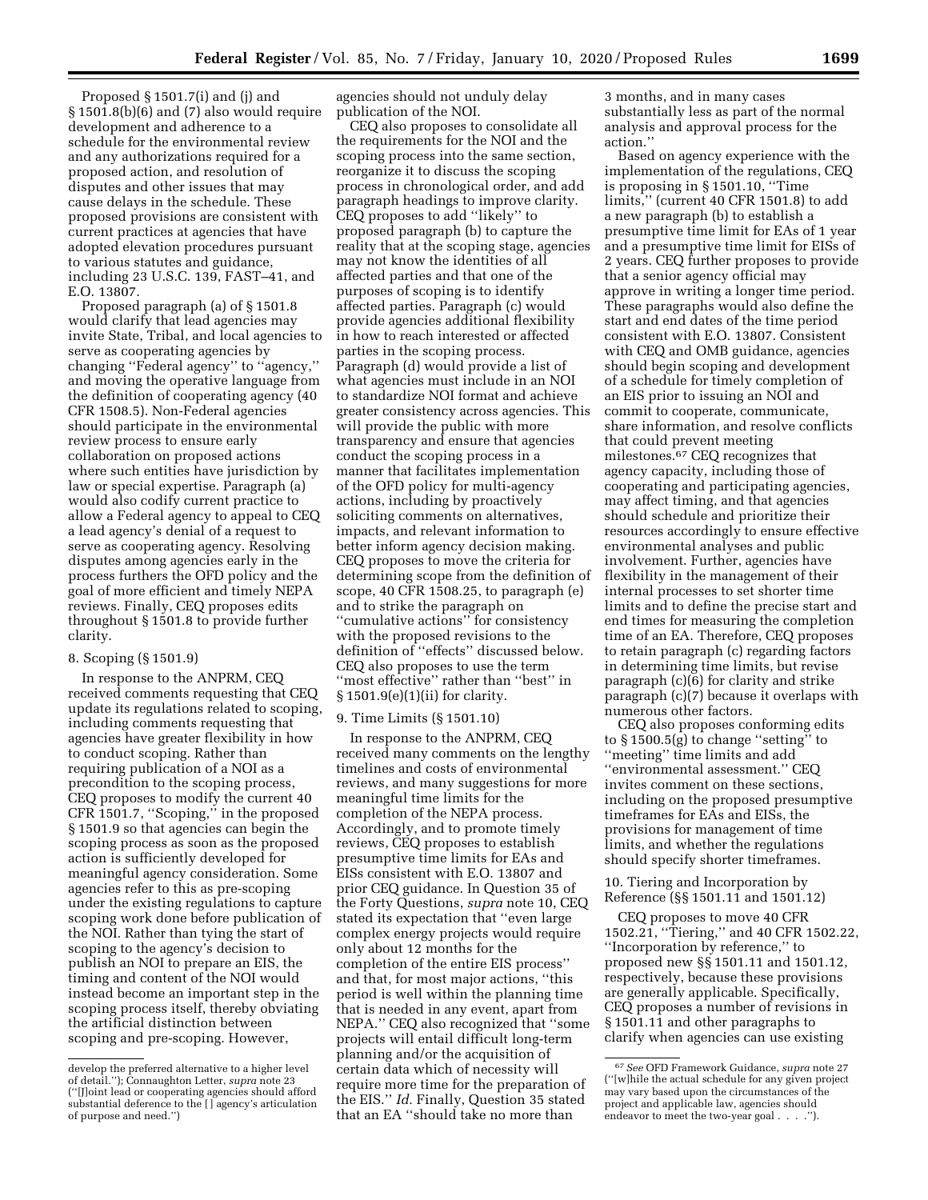Proposed § 1501.7(i) and (j) and § 1501.8(b)(6) and (7) also would require development and adherence to a schedule for the environmental review and any authorizations required for a proposed action, and resolution of disputes and other issues that may cause delays in the schedule. These proposed provisions are consistent with current practices at agencies that have adopted elevation procedures pursuant to various statutes and guidance, including 23 U.S.C. 139, FAST–41, and E.O. 13807.

Proposed paragraph (a) of § 1501.8 would clarify that lead agencies may invite State, Tribal, and local agencies to serve as cooperating agencies by changing ''Federal agency'' to ''agency,'' and moving the operative language from the definition of cooperating agency (40 CFR 1508.5). Non-Federal agencies should participate in the environmental review process to ensure early collaboration on proposed actions where such entities have jurisdiction by law or special expertise. Paragraph (a) would also codify current practice to allow a Federal agency to appeal to CEQ a lead agency's denial of a request to serve as cooperating agency. Resolving disputes among agencies early in the process furthers the OFD policy and the goal of more efficient and timely NEPA reviews. Finally, CEQ proposes edits throughout § 1501.8 to provide further clarity.

8. Scoping (§ 1501.9)

In response to the ANPRM, CEQ received comments requesting that CEQ update its regulations related to scoping, including comments requesting that agencies have greater flexibility in how to conduct scoping. Rather than requiring publication of a NOI as a precondition to the scoping process, CEQ proposes to modify the current 40 CFR 1501.7, ''Scoping,'' in the proposed § 1501.9 so that agencies can begin the scoping process as soon as the proposed action is sufficiently developed for meaningful agency consideration. Some agencies refer to this as pre-scoping under the existing regulations to capture scoping work done before publication of the NOI. Rather than tying the start of scoping to the agency's decision to publish an NOI to prepare an EIS, the timing and content of the NOI would instead become an important step in the scoping process itself, thereby obviating the artificial distinction between scoping and pre-scoping. However, agencies should not unduly delay publication of the NOI.

CEQ also proposes to consolidate all the requirements for the NOI and the scoping process into the same section, reorganize it to discuss the scoping process in chronological order, and add paragraph headings to improve clarity. CEQ proposes to add ''likely'' to proposed paragraph (b) to capture the reality that at the scoping stage, agencies may not know the identities of all affected parties and that one of the purposes of scoping is to identify affected parties. Paragraph (c) would provide agencies additional flexibility in how to reach interested or affected parties in the scoping process. Paragraph (d) would provide a list of what agencies must include in an NOI to standardize NOI format and achieve greater consistency across agencies. This will provide the public with more transparency and ensure that agencies conduct the scoping process in a manner that facilitates implementation of the OFD policy for multi-agency actions, including by proactively soliciting comments on alternatives, impacts, and relevant information to better inform agency decision making. CEQ proposes to move the criteria for determining scope from the definition of scope, 40 CFR 1508.25, to paragraph (e) and to strike the paragraph on ''cumulative actions'' for consistency with the proposed revisions to the definition of ''effects'' discussed below. CEQ also proposes to use the term ''most effective'' rather than ''best'' in § 1501.9(e)(1)(ii) for clarity.

9. Time Limits (§ 1501.10)

In response to the ANPRM, CEQ received many comments on the lengthy timelines and costs of environmental reviews, and many suggestions for more meaningful time limits for the completion of the NEPA process. Accordingly, and to promote timely reviews, CEQ proposes to establish presumptive time limits for EAs and EISs consistent with E.O. 13807 and prior CEQ guidance. In Question 35 of the Forty Questions, *supra* note 10, CEQ stated its expectation that ''even large complex energy projects would require only about 12 months for the completion of the entire EIS process'' and that, for most major actions, ''this period is well within the planning time that is needed in any event, apart from NEPA.'' CEQ also recognized that ''some projects will entail difficult long-term planning and/or the acquisition of certain data which of necessity will require more time for the preparation of the EIS.'' *Id.* Finally, Question 35 stated that an EA ''should take no more than 3 months, and in many cases substantially less as part of the normal analysis and approval process for the action.''

Based on agency experience with the implementation of the regulations, CEQ is proposing in § 1501.10, ''Time limits,'' (current 40 CFR 1501.8) to add a new paragraph (b) to establish a presumptive time limit for EAs of 1 year and a presumptive time limit for EISs of 2 years. CEQ further proposes to provide that a senior agency official may approve in writing a longer time period. These paragraphs would also define the start and end dates of the time period consistent with E.O. 13807. Consistent with CEQ and OMB guidance, agencies should begin scoping and development of a schedule for timely completion of an EIS prior to issuing an NOI and commit to cooperate, communicate, share information, and resolve conflicts that could prevent meeting milestones.[67] CEQ recognizes that agency capacity, including those of cooperating and participating agencies, may affect timing, and that agencies should schedule and prioritize their resources accordingly to ensure effective environmental analyses and public involvement. Further, agencies have flexibility in the management of their internal processes to set shorter time limits and to define the precise start and end times for measuring the completion time of an EA. Therefore, CEQ proposes to retain paragraph (c) regarding factors in determining time limits, but revise paragraph (c)(6) for clarity and strike paragraph (c)(7) because it overlaps with numerous other factors.

CEQ also proposes conforming edits to § 1500.5(g) to change ''setting'' to ''meeting'' time limits and add ''environmental assessment.'' CEQ invites comment on these sections, including on the proposed presumptive timeframes for EAs and EISs, the provisions for management of time limits, and whether the regulations should specify shorter timeframes.

10. Tiering and Incorporation by Reference (§§ 1501.11 and 1501.12)

CEQ proposes to move 40 CFR 1502.21, ''Tiering,'' and 40 CFR 1502.22, ''Incorporation by reference,'' to proposed new §§ 1501.11 and 1501.12, respectively, because these provisions are generally applicable. Specifically, CEQ proposes a number of revisions in § 1501.11 and other paragraphs to clarify when agencies can use existing

---

develop the preferred alternative to a higher level of detail.''); Connaughton Letter, *supra* note 23 (''[J]oint lead or cooperating agencies should afford substantial deference to the [ ] agency's articulation of purpose and need.'')

[67] *See* OFD Framework Guidance, *supra* note 27 (''[w]hile the actual schedule for any given project may vary based upon the circumstances of the project and applicable law, agencies should endeavor to meet the two-year goal . . . .'').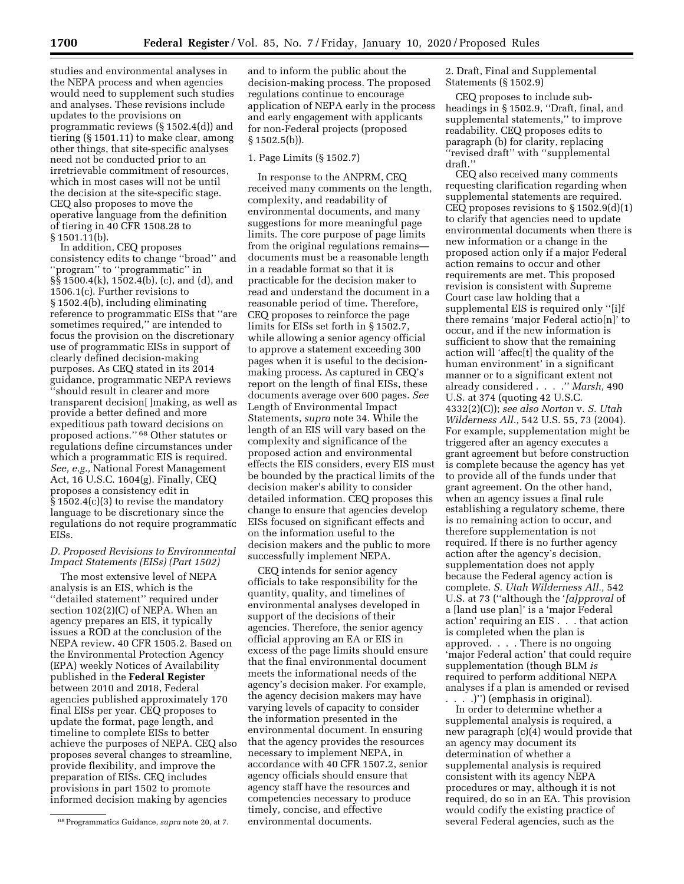studies and environmental analyses in the NEPA process and when agencies would need to supplement such studies and analyses. These revisions include updates to the provisions on programmatic reviews (§ 1502.4(d)) and tiering (§ 1501.11) to make clear, among other things, that site-specific analyses need not be conducted prior to an irretrievable commitment of resources, which in most cases will not be until the decision at the site-specific stage. CEQ also proposes to move the operative language from the definition of tiering in 40 CFR 1508.28 to § 1501.11(b).

In addition, CEQ proposes consistency edits to change ''broad'' and ''program'' to ''programmatic'' in §§ 1500.4(k), 1502.4(b), (c), and (d), and 1506.1(c). Further revisions to § 1502.4(b), including eliminating reference to programmatic EISs that ''are sometimes required,'' are intended to focus the provision on the discretionary use of programmatic EISs in support of clearly defined decision-making purposes. As CEQ stated in its 2014 guidance, programmatic NEPA reviews ''should result in clearer and more transparent decision[ ]making, as well as provide a better defined and more expeditious path toward decisions on proposed actions.'' [68] Other statutes or regulations define circumstances under which a programmatic EIS is required. *See, e.g.,* National Forest Management Act, 16 U.S.C. 1604(g). Finally, CEQ proposes a consistency edit in § 1502.4(c)(3) to revise the mandatory language to be discretionary since the regulations do not require programmatic EISs.

### *D. Proposed Revisions to Environmental Impact Statements (EISs) (Part 1502)*

The most extensive level of NEPA analysis is an EIS, which is the ''detailed statement'' required under section 102(2)(C) of NEPA. When an agency prepares an EIS, it typically issues a ROD at the conclusion of the NEPA review. 40 CFR 1505.2. Based on the Environmental Protection Agency (EPA) weekly Notices of Availability published in the **Federal Register** between 2010 and 2018, Federal agencies published approximately 170 final EISs per year. CEQ proposes to update the format, page length, and timeline to complete EISs to better achieve the purposes of NEPA. CEQ also proposes several changes to streamline, provide flexibility, and improve the preparation of EISs. CEQ includes provisions in part 1502 to promote informed decision making by agencies and to inform the public about the decision-making process. The proposed regulations continue to encourage application of NEPA early in the process and early engagement with applicants for non-Federal projects (proposed § 1502.5(b)).

#### 1. Page Limits (§ 1502.7)

In response to the ANPRM, CEQ received many comments on the length, complexity, and readability of environmental documents, and many suggestions for more meaningful page limits. The core purpose of page limits from the original regulations remains—documents must be a reasonable length in a readable format so that it is practicable for the decision maker to read and understand the document in a reasonable period of time. Therefore, CEQ proposes to reinforce the page limits for EISs set forth in § 1502.7, while allowing a senior agency official to approve a statement exceeding 300 pages when it is useful to the decision-making process. As captured in CEQ's report on the length of final EISs, these documents average over 600 pages. *See* Length of Environmental Impact Statements, *supra* note 34. While the length of an EIS will vary based on the complexity and significance of the proposed action and environmental effects the EIS considers, every EIS must be bounded by the practical limits of the decision maker's ability to consider detailed information. CEQ proposes this change to ensure that agencies develop EISs focused on significant effects and on the information useful to the decision makers and the public to more successfully implement NEPA.

CEQ intends for senior agency officials to take responsibility for the quantity, quality, and timelines of environmental analyses developed in support of the decisions of their agencies. Therefore, the senior agency official approving an EA or EIS in excess of the page limits should ensure that the final environmental document meets the informational needs of the agency's decision maker. For example, the agency decision makers may have varying levels of capacity to consider the information presented in the environmental document. In ensuring that the agency provides the resources necessary to implement NEPA, in accordance with 40 CFR 1507.2, senior agency officials should ensure that agency staff have the resources and competencies necessary to produce timely, concise, and effective environmental documents.

#### 2. Draft, Final and Supplemental Statements (§ 1502.9)

CEQ proposes to include sub-headings in § 1502.9, ''Draft, final, and supplemental statements,'' to improve readability. CEQ proposes edits to paragraph (b) for clarity, replacing ''revised draft'' with ''supplemental draft.''

CEQ also received many comments requesting clarification regarding when supplemental statements are required. CEQ proposes revisions to § 1502.9(d)(1) to clarify that agencies need to update environmental documents when there is new information or a change in the proposed action only if a major Federal action remains to occur and other requirements are met. This proposed revision is consistent with Supreme Court case law holding that a supplemental EIS is required only ''[i]f there remains 'major Federal actio[n]' to occur, and if the new information is sufficient to show that the remaining action will 'affec[t] the quality of the human environment' in a significant manner or to a significant extent not already considered . . . .'' *Marsh,* 490 U.S. at 374 (quoting 42 U.S.C. 4332(2)(C)); *see also Norton* v. *S. Utah Wilderness All.,* 542 U.S. 55, 73 (2004). For example, supplementation might be triggered after an agency executes a grant agreement but before construction is complete because the agency has yet to provide all of the funds under that grant agreement. On the other hand, when an agency issues a final rule establishing a regulatory scheme, there is no remaining action to occur, and therefore supplementation is not required. If there is no further agency action after the agency's decision, supplementation does not apply because the Federal agency action is complete. *S. Utah Wilderness All.,* 542 U.S. at 73 (''although the '*[a]pproval* of a [land use plan]' is a 'major Federal action' requiring an EIS . . . that action is completed when the plan is approved. . . . There is no ongoing 'major Federal action' that could require supplementation (though BLM *is* required to perform additional NEPA analyses if a plan is amended or revised . . . .)'') (emphasis in original).

In order to determine whether a supplemental analysis is required, a new paragraph (c)(4) would provide that an agency may document its determination of whether a supplemental analysis is required consistent with its agency NEPA procedures or may, although it is not required, do so in an EA. This provision would codify the existing practice of several Federal agencies, such as the

[68] Programmatics Guidance, *supra* note 20, at 7.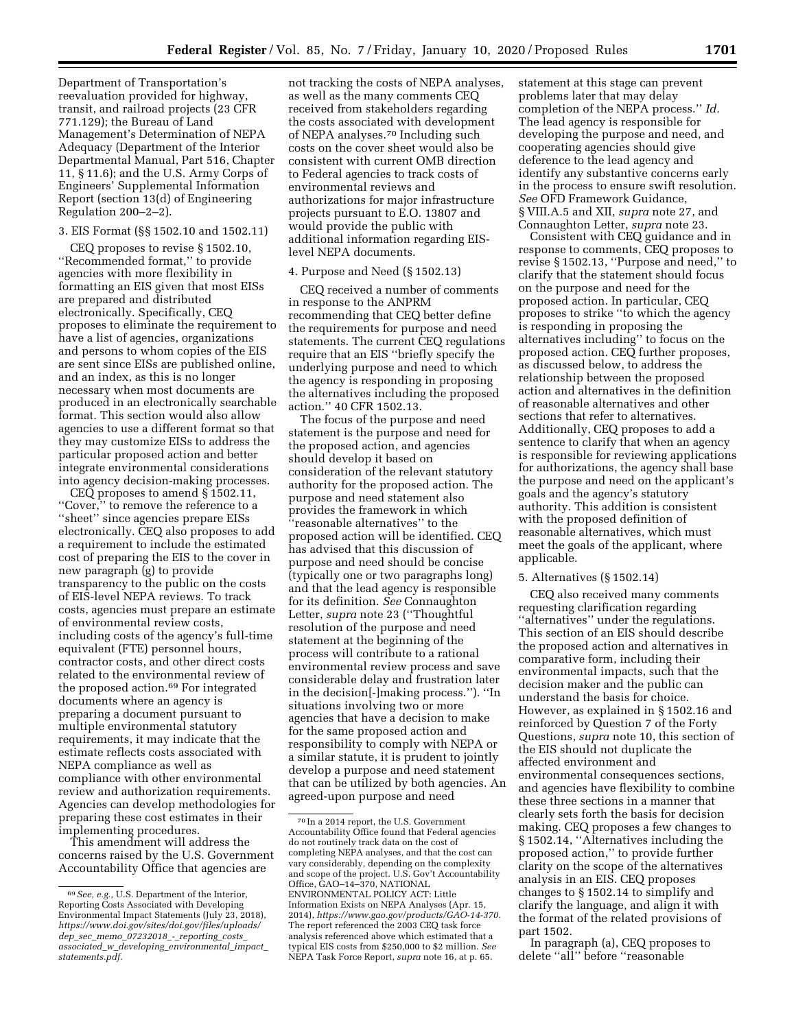Department of Transportation's reevaluation provided for highway, transit, and railroad projects (23 CFR 771.129); the Bureau of Land Management's Determination of NEPA Adequacy (Department of the Interior Departmental Manual, Part 516, Chapter 11, § 11.6); and the U.S. Army Corps of Engineers' Supplemental Information Report (section 13(d) of Engineering Regulation 200–2–2).

3. EIS Format (§§ 1502.10 and 1502.11)

CEQ proposes to revise § 1502.10, ''Recommended format,'' to provide agencies with more flexibility in formatting an EIS given that most EISs are prepared and distributed electronically. Specifically, CEQ proposes to eliminate the requirement to have a list of agencies, organizations and persons to whom copies of the EIS are sent since EISs are published online, and an index, as this is no longer necessary when most documents are produced in an electronically searchable format. This section would also allow agencies to use a different format so that they may customize EISs to address the particular proposed action and better integrate environmental considerations into agency decision-making processes.

CEQ proposes to amend § 1502.11, ''Cover,'' to remove the reference to a ''sheet'' since agencies prepare EISs electronically. CEQ also proposes to add a requirement to include the estimated cost of preparing the EIS to the cover in new paragraph (g) to provide transparency to the public on the costs of EIS-level NEPA reviews. To track costs, agencies must prepare an estimate of environmental review costs, including costs of the agency's full-time equivalent (FTE) personnel hours, contractor costs, and other direct costs related to the environmental review of the proposed action.[69] For integrated documents where an agency is preparing a document pursuant to multiple environmental statutory requirements, it may indicate that the estimate reflects costs associated with NEPA compliance as well as compliance with other environmental review and authorization requirements. Agencies can develop methodologies for preparing these cost estimates in their implementing procedures.

This amendment will address the concerns raised by the U.S. Government Accountability Office that agencies are not tracking the costs of NEPA analyses, as well as the many comments CEQ received from stakeholders regarding the costs associated with development of NEPA analyses.[70] Including such costs on the cover sheet would also be consistent with current OMB direction to Federal agencies to track costs of environmental reviews and authorizations for major infrastructure projects pursuant to E.O. 13807 and would provide the public with additional information regarding EIS-level NEPA documents.

4. Purpose and Need (§ 1502.13)

CEQ received a number of comments in response to the ANPRM recommending that CEQ better define the requirements for purpose and need statements. The current CEQ regulations require that an EIS ''briefly specify the underlying purpose and need to which the agency is responding in proposing the alternatives including the proposed action.'' 40 CFR 1502.13.

The focus of the purpose and need statement is the purpose and need for the proposed action, and agencies should develop it based on consideration of the relevant statutory authority for the proposed action. The purpose and need statement also provides the framework in which ''reasonable alternatives'' to the proposed action will be identified. CEQ has advised that this discussion of purpose and need should be concise (typically one or two paragraphs long) and that the lead agency is responsible for its definition. *See* Connaughton Letter, *supra* note 23 (''Thoughtful resolution of the purpose and need statement at the beginning of the process will contribute to a rational environmental review process and save considerable delay and frustration later in the decision[-]making process.''). ''In situations involving two or more agencies that have a decision to make for the same proposed action and responsibility to comply with NEPA or a similar statute, it is prudent to jointly develop a purpose and need statement that can be utilized by both agencies. An agreed-upon purpose and need statement at this stage can prevent problems later that may delay completion of the NEPA process.'' *Id.* The lead agency is responsible for developing the purpose and need, and cooperating agencies should give deference to the lead agency and identify any substantive concerns early in the process to ensure swift resolution. *See* OFD Framework Guidance, § VIII.A.5 and XII, *supra* note 27, and Connaughton Letter, *supra* note 23.

Consistent with CEQ guidance and in response to comments, CEQ proposes to revise § 1502.13, ''Purpose and need,'' to clarify that the statement should focus on the purpose and need for the proposed action. In particular, CEQ proposes to strike ''to which the agency is responding in proposing the alternatives including'' to focus on the proposed action. CEQ further proposes, as discussed below, to address the relationship between the proposed action and alternatives in the definition of reasonable alternatives and other sections that refer to alternatives. Additionally, CEQ proposes to add a sentence to clarify that when an agency is responsible for reviewing applications for authorizations, the agency shall base the purpose and need on the applicant's goals and the agency's statutory authority. This addition is consistent with the proposed definition of reasonable alternatives, which must meet the goals of the applicant, where applicable.

5. Alternatives (§ 1502.14)

CEQ also received many comments requesting clarification regarding ''alternatives'' under the regulations. This section of an EIS should describe the proposed action and alternatives in comparative form, including their environmental impacts, such that the decision maker and the public can understand the basis for choice. However, as explained in § 1502.16 and reinforced by Question 7 of the Forty Questions, *supra* note 10, this section of the EIS should not duplicate the affected environment and environmental consequences sections, and agencies have flexibility to combine these three sections in a manner that clearly sets forth the basis for decision making. CEQ proposes a few changes to § 1502.14, ''Alternatives including the proposed action,'' to provide further clarity on the scope of the alternatives analysis in an EIS. CEQ proposes changes to § 1502.14 to simplify and clarify the language, and align it with the format of the related provisions of part 1502.

In paragraph (a), CEQ proposes to delete ''all'' before ''reasonable

---

[69] *See, e.g.,* U.S. Department of the Interior, Reporting Costs Associated with Developing Environmental Impact Statements (July 23, 2018), *https://www.doi.gov/sites/doi.gov/files/uploads/dep_sec_memo_07232018_-_reporting_costs_associated_w_developing_environmental_impact_statements.pdf.*

[70] In a 2014 report, the U.S. Government Accountability Office found that Federal agencies do not routinely track data on the cost of completing NEPA analyses, and that the cost can vary considerably, depending on the complexity and scope of the project. U.S. Gov't Accountability Office, GAO–14–370, NATIONAL ENVIRONMENTAL POLICY ACT: Little Information Exists on NEPA Analyses (Apr. 15, 2014), *https://www.gao.gov/products/GAO-14-370.* The report referenced the 2003 CEQ task force analysis referenced above which estimated that a typical EIS costs from $250,000 to $2 million. *See* NEPA Task Force Report, *supra* note 16, at p. 65.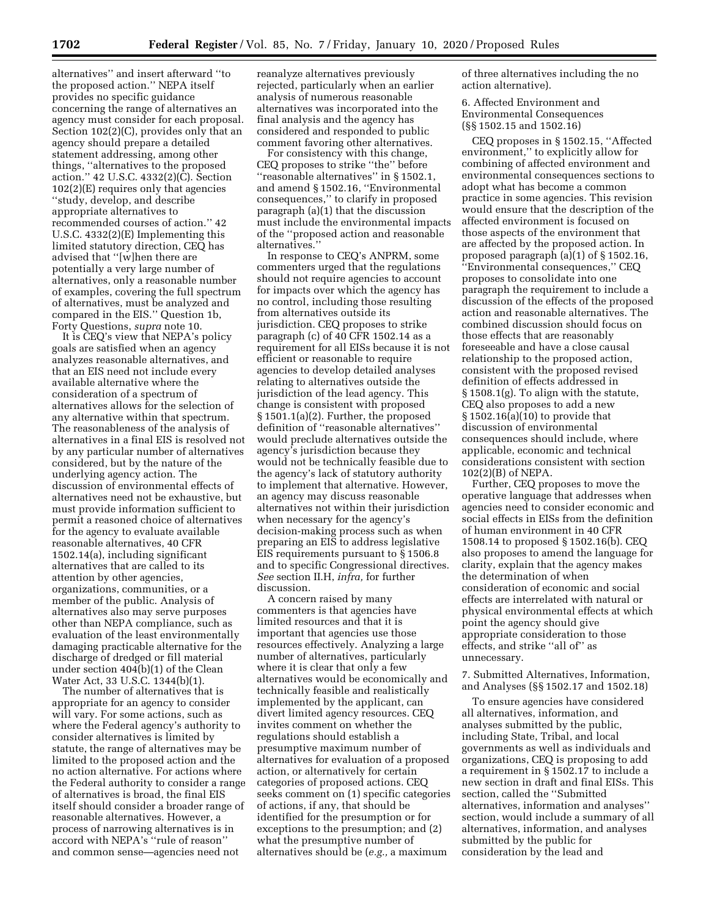alternatives'' and insert afterward ''to the proposed action.'' NEPA itself provides no specific guidance concerning the range of alternatives an agency must consider for each proposal. Section 102(2)(C), provides only that an agency should prepare a detailed statement addressing, among other things, ''alternatives to the proposed action.'' 42 U.S.C. 4332(2)(C). Section 102(2)(E) requires only that agencies ''study, develop, and describe appropriate alternatives to recommended courses of action.'' 42 U.S.C. 4332(2)(E) Implementing this limited statutory direction, CEQ has advised that ''[w]hen there are potentially a very large number of alternatives, only a reasonable number of examples, covering the full spectrum of alternatives, must be analyzed and compared in the EIS.'' Question 1b, Forty Questions, *supra* note 10.

It is CEQ's view that NEPA's policy goals are satisfied when an agency analyzes reasonable alternatives, and that an EIS need not include every available alternative where the consideration of a spectrum of alternatives allows for the selection of any alternative within that spectrum. The reasonableness of the analysis of alternatives in a final EIS is resolved not by any particular number of alternatives considered, but by the nature of the underlying agency action. The discussion of environmental effects of alternatives need not be exhaustive, but must provide information sufficient to permit a reasoned choice of alternatives for the agency to evaluate available reasonable alternatives, 40 CFR 1502.14(a), including significant alternatives that are called to its attention by other agencies, organizations, communities, or a member of the public. Analysis of alternatives also may serve purposes other than NEPA compliance, such as evaluation of the least environmentally damaging practicable alternative for the discharge of dredged or fill material under section 404(b)(1) of the Clean Water Act, 33 U.S.C. 1344(b)(1).

The number of alternatives that is appropriate for an agency to consider will vary. For some actions, such as where the Federal agency's authority to consider alternatives is limited by statute, the range of alternatives may be limited to the proposed action and the no action alternative. For actions where the Federal authority to consider a range of alternatives is broad, the final EIS itself should consider a broader range of reasonable alternatives. However, a process of narrowing alternatives is in accord with NEPA's ''rule of reason'' and common sense—agencies need not reanalyze alternatives previously rejected, particularly when an earlier analysis of numerous reasonable alternatives was incorporated into the final analysis and the agency has considered and responded to public comment favoring other alternatives.

For consistency with this change, CEQ proposes to strike ''the'' before ''reasonable alternatives'' in § 1502.1, and amend § 1502.16, ''Environmental consequences,'' to clarify in proposed paragraph (a)(1) that the discussion must include the environmental impacts of the ''proposed action and reasonable alternatives.''

In response to CEQ's ANPRM, some commenters urged that the regulations should not require agencies to account for impacts over which the agency has no control, including those resulting from alternatives outside its jurisdiction. CEQ proposes to strike paragraph (c) of 40 CFR 1502.14 as a requirement for all EISs because it is not efficient or reasonable to require agencies to develop detailed analyses relating to alternatives outside the jurisdiction of the lead agency. This change is consistent with proposed § 1501.1(a)(2). Further, the proposed definition of ''reasonable alternatives'' would preclude alternatives outside the agency's jurisdiction because they would not be technically feasible due to the agency's lack of statutory authority to implement that alternative. However, an agency may discuss reasonable alternatives not within their jurisdiction when necessary for the agency's decision-making process such as when preparing an EIS to address legislative EIS requirements pursuant to § 1506.8 and to specific Congressional directives. *See* section II.H, *infra,* for further discussion.

A concern raised by many commenters is that agencies have limited resources and that it is important that agencies use those resources effectively. Analyzing a large number of alternatives, particularly where it is clear that only a few alternatives would be economically and technically feasible and realistically implemented by the applicant, can divert limited agency resources. CEQ invites comment on whether the regulations should establish a presumptive maximum number of alternatives for evaluation of a proposed action, or alternatively for certain categories of proposed actions. CEQ seeks comment on (1) specific categories of actions, if any, that should be identified for the presumption or for exceptions to the presumption; and (2) what the presumptive number of alternatives should be (*e.g.,* a maximum of three alternatives including the no action alternative).

6. Affected Environment and Environmental Consequences (§§ 1502.15 and 1502.16)

CEQ proposes in § 1502.15, ''Affected environment,'' to explicitly allow for combining of affected environment and environmental consequences sections to adopt what has become a common practice in some agencies. This revision would ensure that the description of the affected environment is focused on those aspects of the environment that are affected by the proposed action. In proposed paragraph (a)(1) of § 1502.16, ''Environmental consequences,'' CEQ proposes to consolidate into one paragraph the requirement to include a discussion of the effects of the proposed action and reasonable alternatives. The combined discussion should focus on those effects that are reasonably foreseeable and have a close causal relationship to the proposed action, consistent with the proposed revised definition of effects addressed in § 1508.1(g). To align with the statute, CEQ also proposes to add a new § 1502.16(a)(10) to provide that discussion of environmental consequences should include, where applicable, economic and technical considerations consistent with section 102(2)(B) of NEPA.

Further, CEQ proposes to move the operative language that addresses when agencies need to consider economic and social effects in EISs from the definition of human environment in 40 CFR 1508.14 to proposed § 1502.16(b). CEQ also proposes to amend the language for clarity, explain that the agency makes the determination of when consideration of economic and social effects are interrelated with natural or physical environmental effects at which point the agency should give appropriate consideration to those effects, and strike ''all of'' as unnecessary.

7. Submitted Alternatives, Information, and Analyses (§§ 1502.17 and 1502.18)

To ensure agencies have considered all alternatives, information, and analyses submitted by the public, including State, Tribal, and local governments as well as individuals and organizations, CEQ is proposing to add a requirement in § 1502.17 to include a new section in draft and final EISs. This section, called the ''Submitted alternatives, information and analyses'' section, would include a summary of all alternatives, information, and analyses submitted by the public for consideration by the lead and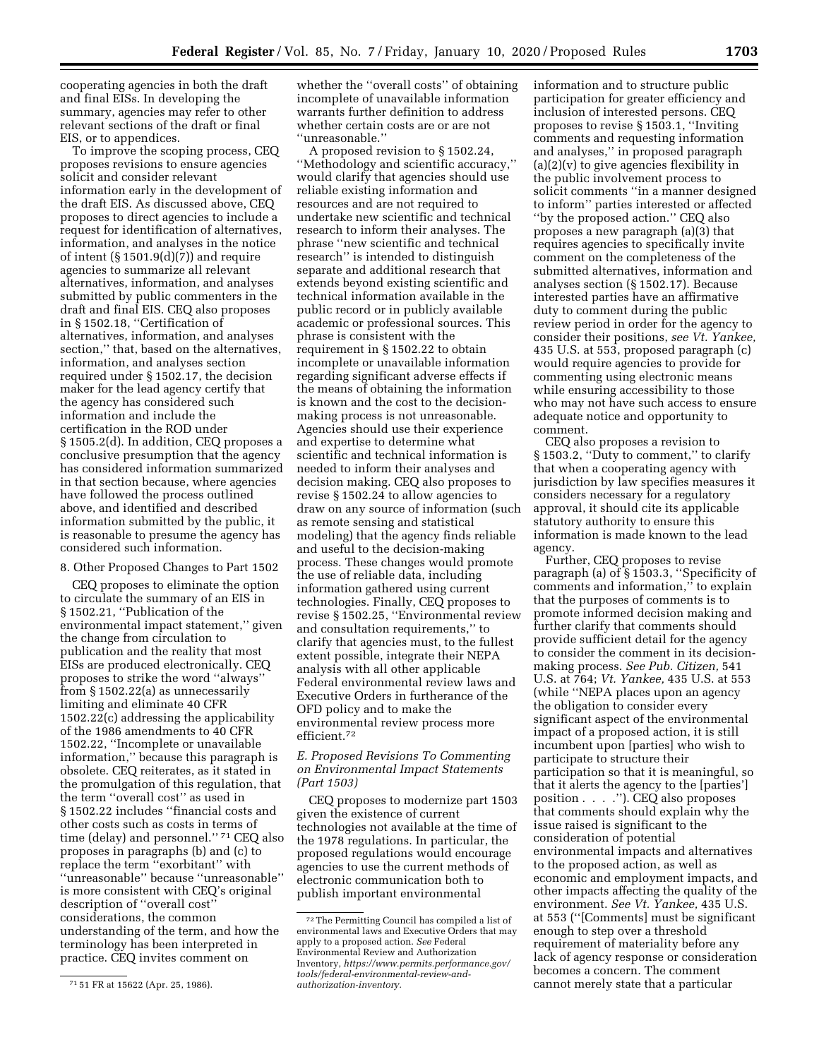cooperating agencies in both the draft and final EISs. In developing the summary, agencies may refer to other relevant sections of the draft or final EIS, or to appendices.

To improve the scoping process, CEQ proposes revisions to ensure agencies solicit and consider relevant information early in the development of the draft EIS. As discussed above, CEQ proposes to direct agencies to include a request for identification of alternatives, information, and analyses in the notice of intent (§ 1501.9(d)(7)) and require agencies to summarize all relevant alternatives, information, and analyses submitted by public commenters in the draft and final EIS. CEQ also proposes in § 1502.18, ''Certification of alternatives, information, and analyses section,'' that, based on the alternatives, information, and analyses section required under § 1502.17, the decision maker for the lead agency certify that the agency has considered such information and include the certification in the ROD under § 1505.2(d). In addition, CEQ proposes a conclusive presumption that the agency has considered information summarized in that section because, where agencies have followed the process outlined above, and identified and described information submitted by the public, it is reasonable to presume the agency has considered such information.

8. Other Proposed Changes to Part 1502

CEQ proposes to eliminate the option to circulate the summary of an EIS in § 1502.21, ''Publication of the environmental impact statement,'' given the change from circulation to publication and the reality that most EISs are produced electronically. CEQ proposes to strike the word ''always'' from § 1502.22(a) as unnecessarily limiting and eliminate 40 CFR 1502.22(c) addressing the applicability of the 1986 amendments to 40 CFR 1502.22, ''Incomplete or unavailable information,'' because this paragraph is obsolete. CEQ reiterates, as it stated in the promulgation of this regulation, that the term ''overall cost'' as used in § 1502.22 includes ''financial costs and other costs such as costs in terms of time (delay) and personnel.'' [71] CEQ also proposes in paragraphs (b) and (c) to replace the term ''exorbitant'' with ''unreasonable'' because ''unreasonable'' is more consistent with CEQ's original description of ''overall cost'' considerations, the common understanding of the term, and how the terminology has been interpreted in practice. CEQ invites comment on whether the ''overall costs'' of obtaining incomplete of unavailable information warrants further definition to address whether certain costs are or are not ''unreasonable.''

A proposed revision to § 1502.24, ''Methodology and scientific accuracy,'' would clarify that agencies should use reliable existing information and resources and are not required to undertake new scientific and technical research to inform their analyses. The phrase ''new scientific and technical research'' is intended to distinguish separate and additional research that extends beyond existing scientific and technical information available in the public record or in publicly available academic or professional sources. This phrase is consistent with the requirement in § 1502.22 to obtain incomplete or unavailable information regarding significant adverse effects if the means of obtaining the information is known and the cost to the decision-making process is not unreasonable. Agencies should use their experience and expertise to determine what scientific and technical information is needed to inform their analyses and decision making. CEQ also proposes to revise § 1502.24 to allow agencies to draw on any source of information (such as remote sensing and statistical modeling) that the agency finds reliable and useful to the decision-making process. These changes would promote the use of reliable data, including information gathered using current technologies. Finally, CEQ proposes to revise § 1502.25, ''Environmental review and consultation requirements,'' to clarify that agencies must, to the fullest extent possible, integrate their NEPA analysis with all other applicable Federal environmental review laws and Executive Orders in furtherance of the OFD policy and to make the environmental review process more efficient.[72]

*E. Proposed Revisions To Commenting on Environmental Impact Statements (Part 1503)*

CEQ proposes to modernize part 1503 given the existence of current technologies not available at the time of the 1978 regulations. In particular, the proposed regulations would encourage agencies to use the current methods of electronic communication both to publish important environmental information and to structure public participation for greater efficiency and inclusion of interested persons. CEQ proposes to revise § 1503.1, ''Inviting comments and requesting information and analyses,'' in proposed paragraph (a)(2)(v) to give agencies flexibility in the public involvement process to solicit comments ''in a manner designed to inform'' parties interested or affected ''by the proposed action.'' CEQ also proposes a new paragraph (a)(3) that requires agencies to specifically invite comment on the completeness of the submitted alternatives, information and analyses section (§ 1502.17). Because interested parties have an affirmative duty to comment during the public review period in order for the agency to consider their positions, *see Vt. Yankee,* 435 U.S. at 553, proposed paragraph (c) would require agencies to provide for commenting using electronic means while ensuring accessibility to those who may not have such access to ensure adequate notice and opportunity to comment.

CEQ also proposes a revision to § 1503.2, ''Duty to comment,'' to clarify that when a cooperating agency with jurisdiction by law specifies measures it considers necessary for a regulatory approval, it should cite its applicable statutory authority to ensure this information is made known to the lead agency.

Further, CEQ proposes to revise paragraph (a) of § 1503.3, ''Specificity of comments and information,'' to explain that the purposes of comments is to promote informed decision making and further clarify that comments should provide sufficient detail for the agency to consider the comment in its decision-making process. *See Pub. Citizen,* 541 U.S. at 764; *Vt. Yankee,* 435 U.S. at 553 (while ''NEPA places upon an agency the obligation to consider every significant aspect of the environmental impact of a proposed action, it is still incumbent upon [parties] who wish to participate to structure their participation so that it is meaningful, so that it alerts the agency to the [parties'] position . . . .''). CEQ also proposes that comments should explain why the issue raised is significant to the consideration of potential environmental impacts and alternatives to the proposed action, as well as economic and employment impacts, and other impacts affecting the quality of the environment. *See Vt. Yankee,* 435 U.S. at 553 (''[Comments] must be significant enough to step over a threshold requirement of materiality before any lack of agency response or consideration becomes a concern. The comment cannot merely state that a particular

[71] 51 FR at 15622 (Apr. 25, 1986).

[72] The Permitting Council has compiled a list of environmental laws and Executive Orders that may apply to a proposed action. *See* Federal Environmental Review and Authorization Inventory, *https://www.permits.performance.gov/tools/federal-environmental-review-and-authorization-inventory.*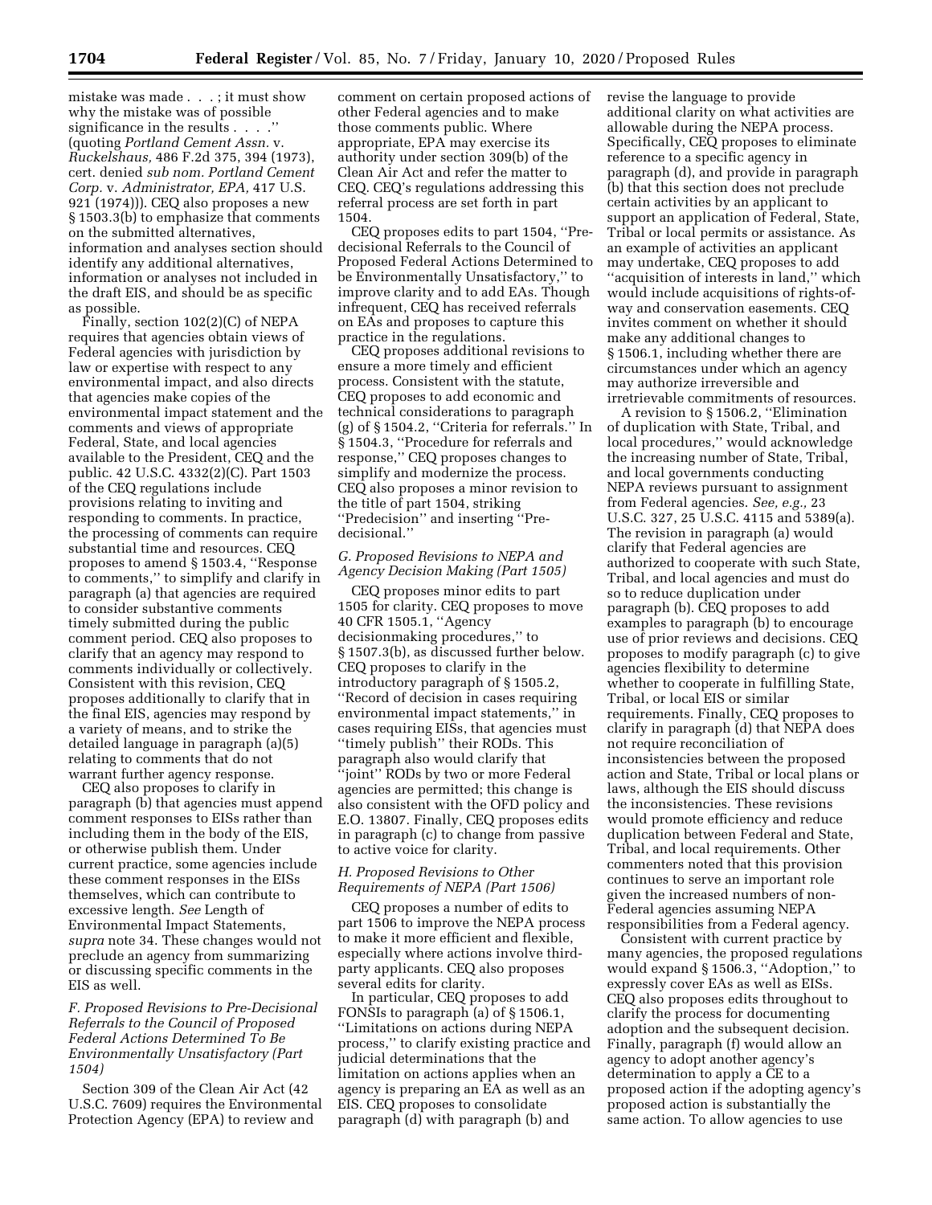mistake was made . . . ; it must show why the mistake was of possible significance in the results . . . .'' (quoting *Portland Cement Assn.* v. *Ruckelshaus,* 486 F.2d 375, 394 (1973), cert. denied *sub nom. Portland Cement Corp.* v. *Administrator, EPA,* 417 U.S. 921 (1974))). CEQ also proposes a new § 1503.3(b) to emphasize that comments on the submitted alternatives, information and analyses section should identify any additional alternatives, information or analyses not included in the draft EIS, and should be as specific as possible.

Finally, section 102(2)(C) of NEPA requires that agencies obtain views of Federal agencies with jurisdiction by law or expertise with respect to any environmental impact, and also directs that agencies make copies of the environmental impact statement and the comments and views of appropriate Federal, State, and local agencies available to the President, CEQ and the public. 42 U.S.C. 4332(2)(C). Part 1503 of the CEQ regulations include provisions relating to inviting and responding to comments. In practice, the processing of comments can require substantial time and resources. CEQ proposes to amend § 1503.4, ''Response to comments,'' to simplify and clarify in paragraph (a) that agencies are required to consider substantive comments timely submitted during the public comment period. CEQ also proposes to clarify that an agency may respond to comments individually or collectively. Consistent with this revision, CEQ proposes additionally to clarify that in the final EIS, agencies may respond by a variety of means, and to strike the detailed language in paragraph (a)(5) relating to comments that do not warrant further agency response.

CEQ also proposes to clarify in paragraph (b) that agencies must append comment responses to EISs rather than including them in the body of the EIS, or otherwise publish them. Under current practice, some agencies include these comment responses in the EISs themselves, which can contribute to excessive length. *See* Length of Environmental Impact Statements, *supra* note 34. These changes would not preclude an agency from summarizing or discussing specific comments in the EIS as well.

### *F. Proposed Revisions to Pre-Decisional Referrals to the Council of Proposed Federal Actions Determined To Be Environmentally Unsatisfactory (Part 1504)*

Section 309 of the Clean Air Act (42 U.S.C. 7609) requires the Environmental Protection Agency (EPA) to review and comment on certain proposed actions of other Federal agencies and to make those comments public. Where appropriate, EPA may exercise its authority under section 309(b) of the Clean Air Act and refer the matter to CEQ. CEQ's regulations addressing this referral process are set forth in part 1504.

CEQ proposes edits to part 1504, ''Pre-decisional Referrals to the Council of Proposed Federal Actions Determined to be Environmentally Unsatisfactory,'' to improve clarity and to add EAs. Though infrequent, CEQ has received referrals on EAs and proposes to capture this practice in the regulations.

CEQ proposes additional revisions to ensure a more timely and efficient process. Consistent with the statute, CEQ proposes to add economic and technical considerations to paragraph (g) of § 1504.2, ''Criteria for referrals.'' In § 1504.3, ''Procedure for referrals and response,'' CEQ proposes changes to simplify and modernize the process. CEQ also proposes a minor revision to the title of part 1504, striking ''Predecision'' and inserting ''Pre-decisional.''

### *G. Proposed Revisions to NEPA and Agency Decision Making (Part 1505)*

CEQ proposes minor edits to part 1505 for clarity. CEQ proposes to move 40 CFR 1505.1, ''Agency decisionmaking procedures,'' to § 1507.3(b), as discussed further below. CEQ proposes to clarify in the introductory paragraph of § 1505.2, ''Record of decision in cases requiring environmental impact statements,'' in cases requiring EISs, that agencies must ''timely publish'' their RODs. This paragraph also would clarify that ''joint'' RODs by two or more Federal agencies are permitted; this change is also consistent with the OFD policy and E.O. 13807. Finally, CEQ proposes edits in paragraph (c) to change from passive to active voice for clarity.

### *H. Proposed Revisions to Other Requirements of NEPA (Part 1506)*

CEQ proposes a number of edits to part 1506 to improve the NEPA process to make it more efficient and flexible, especially where actions involve third-party applicants. CEQ also proposes several edits for clarity.

In particular, CEQ proposes to add FONSIs to paragraph (a) of § 1506.1, ''Limitations on actions during NEPA process,'' to clarify existing practice and judicial determinations that the limitation on actions applies when an agency is preparing an EA as well as an EIS. CEQ proposes to consolidate paragraph (d) with paragraph (b) and revise the language to provide additional clarity on what activities are allowable during the NEPA process. Specifically, CEQ proposes to eliminate reference to a specific agency in paragraph (d), and provide in paragraph (b) that this section does not preclude certain activities by an applicant to support an application of Federal, State, Tribal or local permits or assistance. As an example of activities an applicant may undertake, CEQ proposes to add ''acquisition of interests in land,'' which would include acquisitions of rights-of-way and conservation easements. CEQ invites comment on whether it should make any additional changes to § 1506.1, including whether there are circumstances under which an agency may authorize irreversible and irretrievable commitments of resources.

A revision to § 1506.2, ''Elimination of duplication with State, Tribal, and local procedures,'' would acknowledge the increasing number of State, Tribal, and local governments conducting NEPA reviews pursuant to assignment from Federal agencies. *See, e.g.,* 23 U.S.C. 327, 25 U.S.C. 4115 and 5389(a). The revision in paragraph (a) would clarify that Federal agencies are authorized to cooperate with such State, Tribal, and local agencies and must do so to reduce duplication under paragraph (b). CEQ proposes to add examples to paragraph (b) to encourage use of prior reviews and decisions. CEQ proposes to modify paragraph (c) to give agencies flexibility to determine whether to cooperate in fulfilling State, Tribal, or local EIS or similar requirements. Finally, CEQ proposes to clarify in paragraph (d) that NEPA does not require reconciliation of inconsistencies between the proposed action and State, Tribal or local plans or laws, although the EIS should discuss the inconsistencies. These revisions would promote efficiency and reduce duplication between Federal and State, Tribal, and local requirements. Other commenters noted that this provision continues to serve an important role given the increased numbers of non-Federal agencies assuming NEPA responsibilities from a Federal agency.

Consistent with current practice by many agencies, the proposed regulations would expand § 1506.3, ''Adoption,'' to expressly cover EAs as well as EISs. CEQ also proposes edits throughout to clarify the process for documenting adoption and the subsequent decision. Finally, paragraph (f) would allow an agency to adopt another agency's determination to apply a CE to a proposed action if the adopting agency's proposed action is substantially the same action. To allow agencies to use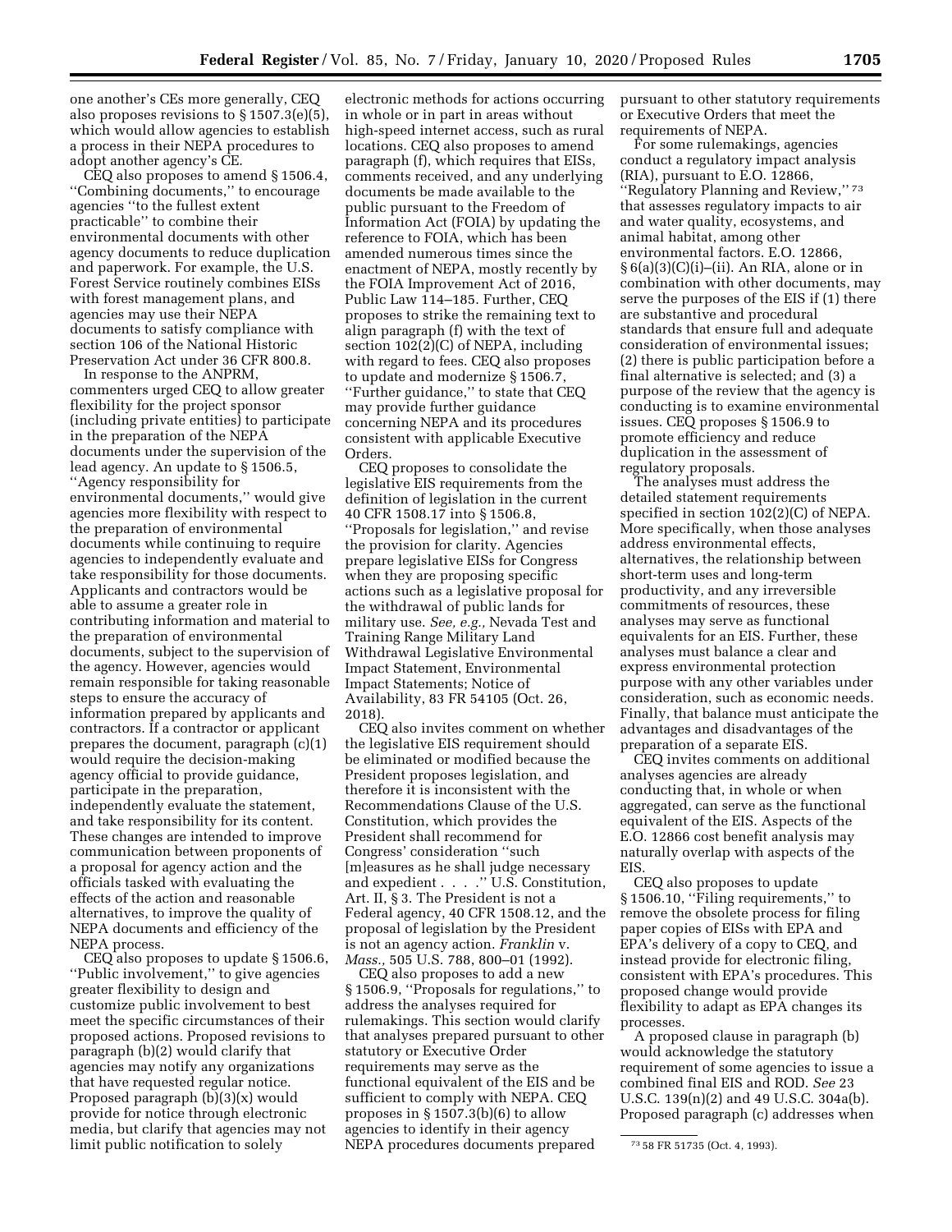one another's CEs more generally, CEQ also proposes revisions to § 1507.3(e)(5), which would allow agencies to establish a process in their NEPA procedures to adopt another agency's CE.

CEQ also proposes to amend § 1506.4, ''Combining documents,'' to encourage agencies ''to the fullest extent practicable'' to combine their environmental documents with other agency documents to reduce duplication and paperwork. For example, the U.S. Forest Service routinely combines EISs with forest management plans, and agencies may use their NEPA documents to satisfy compliance with section 106 of the National Historic Preservation Act under 36 CFR 800.8.

In response to the ANPRM, commenters urged CEQ to allow greater flexibility for the project sponsor (including private entities) to participate in the preparation of the NEPA documents under the supervision of the lead agency. An update to § 1506.5, ''Agency responsibility for environmental documents,'' would give agencies more flexibility with respect to the preparation of environmental documents while continuing to require agencies to independently evaluate and take responsibility for those documents. Applicants and contractors would be able to assume a greater role in contributing information and material to the preparation of environmental documents, subject to the supervision of the agency. However, agencies would remain responsible for taking reasonable steps to ensure the accuracy of information prepared by applicants and contractors. If a contractor or applicant prepares the document, paragraph (c)(1) would require the decision-making agency official to provide guidance, participate in the preparation, independently evaluate the statement, and take responsibility for its content. These changes are intended to improve communication between proponents of a proposal for agency action and the officials tasked with evaluating the effects of the action and reasonable alternatives, to improve the quality of NEPA documents and efficiency of the NEPA process.

CEQ also proposes to update § 1506.6, ''Public involvement,'' to give agencies greater flexibility to design and customize public involvement to best meet the specific circumstances of their proposed actions. Proposed revisions to paragraph (b)(2) would clarify that agencies may notify any organizations that have requested regular notice. Proposed paragraph (b)(3)(x) would provide for notice through electronic media, but clarify that agencies may not limit public notification to solely electronic methods for actions occurring in whole or in part in areas without high-speed internet access, such as rural locations. CEQ also proposes to amend paragraph (f), which requires that EISs, comments received, and any underlying documents be made available to the public pursuant to the Freedom of Information Act (FOIA) by updating the reference to FOIA, which has been amended numerous times since the enactment of NEPA, mostly recently by the FOIA Improvement Act of 2016, Public Law 114–185. Further, CEQ proposes to strike the remaining text to align paragraph (f) with the text of section 102(2)(C) of NEPA, including with regard to fees. CEQ also proposes to update and modernize § 1506.7, ''Further guidance,'' to state that CEQ may provide further guidance concerning NEPA and its procedures consistent with applicable Executive Orders.

CEQ proposes to consolidate the legislative EIS requirements from the definition of legislation in the current 40 CFR 1508.17 into § 1506.8, ''Proposals for legislation,'' and revise the provision for clarity. Agencies prepare legislative EISs for Congress when they are proposing specific actions such as a legislative proposal for the withdrawal of public lands for military use. *See, e.g.,* Nevada Test and Training Range Military Land Withdrawal Legislative Environmental Impact Statement, Environmental Impact Statements; Notice of Availability, 83 FR 54105 (Oct. 26, 2018).

CEQ also invites comment on whether the legislative EIS requirement should be eliminated or modified because the President proposes legislation, and therefore it is inconsistent with the Recommendations Clause of the U.S. Constitution, which provides the President shall recommend for Congress' consideration ''such [m]easures as he shall judge necessary and expedient . . . .'' U.S. Constitution, Art. II, § 3. The President is not a Federal agency, 40 CFR 1508.12, and the proposal of legislation by the President is not an agency action. *Franklin* v. *Mass.,* 505 U.S. 788, 800–01 (1992).

CEQ also proposes to add a new § 1506.9, ''Proposals for regulations,'' to address the analyses required for rulemakings. This section would clarify that analyses prepared pursuant to other statutory or Executive Order requirements may serve as the functional equivalent of the EIS and be sufficient to comply with NEPA. CEQ proposes in § 1507.3(b)(6) to allow agencies to identify in their agency NEPA procedures documents prepared pursuant to other statutory requirements or Executive Orders that meet the requirements of NEPA.

For some rulemakings, agencies conduct a regulatory impact analysis (RIA), pursuant to E.O. 12866, ''Regulatory Planning and Review,''[73] that assesses regulatory impacts to air and water quality, ecosystems, and animal habitat, among other environmental factors. E.O. 12866, § 6(a)(3)(C)(i)–(ii). An RIA, alone or in combination with other documents, may serve the purposes of the EIS if (1) there are substantive and procedural standards that ensure full and adequate consideration of environmental issues; (2) there is public participation before a final alternative is selected; and (3) a purpose of the review that the agency is conducting is to examine environmental issues. CEQ proposes § 1506.9 to promote efficiency and reduce duplication in the assessment of regulatory proposals.

The analyses must address the detailed statement requirements specified in section 102(2)(C) of NEPA. More specifically, when those analyses address environmental effects, alternatives, the relationship between short-term uses and long-term productivity, and any irreversible commitments of resources, these analyses may serve as functional equivalents for an EIS. Further, these analyses must balance a clear and express environmental protection purpose with any other variables under consideration, such as economic needs. Finally, that balance must anticipate the advantages and disadvantages of the preparation of a separate EIS.

CEQ invites comments on additional analyses agencies are already conducting that, in whole or when aggregated, can serve as the functional equivalent of the EIS. Aspects of the E.O. 12866 cost benefit analysis may naturally overlap with aspects of the EIS.

CEQ also proposes to update § 1506.10, ''Filing requirements,'' to remove the obsolete process for filing paper copies of EISs with EPA and EPA's delivery of a copy to CEQ, and instead provide for electronic filing, consistent with EPA's procedures. This proposed change would provide flexibility to adapt as EPA changes its processes.

A proposed clause in paragraph (b) would acknowledge the statutory requirement of some agencies to issue a combined final EIS and ROD. *See* 23 U.S.C. 139(n)(2) and 49 U.S.C. 304a(b). Proposed paragraph (c) addresses when

[73] 58 FR 51735 (Oct. 4, 1993).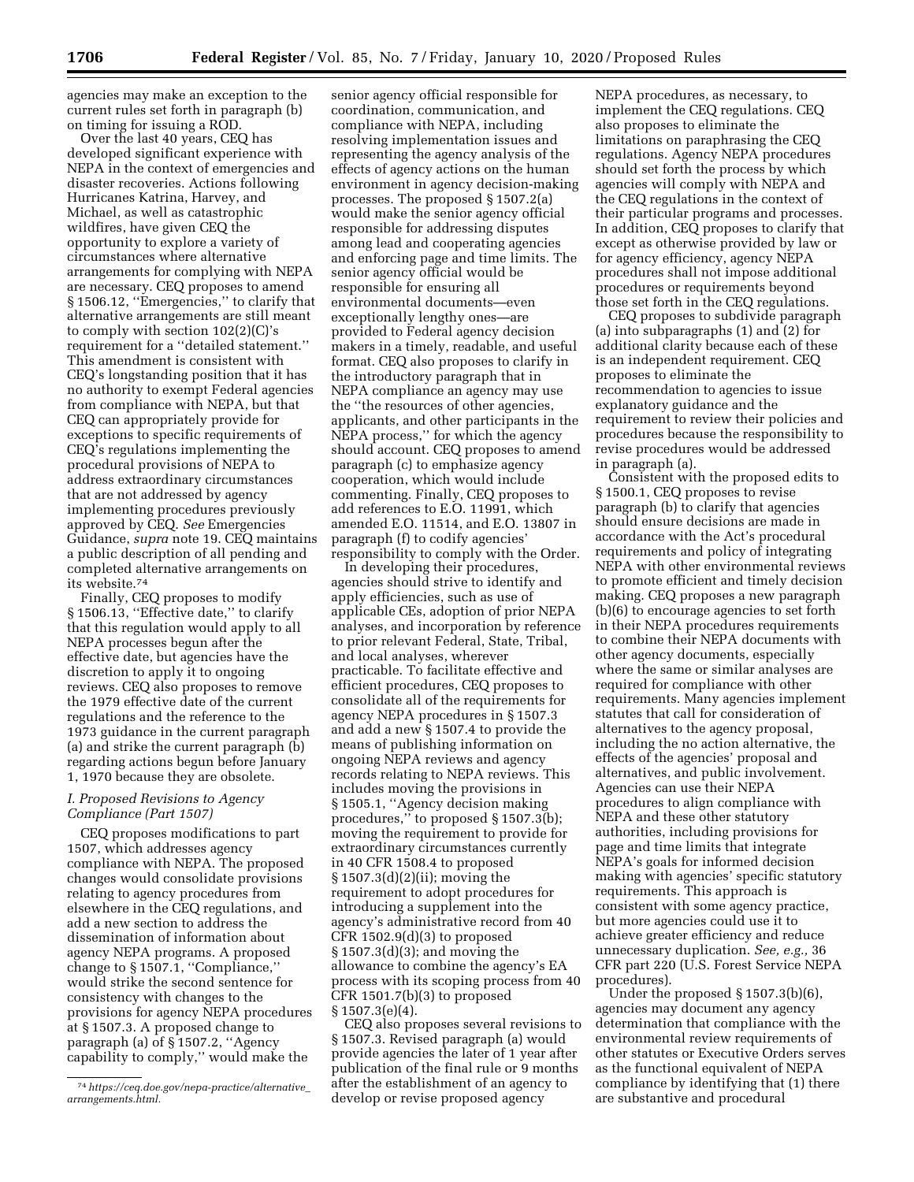agencies may make an exception to the current rules set forth in paragraph (b) on timing for issuing a ROD.

Over the last 40 years, CEQ has developed significant experience with NEPA in the context of emergencies and disaster recoveries. Actions following Hurricanes Katrina, Harvey, and Michael, as well as catastrophic wildfires, have given CEQ the opportunity to explore a variety of circumstances where alternative arrangements for complying with NEPA are necessary. CEQ proposes to amend § 1506.12, ''Emergencies,'' to clarify that alternative arrangements are still meant to comply with section 102(2)(C)'s requirement for a ''detailed statement.'' This amendment is consistent with CEQ's longstanding position that it has no authority to exempt Federal agencies from compliance with NEPA, but that CEQ can appropriately provide for exceptions to specific requirements of CEQ's regulations implementing the procedural provisions of NEPA to address extraordinary circumstances that are not addressed by agency implementing procedures previously approved by CEQ. *See* Emergencies Guidance, *supra* note 19. CEQ maintains a public description of all pending and completed alternative arrangements on its website.[74]

Finally, CEQ proposes to modify § 1506.13, ''Effective date,'' to clarify that this regulation would apply to all NEPA processes begun after the effective date, but agencies have the discretion to apply it to ongoing reviews. CEQ also proposes to remove the 1979 effective date of the current regulations and the reference to the 1973 guidance in the current paragraph (a) and strike the current paragraph (b) regarding actions begun before January 1, 1970 because they are obsolete.

### *I. Proposed Revisions to Agency Compliance (Part 1507)*

CEQ proposes modifications to part 1507, which addresses agency compliance with NEPA. The proposed changes would consolidate provisions relating to agency procedures from elsewhere in the CEQ regulations, and add a new section to address the dissemination of information about agency NEPA programs. A proposed change to § 1507.1, ''Compliance,'' would strike the second sentence for consistency with changes to the provisions for agency NEPA procedures at § 1507.3. A proposed change to paragraph (a) of § 1507.2, ''Agency capability to comply,'' would make the senior agency official responsible for coordination, communication, and compliance with NEPA, including resolving implementation issues and representing the agency analysis of the effects of agency actions on the human environment in agency decision-making processes. The proposed § 1507.2(a) would make the senior agency official responsible for addressing disputes among lead and cooperating agencies and enforcing page and time limits. The senior agency official would be responsible for ensuring all environmental documents—even exceptionally lengthy ones—are provided to Federal agency decision makers in a timely, readable, and useful format. CEQ also proposes to clarify in the introductory paragraph that in NEPA compliance an agency may use the ''the resources of other agencies, applicants, and other participants in the NEPA process,'' for which the agency should account. CEQ proposes to amend paragraph (c) to emphasize agency cooperation, which would include commenting. Finally, CEQ proposes to add references to E.O. 11991, which amended E.O. 11514, and E.O. 13807 in paragraph (f) to codify agencies' responsibility to comply with the Order.

In developing their procedures, agencies should strive to identify and apply efficiencies, such as use of applicable CEs, adoption of prior NEPA analyses, and incorporation by reference to prior relevant Federal, State, Tribal, and local analyses, wherever practicable. To facilitate effective and efficient procedures, CEQ proposes to consolidate all of the requirements for agency NEPA procedures in § 1507.3 and add a new § 1507.4 to provide the means of publishing information on ongoing NEPA reviews and agency records relating to NEPA reviews. This includes moving the provisions in § 1505.1, ''Agency decision making procedures,'' to proposed § 1507.3(b); moving the requirement to provide for extraordinary circumstances currently in 40 CFR 1508.4 to proposed § 1507.3(d)(2)(ii); moving the requirement to adopt procedures for introducing a supplement into the agency's administrative record from 40 CFR 1502.9(d)(3) to proposed § 1507.3(d)(3); and moving the allowance to combine the agency's EA process with its scoping process from 40 CFR 1501.7(b)(3) to proposed § 1507.3(e)(4).

CEQ also proposes several revisions to § 1507.3. Revised paragraph (a) would provide agencies the later of 1 year after publication of the final rule or 9 months after the establishment of an agency to develop or revise proposed agency NEPA procedures, as necessary, to implement the CEQ regulations. CEQ also proposes to eliminate the limitations on paraphrasing the CEQ regulations. Agency NEPA procedures should set forth the process by which agencies will comply with NEPA and the CEQ regulations in the context of their particular programs and processes. In addition, CEQ proposes to clarify that except as otherwise provided by law or for agency efficiency, agency NEPA procedures shall not impose additional procedures or requirements beyond those set forth in the CEQ regulations.

CEQ proposes to subdivide paragraph (a) into subparagraphs (1) and (2) for additional clarity because each of these is an independent requirement. CEQ proposes to eliminate the recommendation to agencies to issue explanatory guidance and the requirement to review their policies and procedures because the responsibility to revise procedures would be addressed in paragraph (a).

Consistent with the proposed edits to § 1500.1, CEQ proposes to revise paragraph (b) to clarify that agencies should ensure decisions are made in accordance with the Act's procedural requirements and policy of integrating NEPA with other environmental reviews to promote efficient and timely decision making. CEQ proposes a new paragraph (b)(6) to encourage agencies to set forth in their NEPA procedures requirements to combine their NEPA documents with other agency documents, especially where the same or similar analyses are required for compliance with other requirements. Many agencies implement statutes that call for consideration of alternatives to the agency proposal, including the no action alternative, the effects of the agencies' proposal and alternatives, and public involvement. Agencies can use their NEPA procedures to align compliance with NEPA and these other statutory authorities, including provisions for page and time limits that integrate NEPA's goals for informed decision making with agencies' specific statutory requirements. This approach is consistent with some agency practice, but more agencies could use it to achieve greater efficiency and reduce unnecessary duplication. *See, e.g.,* 36 CFR part 220 (U.S. Forest Service NEPA procedures).

Under the proposed § 1507.3(b)(6), agencies may document any agency determination that compliance with the environmental review requirements of other statutes or Executive Orders serves as the functional equivalent of NEPA compliance by identifying that (1) there are substantive and procedural

[74] *https://ceq.doe.gov/nepa-practice/alternative_arrangements.html.*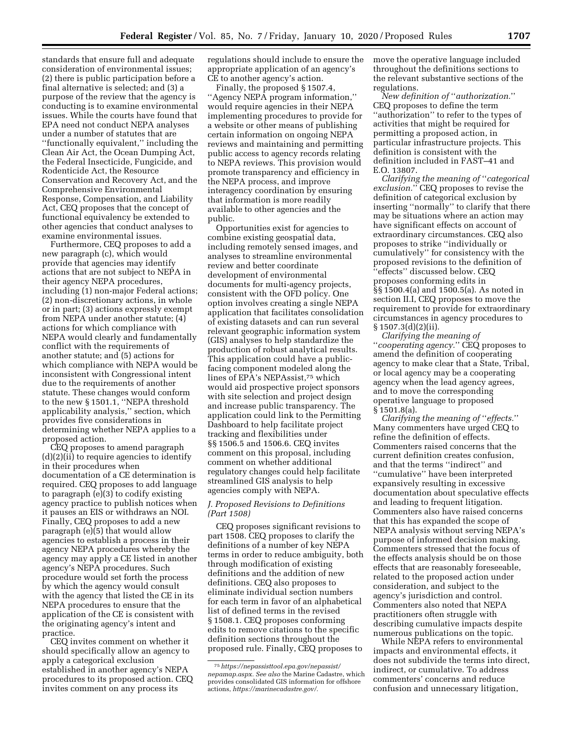standards that ensure full and adequate consideration of environmental issues; (2) there is public participation before a final alternative is selected; and (3) a purpose of the review that the agency is conducting is to examine environmental issues. While the courts have found that EPA need not conduct NEPA analyses under a number of statutes that are "functionally equivalent," including the Clean Air Act, the Ocean Dumping Act, the Federal Insecticide, Fungicide, and Rodenticide Act, the Resource Conservation and Recovery Act, and the Comprehensive Environmental Response, Compensation, and Liability Act, CEQ proposes that the concept of functional equivalency be extended to other agencies that conduct analyses to examine environmental issues.

Furthermore, CEQ proposes to add a new paragraph (c), which would provide that agencies may identify actions that are not subject to NEPA in their agency NEPA procedures, including (1) non-major Federal actions; (2) non-discretionary actions, in whole or in part; (3) actions expressly exempt from NEPA under another statute; (4) actions for which compliance with NEPA would clearly and fundamentally conflict with the requirements of another statute; and (5) actions for which compliance with NEPA would be inconsistent with Congressional intent due to the requirements of another statute. These changes would conform to the new § 1501.1, "NEPA threshold applicability analysis," section, which provides five considerations in determining whether NEPA applies to a proposed action.

CEQ proposes to amend paragraph (d)(2)(ii) to require agencies to identify in their procedures when documentation of a CE determination is required. CEQ proposes to add language to paragraph (e)(3) to codify existing agency practice to publish notices when it pauses an EIS or withdraws an NOI. Finally, CEQ proposes to add a new paragraph (e)(5) that would allow agencies to establish a process in their agency NEPA procedures whereby the agency may apply a CE listed in another agency's NEPA procedures. Such procedure would set forth the process by which the agency would consult with the agency that listed the CE in its NEPA procedures to ensure that the application of the CE is consistent with the originating agency's intent and practice.

CEQ invites comment on whether it should specifically allow an agency to apply a categorical exclusion established in another agency's NEPA procedures to its proposed action. CEQ invites comment on any process its regulations should include to ensure the appropriate application of an agency's CE to another agency's action.

Finally, the proposed § 1507.4, "Agency NEPA program information," would require agencies in their NEPA implementing procedures to provide for a website or other means of publishing certain information on ongoing NEPA reviews and maintaining and permitting public access to agency records relating to NEPA reviews. This provision would promote transparency and efficiency in the NEPA process, and improve interagency coordination by ensuring that information is more readily available to other agencies and the public.

Opportunities exist for agencies to combine existing geospatial data, including remotely sensed images, and analyses to streamline environmental review and better coordinate development of environmental documents for multi-agency projects, consistent with the OFD policy. One option involves creating a single NEPA application that facilitates consolidation of existing datasets and can run several relevant geographic information system (GIS) analyses to help standardize the production of robust analytical results. This application could have a public-facing component modeled along the lines of EPA's NEPAssist,[75] which would aid prospective project sponsors with site selection and project design and increase public transparency. The application could link to the Permitting Dashboard to help facilitate project tracking and flexibilities under §§ 1506.5 and 1506.6. CEQ invites comment on this proposal, including comment on whether additional regulatory changes could help facilitate streamlined GIS analysis to help agencies comply with NEPA.

### *J. Proposed Revisions to Definitions (Part 1508)*

CEQ proposes significant revisions to part 1508. CEQ proposes to clarify the definitions of a number of key NEPA terms in order to reduce ambiguity, both through modification of existing definitions and the addition of new definitions. CEQ also proposes to eliminate individual section numbers for each term in favor of an alphabetical list of defined terms in the revised § 1508.1. CEQ proposes conforming edits to remove citations to the specific definition sections throughout the proposed rule. Finally, CEQ proposes to move the operative language included throughout the definitions sections to the relevant substantive sections of the regulations.

*New definition of "authorization."* CEQ proposes to define the term "authorization" to refer to the types of activities that might be required for permitting a proposed action, in particular infrastructure projects. This definition is consistent with the definition included in FAST–41 and E.O. 13807.

*Clarifying the meaning of "categorical exclusion."* CEQ proposes to revise the definition of categorical exclusion by inserting "normally" to clarify that there may be situations where an action may have significant effects on account of extraordinary circumstances. CEQ also proposes to strike "individually or cumulatively" for consistency with the proposed revisions to the definition of "effects" discussed below. CEQ proposes conforming edits in §§ 1500.4(a) and 1500.5(a). As noted in section II.I, CEQ proposes to move the requirement to provide for extraordinary circumstances in agency procedures to § 1507.3(d)(2)(ii).

*Clarifying the meaning of "cooperating agency."* CEQ proposes to amend the definition of cooperating agency to make clear that a State, Tribal, or local agency may be a cooperating agency when the lead agency agrees, and to move the corresponding operative language to proposed § 1501.8(a).

*Clarifying the meaning of "effects."* Many commenters have urged CEQ to refine the definition of effects. Commenters raised concerns that the current definition creates confusion, and that the terms "indirect" and "cumulative" have been interpreted expansively resulting in excessive documentation about speculative effects and leading to frequent litigation. Commenters also have raised concerns that this has expanded the scope of NEPA analysis without serving NEPA's purpose of informed decision making. Commenters stressed that the focus of the effects analysis should be on those effects that are reasonably foreseeable, related to the proposed action under consideration, and subject to the agency's jurisdiction and control. Commenters also noted that NEPA practitioners often struggle with describing cumulative impacts despite numerous publications on the topic.

While NEPA refers to environmental impacts and environmental effects, it does not subdivide the terms into direct, indirect, or cumulative. To address commenters' concerns and reduce confusion and unnecessary litigation,

[75] *https://nepassisttool.epa.gov/nepassist/nepamap.aspx. See also* the Marine Cadastre, which provides consolidated GIS information for offshore actions, *https://marinecadastre.gov/.*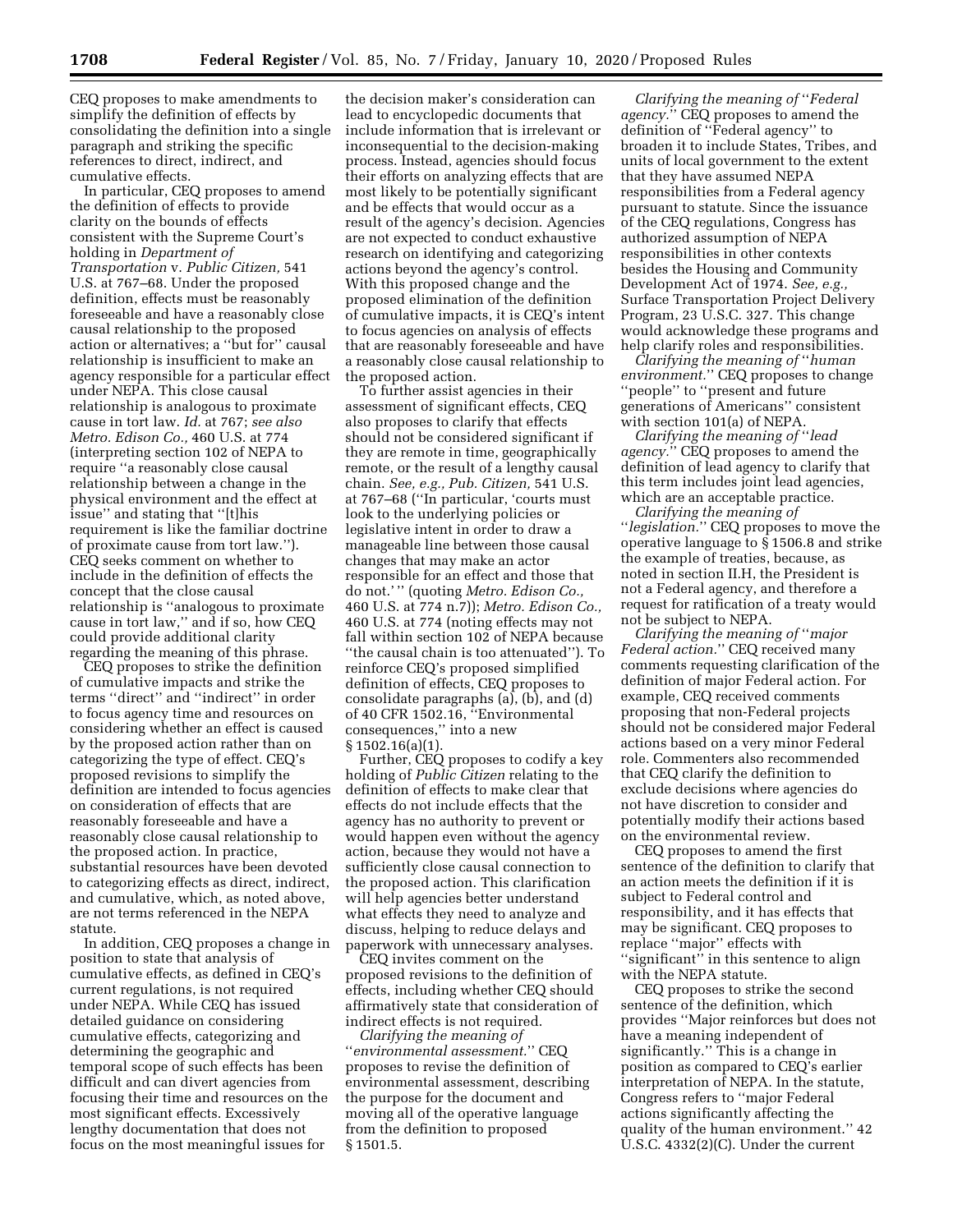CEQ proposes to make amendments to simplify the definition of effects by consolidating the definition into a single paragraph and striking the specific references to direct, indirect, and cumulative effects.

In particular, CEQ proposes to amend the definition of effects to provide clarity on the bounds of effects consistent with the Supreme Court's holding in *Department of Transportation* v. *Public Citizen,* 541 U.S. at 767–68. Under the proposed definition, effects must be reasonably foreseeable and have a reasonably close causal relationship to the proposed action or alternatives; a ''but for'' causal relationship is insufficient to make an agency responsible for a particular effect under NEPA. This close causal relationship is analogous to proximate cause in tort law. *Id.* at 767; *see also Metro. Edison Co.,* 460 U.S. at 774 (interpreting section 102 of NEPA to require ''a reasonably close causal relationship between a change in the physical environment and the effect at issue'' and stating that ''[t]his requirement is like the familiar doctrine of proximate cause from tort law.''). CEQ seeks comment on whether to include in the definition of effects the concept that the close causal relationship is ''analogous to proximate cause in tort law,'' and if so, how CEQ could provide additional clarity regarding the meaning of this phrase.

CEQ proposes to strike the definition of cumulative impacts and strike the terms ''direct'' and ''indirect'' in order to focus agency time and resources on considering whether an effect is caused by the proposed action rather than on categorizing the type of effect. CEQ's proposed revisions to simplify the definition are intended to focus agencies on consideration of effects that are reasonably foreseeable and have a reasonably close causal relationship to the proposed action. In practice, substantial resources have been devoted to categorizing effects as direct, indirect, and cumulative, which, as noted above, are not terms referenced in the NEPA statute.

In addition, CEQ proposes a change in position to state that analysis of cumulative effects, as defined in CEQ's current regulations, is not required under NEPA. While CEQ has issued detailed guidance on considering cumulative effects, categorizing and determining the geographic and temporal scope of such effects has been difficult and can divert agencies from focusing their time and resources on the most significant effects. Excessively lengthy documentation that does not focus on the most meaningful issues for the decision maker's consideration can lead to encyclopedic documents that include information that is irrelevant or inconsequential to the decision-making process. Instead, agencies should focus their efforts on analyzing effects that are most likely to be potentially significant and be effects that would occur as a result of the agency's decision. Agencies are not expected to conduct exhaustive research on identifying and categorizing actions beyond the agency's control. With this proposed change and the proposed elimination of the definition of cumulative impacts, it is CEQ's intent to focus agencies on analysis of effects that are reasonably foreseeable and have a reasonably close causal relationship to the proposed action.

To further assist agencies in their assessment of significant effects, CEQ also proposes to clarify that effects should not be considered significant if they are remote in time, geographically remote, or the result of a lengthy causal chain. *See, e.g., Pub. Citizen,* 541 U.S. at 767–68 (''In particular, 'courts must look to the underlying policies or legislative intent in order to draw a manageable line between those causal changes that may make an actor responsible for an effect and those that do not.' '' (quoting *Metro. Edison Co.,* 460 U.S. at 774 n.7)); *Metro. Edison Co.,* 460 U.S. at 774 (noting effects may not fall within section 102 of NEPA because ''the causal chain is too attenuated''). To reinforce CEQ's proposed simplified definition of effects, CEQ proposes to consolidate paragraphs (a), (b), and (d) of 40 CFR 1502.16, ''Environmental consequences,'' into a new § 1502.16(a)(1).

Further, CEQ proposes to codify a key holding of *Public Citizen* relating to the definition of effects to make clear that effects do not include effects that the agency has no authority to prevent or would happen even without the agency action, because they would not have a sufficiently close causal connection to the proposed action. This clarification will help agencies better understand what effects they need to analyze and discuss, helping to reduce delays and paperwork with unnecessary analyses.

CEQ invites comment on the proposed revisions to the definition of effects, including whether CEQ should affirmatively state that consideration of indirect effects is not required.

*Clarifying the meaning of ''environmental assessment.''* CEQ proposes to revise the definition of environmental assessment, describing the purpose for the document and moving all of the operative language from the definition to proposed § 1501.5.

*Clarifying the meaning of ''Federal agency.''* CEQ proposes to amend the definition of ''Federal agency'' to broaden it to include States, Tribes, and units of local government to the extent that they have assumed NEPA responsibilities from a Federal agency pursuant to statute. Since the issuance of the CEQ regulations, Congress has authorized assumption of NEPA responsibilities in other contexts besides the Housing and Community Development Act of 1974. *See, e.g.,* Surface Transportation Project Delivery Program, 23 U.S.C. 327. This change would acknowledge these programs and help clarify roles and responsibilities.

*Clarifying the meaning of ''human environment.''* CEQ proposes to change ''people'' to ''present and future generations of Americans'' consistent with section 101(a) of NEPA.

*Clarifying the meaning of ''lead agency.''* CEQ proposes to amend the definition of lead agency to clarify that this term includes joint lead agencies, which are an acceptable practice.

*Clarifying the meaning of ''legislation.''* CEQ proposes to move the operative language to § 1506.8 and strike the example of treaties, because, as noted in section II.H, the President is not a Federal agency, and therefore a request for ratification of a treaty would not be subject to NEPA.

*Clarifying the meaning of ''major Federal action.''* CEQ received many comments requesting clarification of the definition of major Federal action. For example, CEQ received comments proposing that non-Federal projects should not be considered major Federal actions based on a very minor Federal role. Commenters also recommended that CEQ clarify the definition to exclude decisions where agencies do not have discretion to consider and potentially modify their actions based on the environmental review.

CEQ proposes to amend the first sentence of the definition to clarify that an action meets the definition if it is subject to Federal control and responsibility, and it has effects that may be significant. CEQ proposes to replace ''major'' effects with ''significant'' in this sentence to align with the NEPA statute.

CEQ proposes to strike the second sentence of the definition, which provides ''Major reinforces but does not have a meaning independent of significantly.'' This is a change in position as compared to CEQ's earlier interpretation of NEPA. In the statute, Congress refers to ''major Federal actions significantly affecting the quality of the human environment.'' 42 U.S.C. 4332(2)(C). Under the current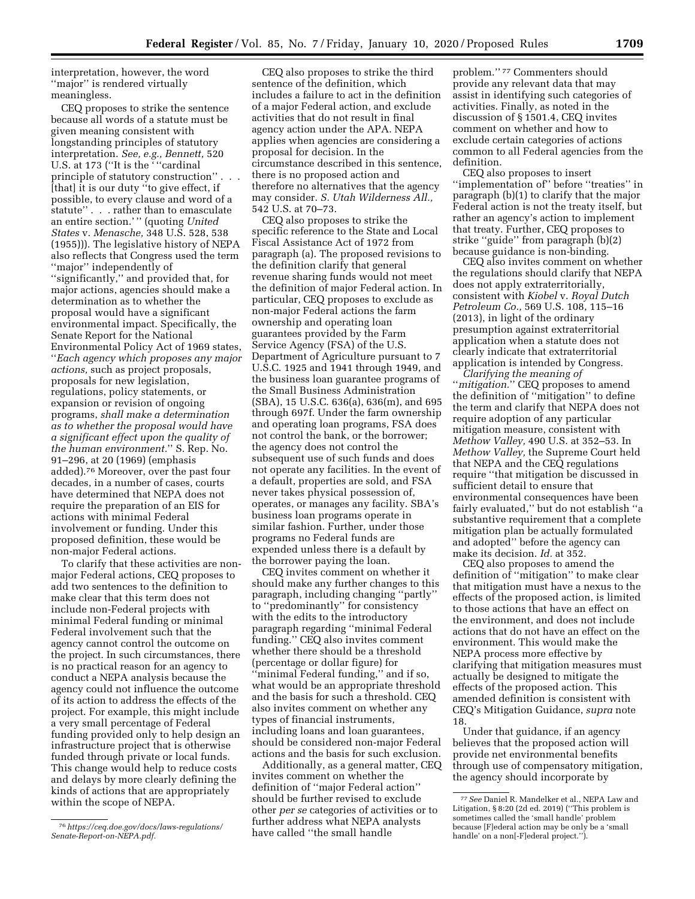interpretation, however, the word ''major'' is rendered virtually meaningless.

CEQ proposes to strike the sentence because all words of a statute must be given meaning consistent with longstanding principles of statutory interpretation. *See, e.g., Bennett,* 520 U.S. at 173 (''It is the ' ''cardinal principle of statutory construction'' . . . [that] it is our duty ''to give effect, if possible, to every clause and word of a statute'' . . . rather than to emasculate an entire section.' '' (quoting *United States* v. *Menasche,* 348 U.S. 528, 538 (1955))). The legislative history of NEPA also reflects that Congress used the term ''major'' independently of ''significantly,'' and provided that, for major actions, agencies should make a determination as to whether the proposal would have a significant environmental impact. Specifically, the Senate Report for the National Environmental Policy Act of 1969 states, ''*Each agency which proposes any major actions,* such as project proposals, proposals for new legislation, regulations, policy statements, or expansion or revision of ongoing programs, *shall make a determination as to whether the proposal would have a significant effect upon the quality of the human environment.*'' S. Rep. No. 91–296, at 20 (1969) (emphasis added).[76] Moreover, over the past four decades, in a number of cases, courts have determined that NEPA does not require the preparation of an EIS for actions with minimal Federal involvement or funding. Under this proposed definition, these would be non-major Federal actions.

To clarify that these activities are non-major Federal actions, CEQ proposes to add two sentences to the definition to make clear that this term does not include non-Federal projects with minimal Federal funding or minimal Federal involvement such that the agency cannot control the outcome on the project. In such circumstances, there is no practical reason for an agency to conduct a NEPA analysis because the agency could not influence the outcome of its action to address the effects of the project. For example, this might include a very small percentage of Federal funding provided only to help design an infrastructure project that is otherwise funded through private or local funds. This change would help to reduce costs and delays by more clearly defining the kinds of actions that are appropriately within the scope of NEPA.

CEQ also proposes to strike the third sentence of the definition, which includes a failure to act in the definition of a major Federal action, and exclude activities that do not result in final agency action under the APA. NEPA applies when agencies are considering a proposal for decision. In the circumstance described in this sentence, there is no proposed action and therefore no alternatives that the agency may consider. *S. Utah Wilderness All.,* 542 U.S. at 70–73.

CEQ also proposes to strike the specific reference to the State and Local Fiscal Assistance Act of 1972 from paragraph (a). The proposed revisions to the definition clarify that general revenue sharing funds would not meet the definition of major Federal action. In particular, CEQ proposes to exclude as non-major Federal actions the farm ownership and operating loan guarantees provided by the Farm Service Agency (FSA) of the U.S. Department of Agriculture pursuant to 7 U.S.C. 1925 and 1941 through 1949, and the business loan guarantee programs of the Small Business Administration (SBA), 15 U.S.C. 636(a), 636(m), and 695 through 697f. Under the farm ownership and operating loan programs, FSA does not control the bank, or the borrower; the agency does not control the subsequent use of such funds and does not operate any facilities. In the event of a default, properties are sold, and FSA never takes physical possession of, operates, or manages any facility. SBA's business loan programs operate in similar fashion. Further, under those programs no Federal funds are expended unless there is a default by the borrower paying the loan.

CEQ invites comment on whether it should make any further changes to this paragraph, including changing ''partly'' to ''predominantly'' for consistency with the edits to the introductory paragraph regarding ''minimal Federal funding.'' CEQ also invites comment whether there should be a threshold (percentage or dollar figure) for ''minimal Federal funding,'' and if so, what would be an appropriate threshold and the basis for such a threshold. CEQ also invites comment on whether any types of financial instruments, including loans and loan guarantees, should be considered non-major Federal actions and the basis for such exclusion.

Additionally, as a general matter, CEQ invites comment on whether the definition of ''major Federal action'' should be further revised to exclude other *per se* categories of activities or to further address what NEPA analysts have called ''the small handle problem.''[77] Commenters should provide any relevant data that may assist in identifying such categories of activities. Finally, as noted in the discussion of § 1501.4, CEQ invites comment on whether and how to exclude certain categories of actions common to all Federal agencies from the definition.

CEQ also proposes to insert ''implementation of'' before ''treaties'' in paragraph (b)(1) to clarify that the major Federal action is not the treaty itself, but rather an agency's action to implement that treaty. Further, CEQ proposes to strike ''guide'' from paragraph (b)(2) because guidance is non-binding.

CEQ also invites comment on whether the regulations should clarify that NEPA does not apply extraterritorially, consistent with *Kiobel* v. *Royal Dutch Petroleum Co.,* 569 U.S. 108, 115–16 (2013), in light of the ordinary presumption against extraterritorial application when a statute does not clearly indicate that extraterritorial application is intended by Congress.

*Clarifying the meaning of ''mitigation.''* CEQ proposes to amend the definition of ''mitigation'' to define the term and clarify that NEPA does not require adoption of any particular mitigation measure, consistent with *Methow Valley,* 490 U.S. at 352–53. In *Methow Valley,* the Supreme Court held that NEPA and the CEQ regulations require ''that mitigation be discussed in sufficient detail to ensure that environmental consequences have been fairly evaluated,'' but do not establish ''a substantive requirement that a complete mitigation plan be actually formulated and adopted'' before the agency can make its decision. *Id.* at 352.

CEQ also proposes to amend the definition of ''mitigation'' to make clear that mitigation must have a nexus to the effects of the proposed action, is limited to those actions that have an effect on the environment, and does not include actions that do not have an effect on the environment. This would make the NEPA process more effective by clarifying that mitigation measures must actually be designed to mitigate the effects of the proposed action. This amended definition is consistent with CEQ's Mitigation Guidance, *supra* note 18.

Under that guidance, if an agency believes that the proposed action will provide net environmental benefits through use of compensatory mitigation, the agency should incorporate by

---

[76] *https://ceq.doe.gov/docs/laws-regulations/Senate-Report-on-NEPA.pdf.*

[77] *See* Daniel R. Mandelker et al., NEPA Law and Litigation, § 8:20 (2d ed. 2019) (''This problem is sometimes called the 'small handle' problem because [F]ederal action may be only be a 'small handle' on a non[-F]ederal project.'').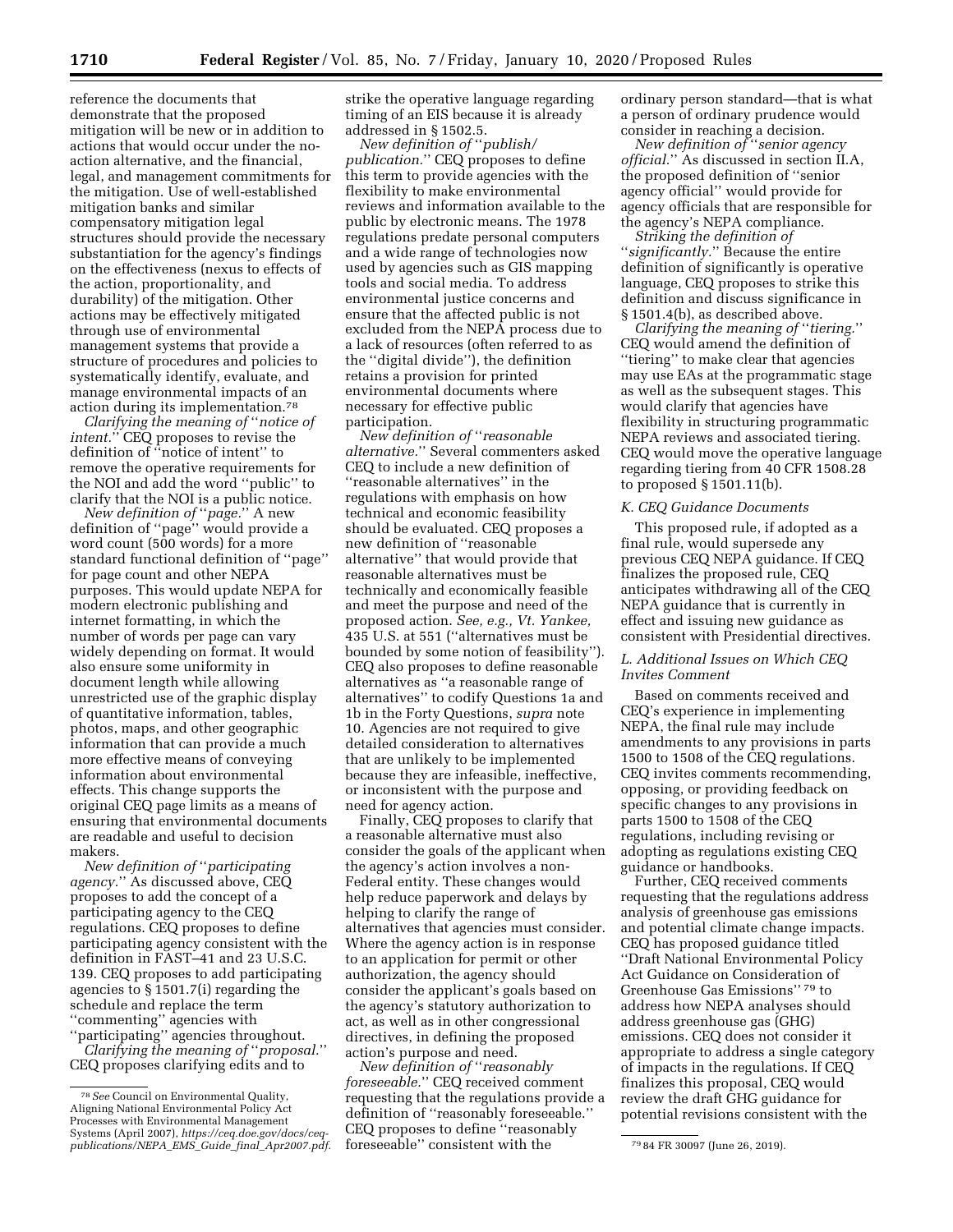reference the documents that demonstrate that the proposed mitigation will be new or in addition to actions that would occur under the no-action alternative, and the financial, legal, and management commitments for the mitigation. Use of well-established mitigation banks and similar compensatory mitigation legal structures should provide the necessary substantiation for the agency's findings on the effectiveness (nexus to effects of the action, proportionality, and durability) of the mitigation. Other actions may be effectively mitigated through use of environmental management systems that provide a structure of procedures and policies to systematically identify, evaluate, and manage environmental impacts of an action during its implementation.[78]

*Clarifying the meaning of* ''*notice of intent.*'' CEQ proposes to revise the definition of ''notice of intent'' to remove the operative requirements for the NOI and add the word ''public'' to clarify that the NOI is a public notice.

*New definition of* ''*page.*'' A new definition of ''page'' would provide a word count (500 words) for a more standard functional definition of ''page'' for page count and other NEPA purposes. This would update NEPA for modern electronic publishing and internet formatting, in which the number of words per page can vary widely depending on format. It would also ensure some uniformity in document length while allowing unrestricted use of the graphic display of quantitative information, tables, photos, maps, and other geographic information that can provide a much more effective means of conveying information about environmental effects. This change supports the original CEQ page limits as a means of ensuring that environmental documents are readable and useful to decision makers.

*New definition of* ''*participating agency.*'' As discussed above, CEQ proposes to add the concept of a participating agency to the CEQ regulations. CEQ proposes to define participating agency consistent with the definition in FAST–41 and 23 U.S.C. 139. CEQ proposes to add participating agencies to § 1501.7(i) regarding the schedule and replace the term ''commenting'' agencies with ''participating'' agencies throughout.

*Clarifying the meaning of* ''*proposal.*'' CEQ proposes clarifying edits and to strike the operative language regarding timing of an EIS because it is already addressed in § 1502.5.

*New definition of* ''*publish/publication.*'' CEQ proposes to define this term to provide agencies with the flexibility to make environmental reviews and information available to the public by electronic means. The 1978 regulations predate personal computers and a wide range of technologies now used by agencies such as GIS mapping tools and social media. To address environmental justice concerns and ensure that the affected public is not excluded from the NEPA process due to a lack of resources (often referred to as the ''digital divide''), the definition retains a provision for printed environmental documents where necessary for effective public participation.

*New definition of* ''*reasonable alternative.*'' Several commenters asked CEQ to include a new definition of ''reasonable alternatives'' in the regulations with emphasis on how technical and economic feasibility should be evaluated. CEQ proposes a new definition of ''reasonable alternative'' that would provide that reasonable alternatives must be technically and economically feasible and meet the purpose and need of the proposed action. *See, e.g., Vt. Yankee,* 435 U.S. at 551 (''alternatives must be bounded by some notion of feasibility''). CEQ also proposes to define reasonable alternatives as ''a reasonable range of alternatives'' to codify Questions 1a and 1b in the Forty Questions, *supra* note 10. Agencies are not required to give detailed consideration to alternatives that are unlikely to be implemented because they are infeasible, ineffective, or inconsistent with the purpose and need for agency action.

Finally, CEQ proposes to clarify that a reasonable alternative must also consider the goals of the applicant when the agency's action involves a non-Federal entity. These changes would help reduce paperwork and delays by helping to clarify the range of alternatives that agencies must consider. Where the agency action is in response to an application for permit or other authorization, the agency should consider the applicant's goals based on the agency's statutory authorization to act, as well as in other congressional directives, in defining the proposed action's purpose and need.

*New definition of* ''*reasonably foreseeable.*'' CEQ received comment requesting that the regulations provide a definition of ''reasonably foreseeable.'' CEQ proposes to define ''reasonably foreseeable'' consistent with the ordinary person standard—that is what a person of ordinary prudence would consider in reaching a decision.

*New definition of* ''*senior agency official.*'' As discussed in section II.A, the proposed definition of ''senior agency official'' would provide for agency officials that are responsible for the agency's NEPA compliance.

*Striking the definition of* ''*significantly.*'' Because the entire definition of significantly is operative language, CEQ proposes to strike this definition and discuss significance in § 1501.4(b), as described above.

*Clarifying the meaning of* ''*tiering.*'' CEQ would amend the definition of ''tiering'' to make clear that agencies may use EAs at the programmatic stage as well as the subsequent stages. This would clarify that agencies have flexibility in structuring programmatic NEPA reviews and associated tiering. CEQ would move the operative language regarding tiering from 40 CFR 1508.28 to proposed § 1501.11(b).

### K. CEQ Guidance Documents

This proposed rule, if adopted as a final rule, would supersede any previous CEQ NEPA guidance. If CEQ finalizes the proposed rule, CEQ anticipates withdrawing all of the CEQ NEPA guidance that is currently in effect and issuing new guidance as consistent with Presidential directives.

### L. Additional Issues on Which CEQ Invites Comment

Based on comments received and CEQ's experience in implementing NEPA, the final rule may include amendments to any provisions in parts 1500 to 1508 of the CEQ regulations. CEQ invites comments recommending, opposing, or providing feedback on specific changes to any provisions in parts 1500 to 1508 of the CEQ regulations, including revising or adopting as regulations existing CEQ guidance or handbooks.

Further, CEQ received comments requesting that the regulations address analysis of greenhouse gas emissions and potential climate change impacts. CEQ has proposed guidance titled ''Draft National Environmental Policy Act Guidance on Consideration of Greenhouse Gas Emissions''[79] to address how NEPA analyses should address greenhouse gas (GHG) emissions. CEQ does not consider it appropriate to address a single category of impacts in the regulations. If CEQ finalizes this proposal, CEQ would review the draft GHG guidance for potential revisions consistent with the

---

[78] *See* Council on Environmental Quality, Aligning National Environmental Policy Act Processes with Environmental Management Systems (April 2007), *https://ceq.doe.gov/docs/ceq-publications/NEPA_EMS_Guide_final_Apr2007.pdf.*

[79] 84 FR 30097 (June 26, 2019).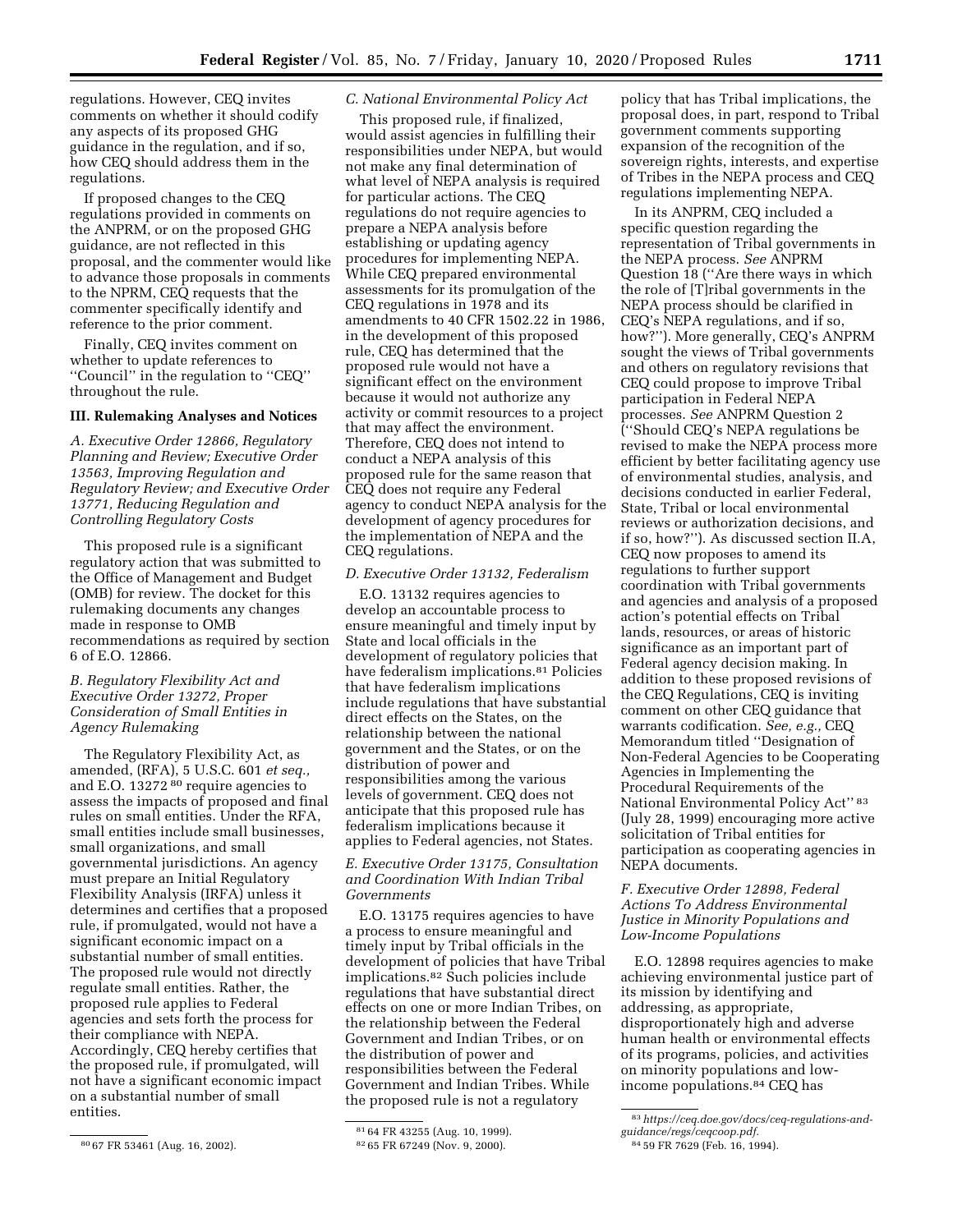regulations. However, CEQ invites comments on whether it should codify any aspects of its proposed GHG guidance in the regulation, and if so, how CEQ should address them in the regulations.

If proposed changes to the CEQ regulations provided in comments on the ANPRM, or on the proposed GHG guidance, are not reflected in this proposal, and the commenter would like to advance those proposals in comments to the NPRM, CEQ requests that the commenter specifically identify and reference to the prior comment.

Finally, CEQ invites comment on whether to update references to ''Council'' in the regulation to ''CEQ'' throughout the rule.

## III. Rulemaking Analyses and Notices

### *A. Executive Order 12866, Regulatory Planning and Review; Executive Order 13563, Improving Regulation and Regulatory Review; and Executive Order 13771, Reducing Regulation and Controlling Regulatory Costs*

This proposed rule is a significant regulatory action that was submitted to the Office of Management and Budget (OMB) for review. The docket for this rulemaking documents any changes made in response to OMB recommendations as required by section 6 of E.O. 12866.

### *B. Regulatory Flexibility Act and Executive Order 13272, Proper Consideration of Small Entities in Agency Rulemaking*

The Regulatory Flexibility Act, as amended, (RFA), 5 U.S.C. 601 *et seq.*, and E.O. 13272 [80] require agencies to assess the impacts of proposed and final rules on small entities. Under the RFA, small entities include small businesses, small organizations, and small governmental jurisdictions. An agency must prepare an Initial Regulatory Flexibility Analysis (IRFA) unless it determines and certifies that a proposed rule, if promulgated, would not have a significant economic impact on a substantial number of small entities. The proposed rule would not directly regulate small entities. Rather, the proposed rule applies to Federal agencies and sets forth the process for their compliance with NEPA. Accordingly, CEQ hereby certifies that the proposed rule, if promulgated, will not have a significant economic impact on a substantial number of small entities.

### *C. National Environmental Policy Act*

This proposed rule, if finalized, would assist agencies in fulfilling their responsibilities under NEPA, but would not make any final determination of what level of NEPA analysis is required for particular actions. The CEQ regulations do not require agencies to prepare a NEPA analysis before establishing or updating agency procedures for implementing NEPA. While CEQ prepared environmental assessments for its promulgation of the CEQ regulations in 1978 and its amendments to 40 CFR 1502.22 in 1986, in the development of this proposed rule, CEQ has determined that the proposed rule would not have a significant effect on the environment because it would not authorize any activity or commit resources to a project that may affect the environment. Therefore, CEQ does not intend to conduct a NEPA analysis of this proposed rule for the same reason that CEQ does not require any Federal agency to conduct NEPA analysis for the development of agency procedures for the implementation of NEPA and the CEQ regulations.

### *D. Executive Order 13132, Federalism*

E.O. 13132 requires agencies to develop an accountable process to ensure meaningful and timely input by State and local officials in the development of regulatory policies that have federalism implications.[81] Policies that have federalism implications include regulations that have substantial direct effects on the States, on the relationship between the national government and the States, or on the distribution of power and responsibilities among the various levels of government. CEQ does not anticipate that this proposed rule has federalism implications because it applies to Federal agencies, not States.

### *E. Executive Order 13175, Consultation and Coordination With Indian Tribal Governments*

E.O. 13175 requires agencies to have a process to ensure meaningful and timely input by Tribal officials in the development of policies that have Tribal implications.[82] Such policies include regulations that have substantial direct effects on one or more Indian Tribes, on the relationship between the Federal Government and Indian Tribes, or on the distribution of power and responsibilities between the Federal Government and Indian Tribes. While the proposed rule is not a regulatory policy that has Tribal implications, the proposal does, in part, respond to Tribal government comments supporting expansion of the recognition of the sovereign rights, interests, and expertise of Tribes in the NEPA process and CEQ regulations implementing NEPA.

In its ANPRM, CEQ included a specific question regarding the representation of Tribal governments in the NEPA process. *See* ANPRM Question 18 (''Are there ways in which the role of [T]ribal governments in the NEPA process should be clarified in CEQ's NEPA regulations, and if so, how?''). More generally, CEQ's ANPRM sought the views of Tribal governments and others on regulatory revisions that CEQ could propose to improve Tribal participation in Federal NEPA processes. *See* ANPRM Question 2 (''Should CEQ's NEPA regulations be revised to make the NEPA process more efficient by better facilitating agency use of environmental studies, analysis, and decisions conducted in earlier Federal, State, Tribal or local environmental reviews or authorization decisions, and if so, how?''). As discussed section II.A, CEQ now proposes to amend its regulations to further support coordination with Tribal governments and agencies and analysis of a proposed action's potential effects on Tribal lands, resources, or areas of historic significance as an important part of Federal agency decision making. In addition to these proposed revisions of the CEQ Regulations, CEQ is inviting comment on other CEQ guidance that warrants codification. *See, e.g.,* CEQ Memorandum titled ''Designation of Non-Federal Agencies to be Cooperating Agencies in Implementing the Procedural Requirements of the National Environmental Policy Act'' [83] (July 28, 1999) encouraging more active solicitation of Tribal entities for participation as cooperating agencies in NEPA documents.

### *F. Executive Order 12898, Federal Actions To Address Environmental Justice in Minority Populations and Low-Income Populations*

E.O. 12898 requires agencies to make achieving environmental justice part of its mission by identifying and addressing, as appropriate, disproportionately high and adverse human health or environmental effects of its programs, policies, and activities on minority populations and low-income populations.[84] CEQ has

---

[80] 67 FR 53461 (Aug. 16, 2002).

[81] 64 FR 43255 (Aug. 10, 1999).

[82] 65 FR 67249 (Nov. 9, 2000).

[83] *https://ceq.doe.gov/docs/ceq-regulations-and-guidance/regs/ceqcoop.pdf.*

[84] 59 FR 7629 (Feb. 16, 1994).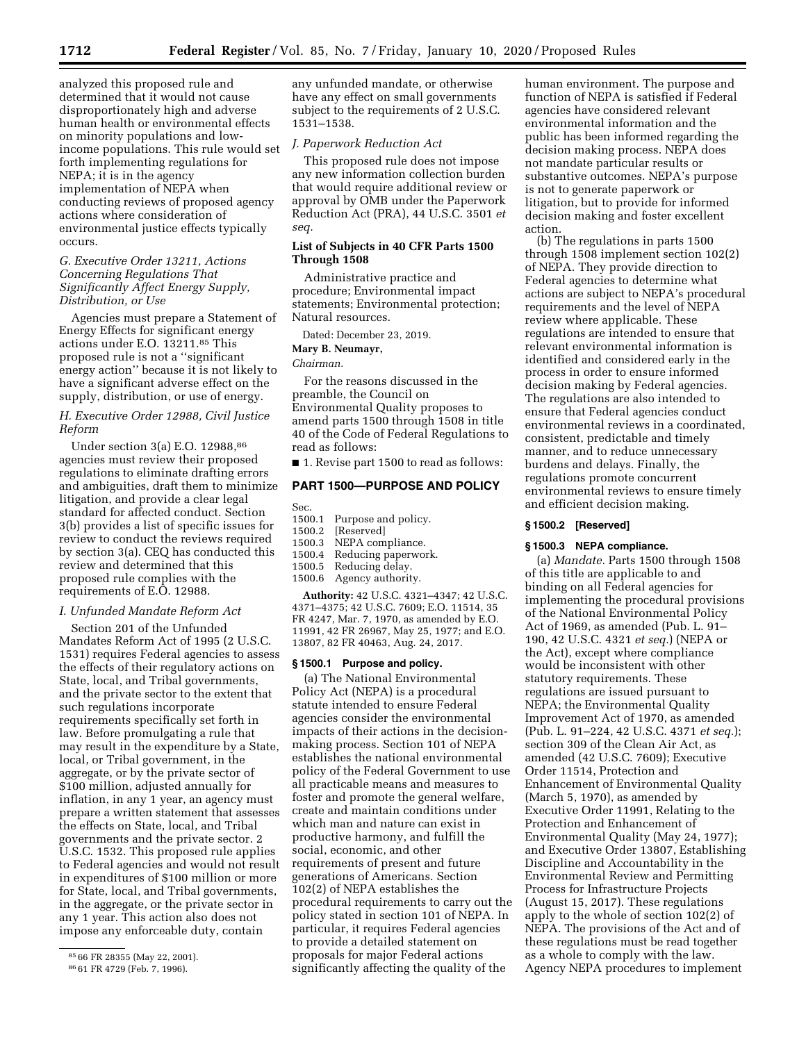analyzed this proposed rule and determined that it would not cause disproportionately high and adverse human health or environmental effects on minority populations and low-income populations. This rule would set forth implementing regulations for NEPA; it is in the agency implementation of NEPA when conducting reviews of proposed agency actions where consideration of environmental justice effects typically occurs.

### G. Executive Order 13211, Actions Concerning Regulations That Significantly Affect Energy Supply, Distribution, or Use

Agencies must prepare a Statement of Energy Effects for significant energy actions under E.O. 13211.[85] This proposed rule is not a ''significant energy action'' because it is not likely to have a significant adverse effect on the supply, distribution, or use of energy.

### H. Executive Order 12988, Civil Justice Reform

Under section 3(a) E.O. 12988,[86] agencies must review their proposed regulations to eliminate drafting errors and ambiguities, draft them to minimize litigation, and provide a clear legal standard for affected conduct. Section 3(b) provides a list of specific issues for review to conduct the reviews required by section 3(a). CEQ has conducted this review and determined that this proposed rule complies with the requirements of E.O. 12988.

### I. Unfunded Mandate Reform Act

Section 201 of the Unfunded Mandates Reform Act of 1995 (2 U.S.C. 1531) requires Federal agencies to assess the effects of their regulatory actions on State, local, and Tribal governments, and the private sector to the extent that such regulations incorporate requirements specifically set forth in law. Before promulgating a rule that may result in the expenditure by a State, local, or Tribal government, in the aggregate, or by the private sector of $100 million, adjusted annually for inflation, in any 1 year, an agency must prepare a written statement that assesses the effects on State, local, and Tribal governments and the private sector. 2 U.S.C. 1532. This proposed rule applies to Federal agencies and would not result in expenditures of $100 million or more for State, local, and Tribal governments, in the aggregate, or the private sector in any 1 year. This action also does not impose any enforceable duty, contain any unfunded mandate, or otherwise have any effect on small governments subject to the requirements of 2 U.S.C. 1531–1538.

### J. Paperwork Reduction Act

This proposed rule does not impose any new information collection burden that would require additional review or approval by OMB under the Paperwork Reduction Act (PRA), 44 U.S.C. 3501 *et seq.*

## List of Subjects in 40 CFR Parts 1500 Through 1508

Administrative practice and procedure; Environmental impact statements; Environmental protection; Natural resources.

Dated: December 23, 2019.

**Mary B. Neumayr,**

*Chairman.*

For the reasons discussed in the preamble, the Council on Environmental Quality proposes to amend parts 1500 through 1508 in title 40 of the Code of Federal Regulations to read as follows:

■ 1. Revise part 1500 to read as follows:

## PART 1500—PURPOSE AND POLICY

Sec.
1500.1 Purpose and policy.
1500.2 [Reserved]
1500.3 NEPA compliance.
1500.4 Reducing paperwork.
1500.5 Reducing delay.
1500.6 Agency authority.

**Authority:** 42 U.S.C. 4321–4347; 42 U.S.C. 4371–4375; 42 U.S.C. 7609; E.O. 11514, 35 FR 4247, Mar. 7, 1970, as amended by E.O. 11991, 42 FR 26967, May 25, 1977; and E.O. 13807, 82 FR 40463, Aug. 24, 2017.

### § 1500.1 Purpose and policy.

(a) The National Environmental Policy Act (NEPA) is a procedural statute intended to ensure Federal agencies consider the environmental impacts of their actions in the decision-making process. Section 101 of NEPA establishes the national environmental policy of the Federal Government to use all practicable means and measures to foster and promote the general welfare, create and maintain conditions under which man and nature can exist in productive harmony, and fulfill the social, economic, and other requirements of present and future generations of Americans. Section 102(2) of NEPA establishes the procedural requirements to carry out the policy stated in section 101 of NEPA. In particular, it requires Federal agencies to provide a detailed statement on proposals for major Federal actions significantly affecting the quality of the human environment. The purpose and function of NEPA is satisfied if Federal agencies have considered relevant environmental information and the public has been informed regarding the decision making process. NEPA does not mandate particular results or substantive outcomes. NEPA's purpose is not to generate paperwork or litigation, but to provide for informed decision making and foster excellent action.

(b) The regulations in parts 1500 through 1508 implement section 102(2) of NEPA. They provide direction to Federal agencies to determine what actions are subject to NEPA's procedural requirements and the level of NEPA review where applicable. These regulations are intended to ensure that relevant environmental information is identified and considered early in the process in order to ensure informed decision making by Federal agencies. The regulations are also intended to ensure that Federal agencies conduct environmental reviews in a coordinated, consistent, predictable and timely manner, and to reduce unnecessary burdens and delays. Finally, the regulations promote concurrent environmental reviews to ensure timely and efficient decision making.

### § 1500.2 [Reserved]

### § 1500.3 NEPA compliance.

(a) *Mandate.* Parts 1500 through 1508 of this title are applicable to and binding on all Federal agencies for implementing the procedural provisions of the National Environmental Policy Act of 1969, as amended (Pub. L. 91–190, 42 U.S.C. 4321 *et seq.*) (NEPA or the Act), except where compliance would be inconsistent with other statutory requirements. These regulations are issued pursuant to NEPA; the Environmental Quality Improvement Act of 1970, as amended (Pub. L. 91–224, 42 U.S.C. 4371 *et seq.*); section 309 of the Clean Air Act, as amended (42 U.S.C. 7609); Executive Order 11514, Protection and Enhancement of Environmental Quality (March 5, 1970), as amended by Executive Order 11991, Relating to the Protection and Enhancement of Environmental Quality (May 24, 1977); and Executive Order 13807, Establishing Discipline and Accountability in the Environmental Review and Permitting Process for Infrastructure Projects (August 15, 2017). These regulations apply to the whole of section 102(2) of NEPA. The provisions of the Act and of these regulations must be read together as a whole to comply with the law. Agency NEPA procedures to implement

[85] 66 FR 28355 (May 22, 2001).

[86] 61 FR 4729 (Feb. 7, 1996).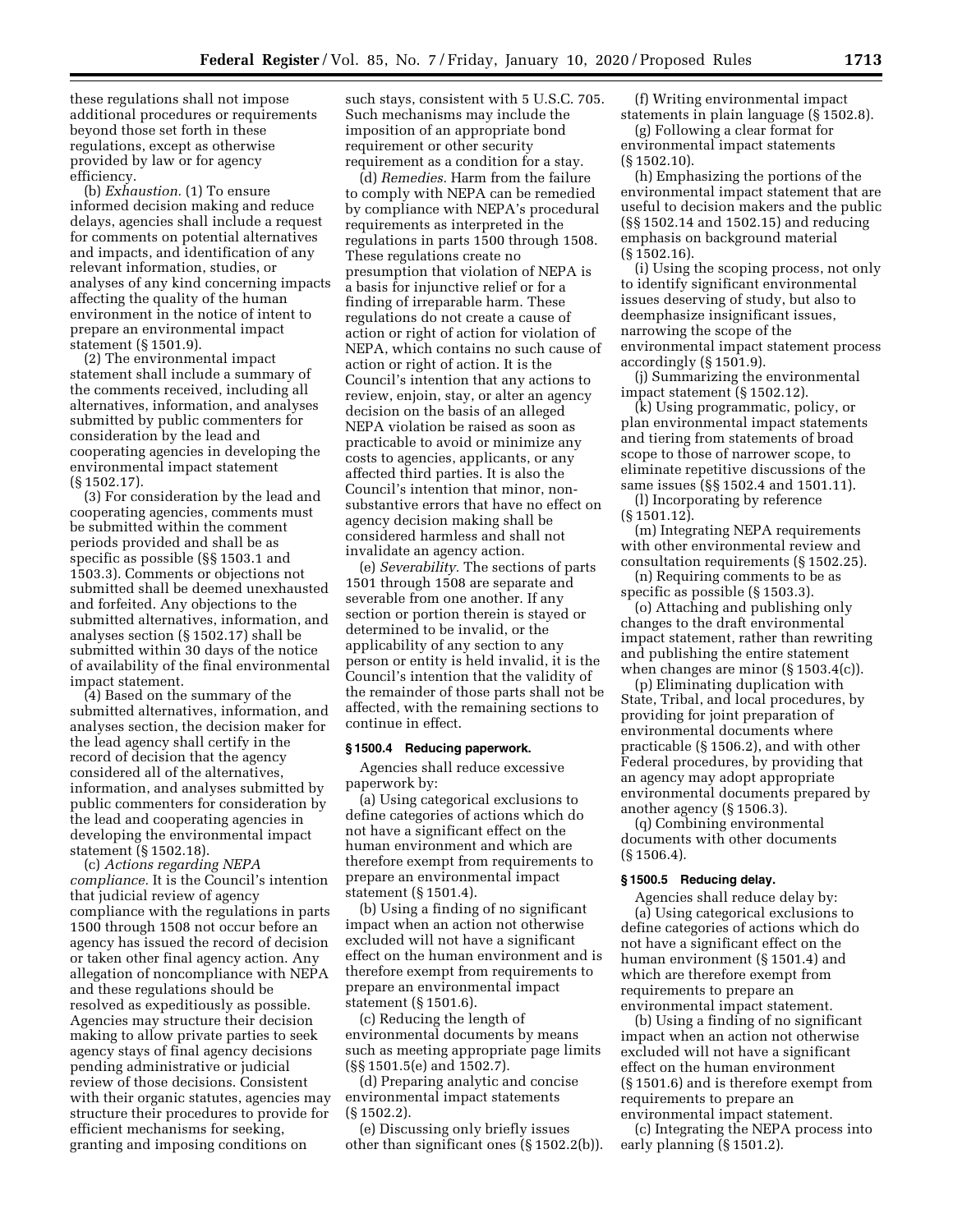these regulations shall not impose additional procedures or requirements beyond those set forth in these regulations, except as otherwise provided by law or for agency efficiency.

(b) *Exhaustion.* (1) To ensure informed decision making and reduce delays, agencies shall include a request for comments on potential alternatives and impacts, and identification of any relevant information, studies, or analyses of any kind concerning impacts affecting the quality of the human environment in the notice of intent to prepare an environmental impact statement (§ 1501.9).

(2) The environmental impact statement shall include a summary of the comments received, including all alternatives, information, and analyses submitted by public commenters for consideration by the lead and cooperating agencies in developing the environmental impact statement (§ 1502.17).

(3) For consideration by the lead and cooperating agencies, comments must be submitted within the comment periods provided and shall be as specific as possible (§§ 1503.1 and 1503.3). Comments or objections not submitted shall be deemed unexhausted and forfeited. Any objections to the submitted alternatives, information, and analyses section (§ 1502.17) shall be submitted within 30 days of the notice of availability of the final environmental impact statement.

(4) Based on the summary of the submitted alternatives, information, and analyses section, the decision maker for the lead agency shall certify in the record of decision that the agency considered all of the alternatives, information, and analyses submitted by public commenters for consideration by the lead and cooperating agencies in developing the environmental impact statement (§ 1502.18).

(c) *Actions regarding NEPA compliance.* It is the Council's intention that judicial review of agency compliance with the regulations in parts 1500 through 1508 not occur before an agency has issued the record of decision or taken other final agency action. Any allegation of noncompliance with NEPA and these regulations should be resolved as expeditiously as possible. Agencies may structure their decision making to allow private parties to seek agency stays of final agency decisions pending administrative or judicial review of those decisions. Consistent with their organic statutes, agencies may structure their procedures to provide for efficient mechanisms for seeking, granting and imposing conditions on such stays, consistent with 5 U.S.C. 705. Such mechanisms may include the imposition of an appropriate bond requirement or other security requirement as a condition for a stay.

(d) *Remedies.* Harm from the failure to comply with NEPA can be remedied by compliance with NEPA's procedural requirements as interpreted in the regulations in parts 1500 through 1508. These regulations create no presumption that violation of NEPA is a basis for injunctive relief or for a finding of irreparable harm. These regulations do not create a cause of action or right of action for violation of NEPA, which contains no such cause of action or right of action. It is the Council's intention that any actions to review, enjoin, stay, or alter an agency decision on the basis of an alleged NEPA violation be raised as soon as practicable to avoid or minimize any costs to agencies, applicants, or any affected third parties. It is also the Council's intention that minor, non-substantive errors that have no effect on agency decision making shall be considered harmless and shall not invalidate an agency action.

(e) *Severability.* The sections of parts 1501 through 1508 are separate and severable from one another. If any section or portion therein is stayed or determined to be invalid, or the applicability of any section to any person or entity is held invalid, it is the Council's intention that the validity of the remainder of those parts shall not be affected, with the remaining sections to continue in effect.

### § 1500.4 Reducing paperwork.

Agencies shall reduce excessive paperwork by:

(a) Using categorical exclusions to define categories of actions which do not have a significant effect on the human environment and which are therefore exempt from requirements to prepare an environmental impact statement (§ 1501.4).

(b) Using a finding of no significant impact when an action not otherwise excluded will not have a significant effect on the human environment and is therefore exempt from requirements to prepare an environmental impact statement (§ 1501.6).

(c) Reducing the length of environmental documents by means such as meeting appropriate page limits (§§ 1501.5(e) and 1502.7).

(d) Preparing analytic and concise environmental impact statements (§ 1502.2).

(e) Discussing only briefly issues other than significant ones (§ 1502.2(b)).

(f) Writing environmental impact statements in plain language (§ 1502.8).

(g) Following a clear format for environmental impact statements (§ 1502.10).

(h) Emphasizing the portions of the environmental impact statement that are useful to decision makers and the public (§§ 1502.14 and 1502.15) and reducing emphasis on background material (§ 1502.16).

(i) Using the scoping process, not only to identify significant environmental issues deserving of study, but also to deemphasize insignificant issues, narrowing the scope of the environmental impact statement process accordingly (§ 1501.9).

(j) Summarizing the environmental impact statement (§ 1502.12).

(k) Using programmatic, policy, or plan environmental impact statements and tiering from statements of broad scope to those of narrower scope, to eliminate repetitive discussions of the same issues (§§ 1502.4 and 1501.11).

(l) Incorporating by reference (§ 1501.12).

(m) Integrating NEPA requirements with other environmental review and consultation requirements (§ 1502.25).

(n) Requiring comments to be as specific as possible (§ 1503.3).

(o) Attaching and publishing only changes to the draft environmental impact statement, rather than rewriting and publishing the entire statement when changes are minor (§ 1503.4(c)).

(p) Eliminating duplication with State, Tribal, and local procedures, by providing for joint preparation of environmental documents where practicable (§ 1506.2), and with other Federal procedures, by providing that an agency may adopt appropriate environmental documents prepared by another agency (§ 1506.3).

(q) Combining environmental documents with other documents (§ 1506.4).

### § 1500.5 Reducing delay.

Agencies shall reduce delay by:

(a) Using categorical exclusions to define categories of actions which do not have a significant effect on the human environment (§ 1501.4) and which are therefore exempt from requirements to prepare an environmental impact statement.

(b) Using a finding of no significant impact when an action not otherwise excluded will not have a significant effect on the human environment (§ 1501.6) and is therefore exempt from requirements to prepare an environmental impact statement.

(c) Integrating the NEPA process into early planning (§ 1501.2).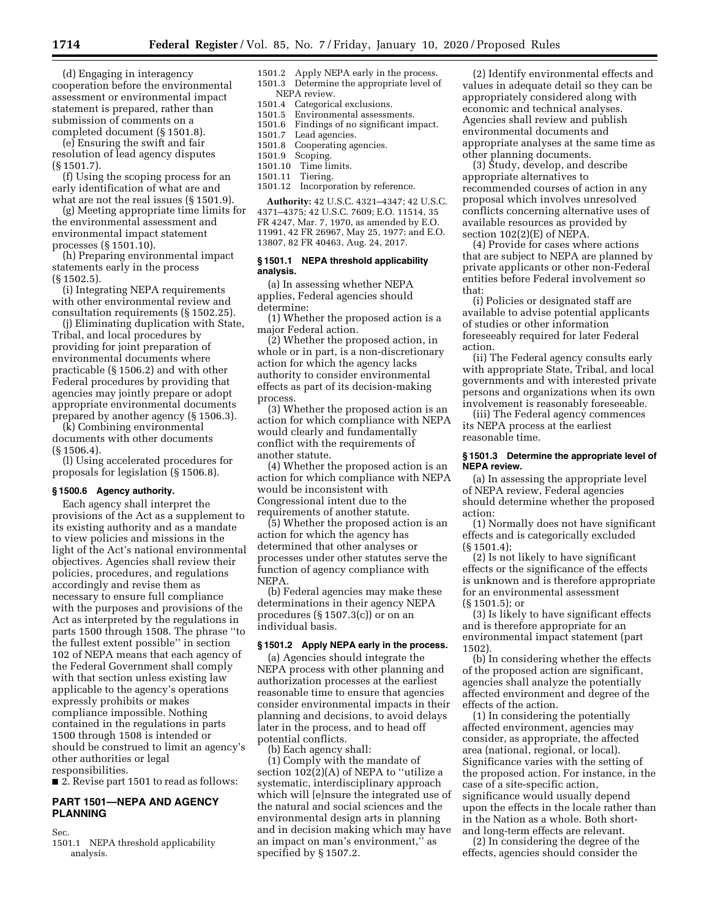(d) Engaging in interagency cooperation before the environmental assessment or environmental impact statement is prepared, rather than submission of comments on a completed document (§ 1501.8).

(e) Ensuring the swift and fair resolution of lead agency disputes (§ 1501.7).

(f) Using the scoping process for an early identification of what are and what are not the real issues (§ 1501.9).

(g) Meeting appropriate time limits for the environmental assessment and environmental impact statement processes (§ 1501.10).

(h) Preparing environmental impact statements early in the process (§ 1502.5).

(i) Integrating NEPA requirements with other environmental review and consultation requirements (§ 1502.25).

(j) Eliminating duplication with State, Tribal, and local procedures by providing for joint preparation of environmental documents where practicable (§ 1506.2) and with other Federal procedures by providing that agencies may jointly prepare or adopt appropriate environmental documents prepared by another agency (§ 1506.3).

(k) Combining environmental documents with other documents (§ 1506.4).

(l) Using accelerated procedures for proposals for legislation (§ 1506.8).

### § 1500.6 Agency authority.

Each agency shall interpret the provisions of the Act as a supplement to its existing authority and as a mandate to view policies and missions in the light of the Act's national environmental objectives. Agencies shall review their policies, procedures, and regulations accordingly and revise them as necessary to ensure full compliance with the purposes and provisions of the Act as interpreted by the regulations in parts 1500 through 1508. The phrase "to the fullest extent possible" in section 102 of NEPA means that each agency of the Federal Government shall comply with that section unless existing law applicable to the agency's operations expressly prohibits or makes compliance impossible. Nothing contained in the regulations in parts 1500 through 1508 is intended or should be construed to limit an agency's other authorities or legal responsibilities.

■ 2. Revise part 1501 to read as follows:

## PART 1501—NEPA AND AGENCY PLANNING

Sec.
1501.1 NEPA threshold applicability analysis.
1501.2 Apply NEPA early in the process.
1501.3 Determine the appropriate level of NEPA review.
1501.4 Categorical exclusions.
1501.5 Environmental assessments.
1501.6 Findings of no significant impact.
1501.7 Lead agencies.
1501.8 Cooperating agencies.
1501.9 Scoping.
1501.10 Time limits.
1501.11 Tiering.
1501.12 Incorporation by reference.

**Authority:** 42 U.S.C. 4321–4347; 42 U.S.C. 4371–4375; 42 U.S.C. 7609; E.O. 11514, 35 FR 4247, Mar. 7, 1970, as amended by E.O. 11991, 42 FR 26967, May 25, 1977; and E.O. 13807, 82 FR 40463, Aug. 24, 2017.

### § 1501.1 NEPA threshold applicability analysis.

(a) In assessing whether NEPA applies, Federal agencies should determine:

(1) Whether the proposed action is a major Federal action.

(2) Whether the proposed action, in whole or in part, is a non-discretionary action for which the agency lacks authority to consider environmental effects as part of its decision-making process.

(3) Whether the proposed action is an action for which compliance with NEPA would clearly and fundamentally conflict with the requirements of another statute.

(4) Whether the proposed action is an action for which compliance with NEPA would be inconsistent with Congressional intent due to the requirements of another statute.

(5) Whether the proposed action is an action for which the agency has determined that other analyses or processes under other statutes serve the function of agency compliance with NEPA.

(b) Federal agencies may make these determinations in their agency NEPA procedures (§ 1507.3(c)) or on an individual basis.

### § 1501.2 Apply NEPA early in the process.

(a) Agencies should integrate the NEPA process with other planning and authorization processes at the earliest reasonable time to ensure that agencies consider environmental impacts in their planning and decisions, to avoid delays later in the process, and to head off potential conflicts.

(b) Each agency shall:

(1) Comply with the mandate of section 102(2)(A) of NEPA to "utilize a systematic, interdisciplinary approach which will [e]nsure the integrated use of the natural and social sciences and the environmental design arts in planning and in decision making which may have an impact on man's environment," as specified by § 1507.2.

(2) Identify environmental effects and values in adequate detail so they can be appropriately considered along with economic and technical analyses. Agencies shall review and publish environmental documents and appropriate analyses at the same time as other planning documents.

(3) Study, develop, and describe appropriate alternatives to recommended courses of action in any proposal which involves unresolved conflicts concerning alternative uses of available resources as provided by section 102(2)(E) of NEPA.

(4) Provide for cases where actions that are subject to NEPA are planned by private applicants or other non-Federal entities before Federal involvement so that:

(i) Policies or designated staff are available to advise potential applicants of studies or other information foreseeably required for later Federal action.

(ii) The Federal agency consults early with appropriate State, Tribal, and local governments and with interested private persons and organizations when its own involvement is reasonably foreseeable.

(iii) The Federal agency commences its NEPA process at the earliest reasonable time.

### § 1501.3 Determine the appropriate level of NEPA review.

(a) In assessing the appropriate level of NEPA review, Federal agencies should determine whether the proposed action:

(1) Normally does not have significant effects and is categorically excluded (§ 1501.4);

(2) Is not likely to have significant effects or the significance of the effects is unknown and is therefore appropriate for an environmental assessment (§ 1501.5); or

(3) Is likely to have significant effects and is therefore appropriate for an environmental impact statement (part 1502).

(b) In considering whether the effects of the proposed action are significant, agencies shall analyze the potentially affected environment and degree of the effects of the action.

(1) In considering the potentially affected environment, agencies may consider, as appropriate, the affected area (national, regional, or local). Significance varies with the setting of the proposed action. For instance, in the case of a site-specific action, significance would usually depend upon the effects in the locale rather than in the Nation as a whole. Both short- and long-term effects are relevant.

(2) In considering the degree of the effects, agencies should consider the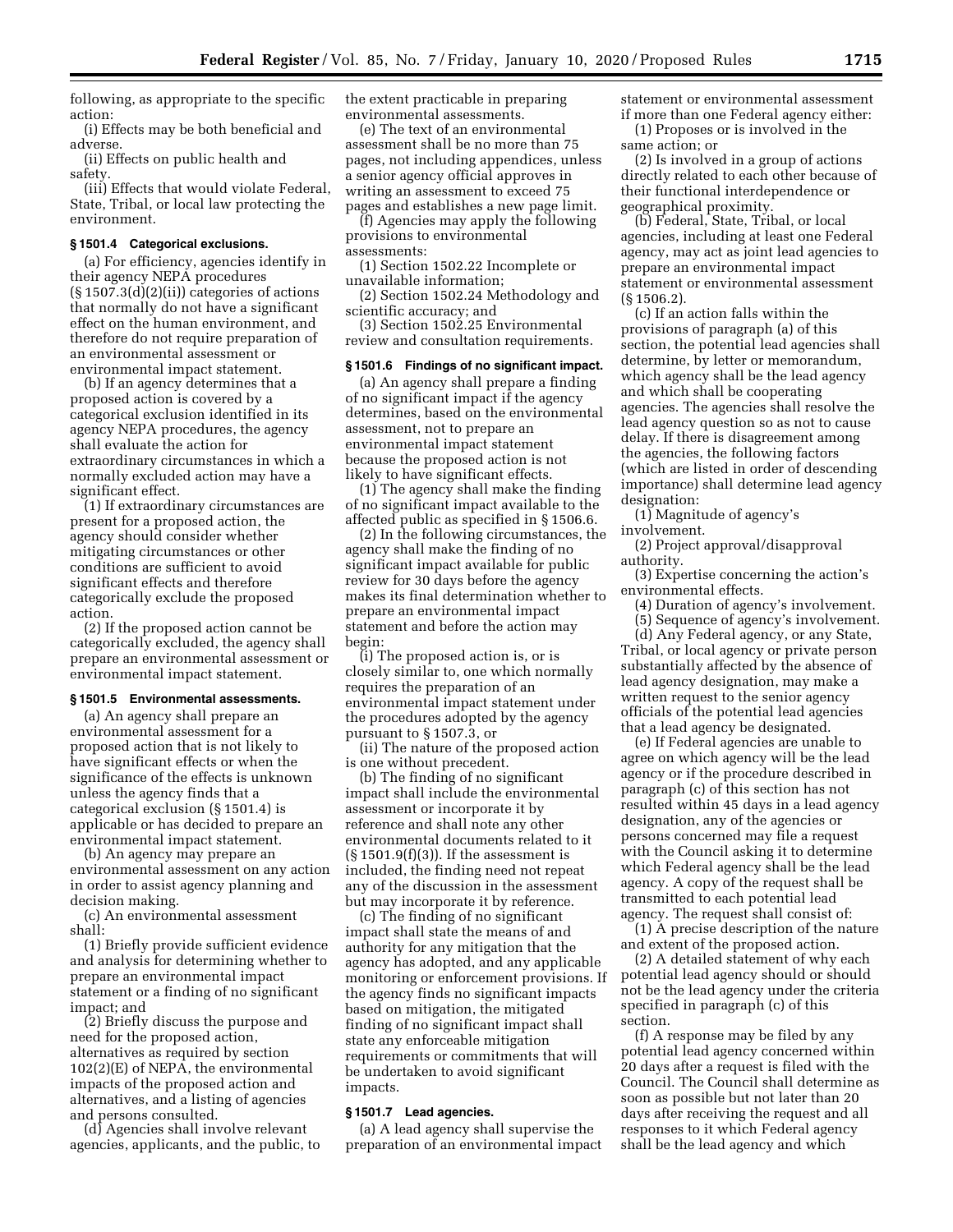following, as appropriate to the specific action:

(i) Effects may be both beneficial and adverse.

(ii) Effects on public health and safety.

(iii) Effects that would violate Federal, State, Tribal, or local law protecting the environment.

### § 1501.4 Categorical exclusions.

(a) For efficiency, agencies identify in their agency NEPA procedures (§ 1507.3(d)(2)(ii)) categories of actions that normally do not have a significant effect on the human environment, and therefore do not require preparation of an environmental assessment or environmental impact statement.

(b) If an agency determines that a proposed action is covered by a categorical exclusion identified in its agency NEPA procedures, the agency shall evaluate the action for extraordinary circumstances in which a normally excluded action may have a significant effect.

(1) If extraordinary circumstances are present for a proposed action, the agency should consider whether mitigating circumstances or other conditions are sufficient to avoid significant effects and therefore categorically exclude the proposed action.

(2) If the proposed action cannot be categorically excluded, the agency shall prepare an environmental assessment or environmental impact statement.

### § 1501.5 Environmental assessments.

(a) An agency shall prepare an environmental assessment for a proposed action that is not likely to have significant effects or when the significance of the effects is unknown unless the agency finds that a categorical exclusion (§ 1501.4) is applicable or has decided to prepare an environmental impact statement.

(b) An agency may prepare an environmental assessment on any action in order to assist agency planning and decision making.

(c) An environmental assessment shall:

(1) Briefly provide sufficient evidence and analysis for determining whether to prepare an environmental impact statement or a finding of no significant impact; and

(2) Briefly discuss the purpose and need for the proposed action, alternatives as required by section 102(2)(E) of NEPA, the environmental impacts of the proposed action and alternatives, and a listing of agencies and persons consulted.

(d) Agencies shall involve relevant agencies, applicants, and the public, to the extent practicable in preparing environmental assessments.

(e) The text of an environmental assessment shall be no more than 75 pages, not including appendices, unless a senior agency official approves in writing an assessment to exceed 75 pages and establishes a new page limit.

(f) Agencies may apply the following provisions to environmental assessments:

(1) Section 1502.22 Incomplete or unavailable information;

(2) Section 1502.24 Methodology and scientific accuracy; and

(3) Section 1502.25 Environmental review and consultation requirements.

### § 1501.6 Findings of no significant impact.

(a) An agency shall prepare a finding of no significant impact if the agency determines, based on the environmental assessment, not to prepare an environmental impact statement because the proposed action is not likely to have significant effects.

(1) The agency shall make the finding of no significant impact available to the affected public as specified in § 1506.6.

(2) In the following circumstances, the agency shall make the finding of no significant impact available for public review for 30 days before the agency makes its final determination whether to prepare an environmental impact statement and before the action may begin:

(i) The proposed action is, or is closely similar to, one which normally requires the preparation of an environmental impact statement under the procedures adopted by the agency pursuant to § 1507.3, or

(ii) The nature of the proposed action is one without precedent.

(b) The finding of no significant impact shall include the environmental assessment or incorporate it by reference and shall note any other environmental documents related to it (§ 1501.9(f)(3)). If the assessment is included, the finding need not repeat any of the discussion in the assessment but may incorporate it by reference.

(c) The finding of no significant impact shall state the means of and authority for any mitigation that the agency has adopted, and any applicable monitoring or enforcement provisions. If the agency finds no significant impacts based on mitigation, the mitigated finding of no significant impact shall state any enforceable mitigation requirements or commitments that will be undertaken to avoid significant impacts.

### § 1501.7 Lead agencies.

(a) A lead agency shall supervise the preparation of an environmental impact statement or environmental assessment if more than one Federal agency either:

(1) Proposes or is involved in the same action; or

(2) Is involved in a group of actions directly related to each other because of their functional interdependence or geographical proximity.

(b) Federal, State, Tribal, or local agencies, including at least one Federal agency, may act as joint lead agencies to prepare an environmental impact statement or environmental assessment (§ 1506.2).

(c) If an action falls within the provisions of paragraph (a) of this section, the potential lead agencies shall determine, by letter or memorandum, which agency shall be the lead agency and which shall be cooperating agencies. The agencies shall resolve the lead agency question so as not to cause delay. If there is disagreement among the agencies, the following factors (which are listed in order of descending importance) shall determine lead agency designation:

(1) Magnitude of agency's involvement.

(2) Project approval/disapproval authority.

(3) Expertise concerning the action's environmental effects.

(4) Duration of agency's involvement.

(5) Sequence of agency's involvement.

(d) Any Federal agency, or any State, Tribal, or local agency or private person substantially affected by the absence of lead agency designation, may make a written request to the senior agency officials of the potential lead agencies that a lead agency be designated.

(e) If Federal agencies are unable to agree on which agency will be the lead agency or if the procedure described in paragraph (c) of this section has not resulted within 45 days in a lead agency designation, any of the agencies or persons concerned may file a request with the Council asking it to determine which Federal agency shall be the lead agency. A copy of the request shall be transmitted to each potential lead agency. The request shall consist of:

(1) A precise description of the nature and extent of the proposed action.

(2) A detailed statement of why each potential lead agency should or should not be the lead agency under the criteria specified in paragraph (c) of this section.

(f) A response may be filed by any potential lead agency concerned within 20 days after a request is filed with the Council. The Council shall determine as soon as possible but not later than 20 days after receiving the request and all responses to it which Federal agency shall be the lead agency and which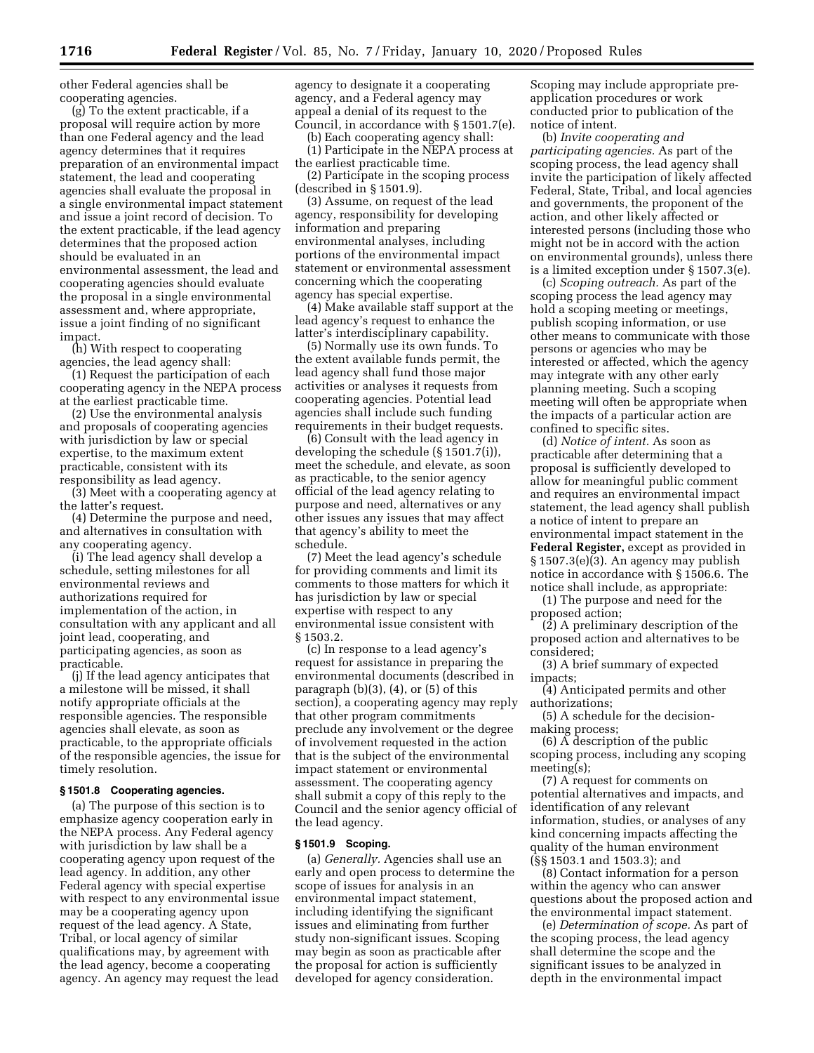other Federal agencies shall be cooperating agencies.

(g) To the extent practicable, if a proposal will require action by more than one Federal agency and the lead agency determines that it requires preparation of an environmental impact statement, the lead and cooperating agencies shall evaluate the proposal in a single environmental impact statement and issue a joint record of decision. To the extent practicable, if the lead agency determines that the proposed action should be evaluated in an environmental assessment, the lead and cooperating agencies should evaluate the proposal in a single environmental assessment and, where appropriate, issue a joint finding of no significant impact.

(h) With respect to cooperating agencies, the lead agency shall:

(1) Request the participation of each cooperating agency in the NEPA process at the earliest practicable time.

(2) Use the environmental analysis and proposals of cooperating agencies with jurisdiction by law or special expertise, to the maximum extent practicable, consistent with its responsibility as lead agency.

(3) Meet with a cooperating agency at the latter's request.

(4) Determine the purpose and need, and alternatives in consultation with any cooperating agency.

(i) The lead agency shall develop a schedule, setting milestones for all environmental reviews and authorizations required for implementation of the action, in consultation with any applicant and all joint lead, cooperating, and participating agencies, as soon as practicable.

(j) If the lead agency anticipates that a milestone will be missed, it shall notify appropriate officials at the responsible agencies. The responsible agencies shall elevate, as soon as practicable, to the appropriate officials of the responsible agencies, the issue for timely resolution.

### § 1501.8 Cooperating agencies.

(a) The purpose of this section is to emphasize agency cooperation early in the NEPA process. Any Federal agency with jurisdiction by law shall be a cooperating agency upon request of the lead agency. In addition, any other Federal agency with special expertise with respect to any environmental issue may be a cooperating agency upon request of the lead agency. A State, Tribal, or local agency of similar qualifications may, by agreement with the lead agency, become a cooperating agency. An agency may request the lead agency to designate it a cooperating agency, and a Federal agency may appeal a denial of its request to the Council, in accordance with § 1501.7(e).

(b) Each cooperating agency shall:

(1) Participate in the NEPA process at the earliest practicable time.

(2) Participate in the scoping process (described in § 1501.9).

(3) Assume, on request of the lead agency, responsibility for developing information and preparing environmental analyses, including portions of the environmental impact statement or environmental assessment concerning which the cooperating agency has special expertise.

(4) Make available staff support at the lead agency's request to enhance the latter's interdisciplinary capability.

(5) Normally use its own funds. To the extent available funds permit, the lead agency shall fund those major activities or analyses it requests from cooperating agencies. Potential lead agencies shall include such funding requirements in their budget requests.

(6) Consult with the lead agency in developing the schedule (§ 1501.7(i)), meet the schedule, and elevate, as soon as practicable, to the senior agency official of the lead agency relating to purpose and need, alternatives or any other issues any issues that may affect that agency's ability to meet the schedule.

(7) Meet the lead agency's schedule for providing comments and limit its comments to those matters for which it has jurisdiction by law or special expertise with respect to any environmental issue consistent with § 1503.2.

(c) In response to a lead agency's request for assistance in preparing the environmental documents (described in paragraph (b)(3), (4), or (5) of this section), a cooperating agency may reply that other program commitments preclude any involvement or the degree of involvement requested in the action that is the subject of the environmental impact statement or environmental assessment. The cooperating agency shall submit a copy of this reply to the Council and the senior agency official of the lead agency.

### § 1501.9 Scoping.

(a) *Generally.* Agencies shall use an early and open process to determine the scope of issues for analysis in an environmental impact statement, including identifying the significant issues and eliminating from further study non-significant issues. Scoping may begin as soon as practicable after the proposal for action is sufficiently developed for agency consideration. Scoping may include appropriate pre-application procedures or work conducted prior to publication of the notice of intent.

(b) *Invite cooperating and participating agencies.* As part of the scoping process, the lead agency shall invite the participation of likely affected Federal, State, Tribal, and local agencies and governments, the proponent of the action, and other likely affected or interested persons (including those who might not be in accord with the action on environmental grounds), unless there is a limited exception under § 1507.3(e).

(c) *Scoping outreach.* As part of the scoping process the lead agency may hold a scoping meeting or meetings, publish scoping information, or use other means to communicate with those persons or agencies who may be interested or affected, which the agency may integrate with any other early planning meeting. Such a scoping meeting will often be appropriate when the impacts of a particular action are confined to specific sites.

(d) *Notice of intent.* As soon as practicable after determining that a proposal is sufficiently developed to allow for meaningful public comment and requires an environmental impact statement, the lead agency shall publish a notice of intent to prepare an environmental impact statement in the **Federal Register,** except as provided in § 1507.3(e)(3). An agency may publish notice in accordance with § 1506.6. The notice shall include, as appropriate:

(1) The purpose and need for the proposed action;

(2) A preliminary description of the proposed action and alternatives to be considered;

(3) A brief summary of expected impacts;

(4) Anticipated permits and other authorizations;

(5) A schedule for the decision-making process;

(6) A description of the public scoping process, including any scoping meeting(s);

(7) A request for comments on potential alternatives and impacts, and identification of any relevant information, studies, or analyses of any kind concerning impacts affecting the quality of the human environment (§§ 1503.1 and 1503.3); and

(8) Contact information for a person within the agency who can answer questions about the proposed action and the environmental impact statement.

(e) *Determination of scope.* As part of the scoping process, the lead agency shall determine the scope and the significant issues to be analyzed in depth in the environmental impact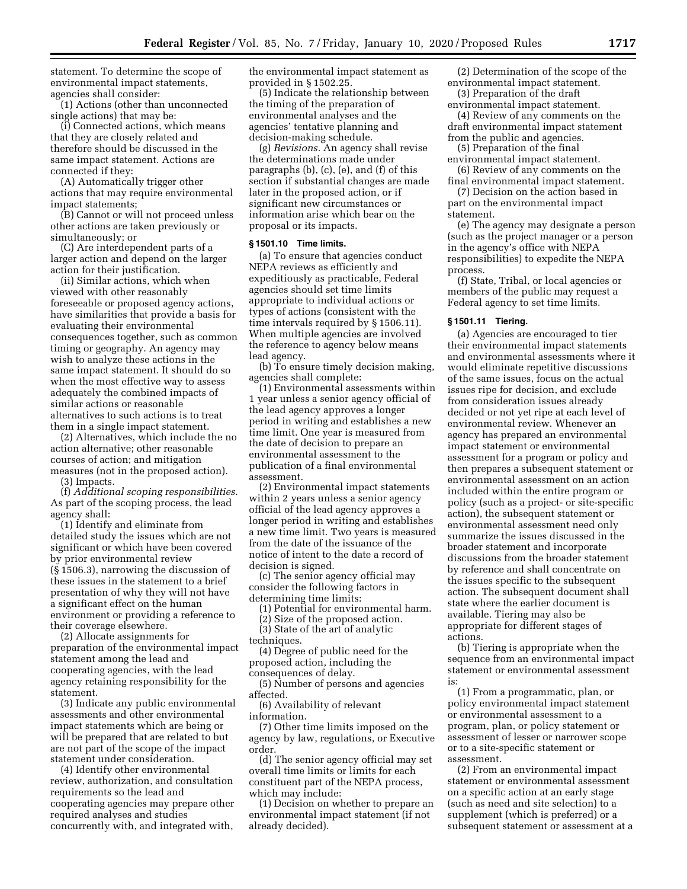statement. To determine the scope of environmental impact statements, agencies shall consider:

(1) Actions (other than unconnected single actions) that may be:

(i) Connected actions, which means that they are closely related and therefore should be discussed in the same impact statement. Actions are connected if they:

(A) Automatically trigger other actions that may require environmental impact statements;

(B) Cannot or will not proceed unless other actions are taken previously or simultaneously; or

(C) Are interdependent parts of a larger action and depend on the larger action for their justification.

(ii) Similar actions, which when viewed with other reasonably foreseeable or proposed agency actions, have similarities that provide a basis for evaluating their environmental consequences together, such as common timing or geography. An agency may wish to analyze these actions in the same impact statement. It should do so when the most effective way to assess adequately the combined impacts of similar actions or reasonable alternatives to such actions is to treat them in a single impact statement.

(2) Alternatives, which include the no action alternative; other reasonable courses of action; and mitigation measures (not in the proposed action).

(3) Impacts.

(f) *Additional scoping responsibilities.* As part of the scoping process, the lead agency shall:

(1) Identify and eliminate from detailed study the issues which are not significant or which have been covered by prior environmental review (§ 1506.3), narrowing the discussion of these issues in the statement to a brief presentation of why they will not have a significant effect on the human environment or providing a reference to their coverage elsewhere.

(2) Allocate assignments for preparation of the environmental impact statement among the lead and cooperating agencies, with the lead agency retaining responsibility for the statement.

(3) Indicate any public environmental assessments and other environmental impact statements which are being or will be prepared that are related to but are not part of the scope of the impact statement under consideration.

(4) Identify other environmental review, authorization, and consultation requirements so the lead and cooperating agencies may prepare other required analyses and studies concurrently with, and integrated with, the environmental impact statement as provided in § 1502.25.

(5) Indicate the relationship between the timing of the preparation of environmental analyses and the agencies' tentative planning and decision-making schedule.

(g) *Revisions.* An agency shall revise the determinations made under paragraphs (b), (c), (e), and (f) of this section if substantial changes are made later in the proposed action, or if significant new circumstances or information arise which bear on the proposal or its impacts.

## § 1501.10 Time limits.

(a) To ensure that agencies conduct NEPA reviews as efficiently and expeditiously as practicable, Federal agencies should set time limits appropriate to individual actions or types of actions (consistent with the time intervals required by § 1506.11). When multiple agencies are involved the reference to agency below means lead agency.

(b) To ensure timely decision making, agencies shall complete:

(1) Environmental assessments within 1 year unless a senior agency official of the lead agency approves a longer period in writing and establishes a new time limit. One year is measured from the date of decision to prepare an environmental assessment to the publication of a final environmental assessment.

(2) Environmental impact statements within 2 years unless a senior agency official of the lead agency approves a longer period in writing and establishes a new time limit. Two years is measured from the date of the issuance of the notice of intent to the date a record of decision is signed.

(c) The senior agency official may consider the following factors in determining time limits:

(1) Potential for environmental harm.

(2) Size of the proposed action.

(3) State of the art of analytic techniques.

(4) Degree of public need for the proposed action, including the consequences of delay.

(5) Number of persons and agencies affected.

(6) Availability of relevant information.

(7) Other time limits imposed on the agency by law, regulations, or Executive order.

(d) The senior agency official may set overall time limits or limits for each constituent part of the NEPA process, which may include:

(1) Decision on whether to prepare an environmental impact statement (if not already decided).

(2) Determination of the scope of the environmental impact statement.

(3) Preparation of the draft environmental impact statement.

(4) Review of any comments on the draft environmental impact statement from the public and agencies.

(5) Preparation of the final environmental impact statement.

(6) Review of any comments on the final environmental impact statement.

(7) Decision on the action based in part on the environmental impact statement.

(e) The agency may designate a person (such as the project manager or a person in the agency's office with NEPA responsibilities) to expedite the NEPA process.

(f) State, Tribal, or local agencies or members of the public may request a Federal agency to set time limits.

## § 1501.11 Tiering.

(a) Agencies are encouraged to tier their environmental impact statements and environmental assessments where it would eliminate repetitive discussions of the same issues, focus on the actual issues ripe for decision, and exclude from consideration issues already decided or not yet ripe at each level of environmental review. Whenever an agency has prepared an environmental impact statement or environmental assessment for a program or policy and then prepares a subsequent statement or environmental assessment on an action included within the entire program or policy (such as a project- or site-specific action), the subsequent statement or environmental assessment need only summarize the issues discussed in the broader statement and incorporate discussions from the broader statement by reference and shall concentrate on the issues specific to the subsequent action. The subsequent document shall state where the earlier document is available. Tiering may also be appropriate for different stages of actions.

(b) Tiering is appropriate when the sequence from an environmental impact statement or environmental assessment is:

(1) From a programmatic, plan, or policy environmental impact statement or environmental assessment to a program, plan, or policy statement or assessment of lesser or narrower scope or to a site-specific statement or assessment.

(2) From an environmental impact statement or environmental assessment on a specific action at an early stage (such as need and site selection) to a supplement (which is preferred) or a subsequent statement or assessment at a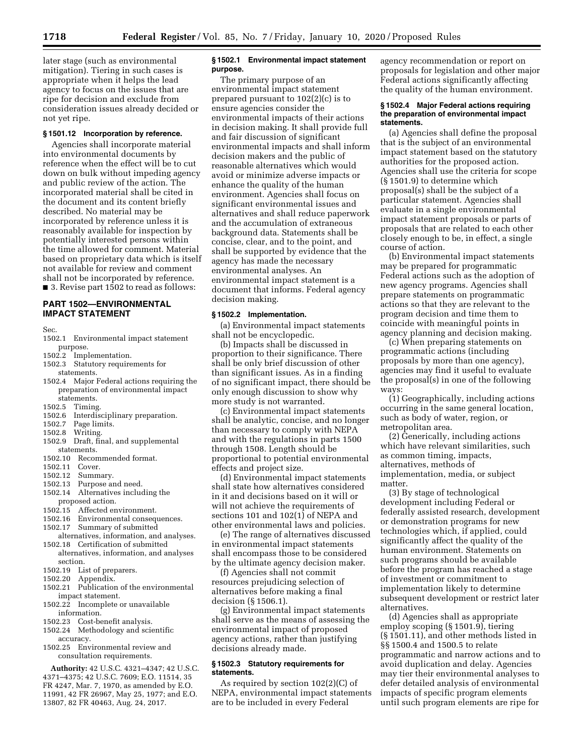later stage (such as environmental mitigation). Tiering in such cases is appropriate when it helps the lead agency to focus on the issues that are ripe for decision and exclude from consideration issues already decided or not yet ripe.

### § 1501.12 Incorporation by reference.

Agencies shall incorporate material into environmental documents by reference when the effect will be to cut down on bulk without impeding agency and public review of the action. The incorporated material shall be cited in the document and its content briefly described. No material may be incorporated by reference unless it is reasonably available for inspection by potentially interested persons within the time allowed for comment. Material based on proprietary data which is itself not available for review and comment shall not be incorporated by reference.

■ 3. Revise part 1502 to read as follows:

## PART 1502—ENVIRONMENTAL IMPACT STATEMENT

Sec.
1502.1 Environmental impact statement purpose.
1502.2 Implementation.
1502.3 Statutory requirements for statements.
1502.4 Major Federal actions requiring the preparation of environmental impact statements.
1502.5 Timing.
1502.6 Interdisciplinary preparation.
1502.7 Page limits.
1502.8 Writing.
1502.9 Draft, final, and supplemental statements.
1502.10 Recommended format.
1502.11 Cover.
1502.12 Summary.
1502.13 Purpose and need.
1502.14 Alternatives including the proposed action.
1502.15 Affected environment.
1502.16 Environmental consequences.
1502.17 Summary of submitted alternatives, information, and analyses.
1502.18 Certification of submitted alternatives, information, and analyses section.
1502.19 List of preparers.
1502.20 Appendix.
1502.21 Publication of the environmental impact statement.
1502.22 Incomplete or unavailable information.
1502.23 Cost-benefit analysis.
1502.24 Methodology and scientific accuracy.
1502.25 Environmental review and consultation requirements.

**Authority:** 42 U.S.C. 4321–4347; 42 U.S.C. 4371–4375; 42 U.S.C. 7609; E.O. 11514, 35 FR 4247, Mar. 7, 1970, as amended by E.O. 11991, 42 FR 26967, May 25, 1977; and E.O. 13807, 82 FR 40463, Aug. 24, 2017.

### § 1502.1 Environmental impact statement purpose.

The primary purpose of an environmental impact statement prepared pursuant to 102(2)(c) is to ensure agencies consider the environmental impacts of their actions in decision making. It shall provide full and fair discussion of significant environmental impacts and shall inform decision makers and the public of reasonable alternatives which would avoid or minimize adverse impacts or enhance the quality of the human environment. Agencies shall focus on significant environmental issues and alternatives and shall reduce paperwork and the accumulation of extraneous background data. Statements shall be concise, clear, and to the point, and shall be supported by evidence that the agency has made the necessary environmental analyses. An environmental impact statement is a document that informs. Federal agency decision making.

### § 1502.2 Implementation.

(a) Environmental impact statements shall not be encyclopedic.

(b) Impacts shall be discussed in proportion to their significance. There shall be only brief discussion of other than significant issues. As in a finding of no significant impact, there should be only enough discussion to show why more study is not warranted.

(c) Environmental impact statements shall be analytic, concise, and no longer than necessary to comply with NEPA and with the regulations in parts 1500 through 1508. Length should be proportional to potential environmental effects and project size.

(d) Environmental impact statements shall state how alternatives considered in it and decisions based on it will or will not achieve the requirements of sections 101 and 102(1) of NEPA and other environmental laws and policies.

(e) The range of alternatives discussed in environmental impact statements shall encompass those to be considered by the ultimate agency decision maker.

(f) Agencies shall not commit resources prejudicing selection of alternatives before making a final decision (§ 1506.1).

(g) Environmental impact statements shall serve as the means of assessing the environmental impact of proposed agency actions, rather than justifying decisions already made.

### § 1502.3 Statutory requirements for statements.

As required by section 102(2)(C) of NEPA, environmental impact statements are to be included in every Federal agency recommendation or report on proposals for legislation and other major Federal actions significantly affecting the quality of the human environment.

### § 1502.4 Major Federal actions requiring the preparation of environmental impact statements.

(a) Agencies shall define the proposal that is the subject of an environmental impact statement based on the statutory authorities for the proposed action. Agencies shall use the criteria for scope (§ 1501.9) to determine which proposal(s) shall be the subject of a particular statement. Agencies shall evaluate in a single environmental impact statement proposals or parts of proposals that are related to each other closely enough to be, in effect, a single course of action.

(b) Environmental impact statements may be prepared for programmatic Federal actions such as the adoption of new agency programs. Agencies shall prepare statements on programmatic actions so that they are relevant to the program decision and time them to coincide with meaningful points in agency planning and decision making.

(c) When preparing statements on programmatic actions (including proposals by more than one agency), agencies may find it useful to evaluate the proposal(s) in one of the following ways:

(1) Geographically, including actions occurring in the same general location, such as body of water, region, or metropolitan area.

(2) Generically, including actions which have relevant similarities, such as common timing, impacts, alternatives, methods of implementation, media, or subject matter.

(3) By stage of technological development including Federal or federally assisted research, development or demonstration programs for new technologies which, if applied, could significantly affect the quality of the human environment. Statements on such programs should be available before the program has reached a stage of investment or commitment to implementation likely to determine subsequent development or restrict later alternatives.

(d) Agencies shall as appropriate employ scoping (§ 1501.9), tiering (§ 1501.11), and other methods listed in §§ 1500.4 and 1500.5 to relate programmatic and narrow actions and to avoid duplication and delay. Agencies may tier their environmental analyses to defer detailed analysis of environmental impacts of specific program elements until such program elements are ripe for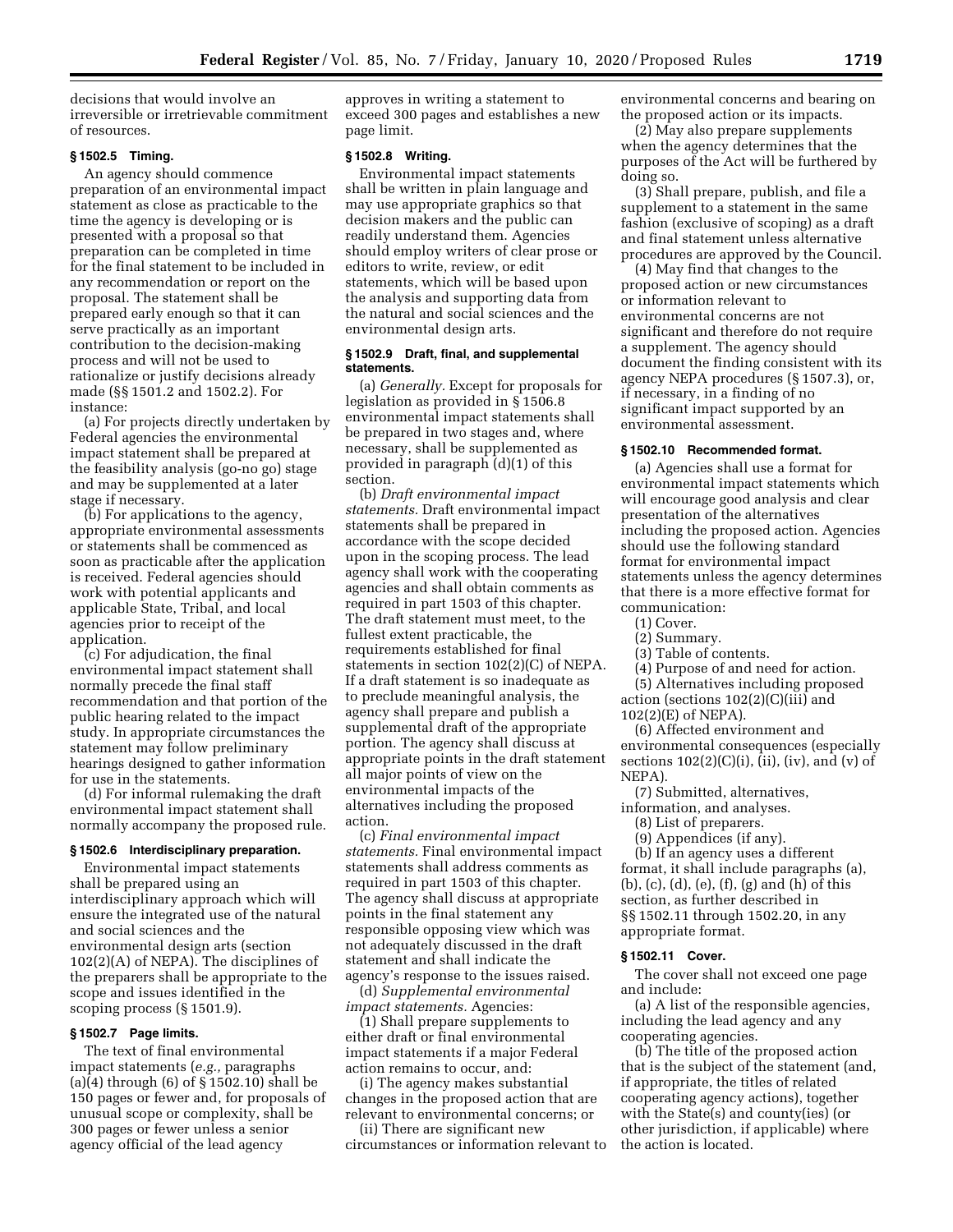decisions that would involve an irreversible or irretrievable commitment of resources.

### § 1502.5 Timing.

An agency should commence preparation of an environmental impact statement as close as practicable to the time the agency is developing or is presented with a proposal so that preparation can be completed in time for the final statement to be included in any recommendation or report on the proposal. The statement shall be prepared early enough so that it can serve practically as an important contribution to the decision-making process and will not be used to rationalize or justify decisions already made (§§ 1501.2 and 1502.2). For instance:

(a) For projects directly undertaken by Federal agencies the environmental impact statement shall be prepared at the feasibility analysis (go-no go) stage and may be supplemented at a later stage if necessary.

(b) For applications to the agency, appropriate environmental assessments or statements shall be commenced as soon as practicable after the application is received. Federal agencies should work with potential applicants and applicable State, Tribal, and local agencies prior to receipt of the application.

(c) For adjudication, the final environmental impact statement shall normally precede the final staff recommendation and that portion of the public hearing related to the impact study. In appropriate circumstances the statement may follow preliminary hearings designed to gather information for use in the statements.

(d) For informal rulemaking the draft environmental impact statement shall normally accompany the proposed rule.

### § 1502.6 Interdisciplinary preparation.

Environmental impact statements shall be prepared using an interdisciplinary approach which will ensure the integrated use of the natural and social sciences and the environmental design arts (section 102(2)(A) of NEPA). The disciplines of the preparers shall be appropriate to the scope and issues identified in the scoping process (§ 1501.9).

### § 1502.7 Page limits.

The text of final environmental impact statements (*e.g.,* paragraphs (a)(4) through (6) of § 1502.10) shall be 150 pages or fewer and, for proposals of unusual scope or complexity, shall be 300 pages or fewer unless a senior agency official of the lead agency approves in writing a statement to exceed 300 pages and establishes a new page limit.

### § 1502.8 Writing.

Environmental impact statements shall be written in plain language and may use appropriate graphics so that decision makers and the public can readily understand them. Agencies should employ writers of clear prose or editors to write, review, or edit statements, which will be based upon the analysis and supporting data from the natural and social sciences and the environmental design arts.

### § 1502.9 Draft, final, and supplemental statements.

(a) *Generally.* Except for proposals for legislation as provided in § 1506.8 environmental impact statements shall be prepared in two stages and, where necessary, shall be supplemented as provided in paragraph (d)(1) of this section.

(b) *Draft environmental impact statements.* Draft environmental impact statements shall be prepared in accordance with the scope decided upon in the scoping process. The lead agency shall work with the cooperating agencies and shall obtain comments as required in part 1503 of this chapter. The draft statement must meet, to the fullest extent practicable, the requirements established for final statements in section 102(2)(C) of NEPA. If a draft statement is so inadequate as to preclude meaningful analysis, the agency shall prepare and publish a supplemental draft of the appropriate portion. The agency shall discuss at appropriate points in the draft statement all major points of view on the environmental impacts of the alternatives including the proposed action.

(c) *Final environmental impact statements.* Final environmental impact statements shall address comments as required in part 1503 of this chapter. The agency shall discuss at appropriate points in the final statement any responsible opposing view which was not adequately discussed in the draft statement and shall indicate the agency's response to the issues raised.

(d) *Supplemental environmental impact statements.* Agencies:

(1) Shall prepare supplements to either draft or final environmental impact statements if a major Federal action remains to occur, and:

(i) The agency makes substantial changes in the proposed action that are relevant to environmental concerns; or

(ii) There are significant new circumstances or information relevant to environmental concerns and bearing on the proposed action or its impacts.

(2) May also prepare supplements when the agency determines that the purposes of the Act will be furthered by doing so.

(3) Shall prepare, publish, and file a supplement to a statement in the same fashion (exclusive of scoping) as a draft and final statement unless alternative procedures are approved by the Council.

(4) May find that changes to the proposed action or new circumstances or information relevant to environmental concerns are not significant and therefore do not require a supplement. The agency should document the finding consistent with its agency NEPA procedures (§ 1507.3), or, if necessary, in a finding of no significant impact supported by an environmental assessment.

### § 1502.10 Recommended format.

(a) Agencies shall use a format for environmental impact statements which will encourage good analysis and clear presentation of the alternatives including the proposed action. Agencies should use the following standard format for environmental impact statements unless the agency determines that there is a more effective format for communication:

(1) Cover.

(2) Summary.

(3) Table of contents.

(4) Purpose of and need for action.

(5) Alternatives including proposed action (sections 102(2)(C)(iii) and 102(2)(E) of NEPA).

(6) Affected environment and environmental consequences (especially sections 102(2)(C)(i), (ii), (iv), and (v) of NEPA).

(7) Submitted, alternatives, information, and analyses.

(8) List of preparers.

(9) Appendices (if any).

(b) If an agency uses a different format, it shall include paragraphs (a), (b), (c), (d), (e), (f), (g) and (h) of this section, as further described in §§ 1502.11 through 1502.20, in any appropriate format.

### § 1502.11 Cover.

The cover shall not exceed one page and include:

(a) A list of the responsible agencies, including the lead agency and any cooperating agencies.

(b) The title of the proposed action that is the subject of the statement (and, if appropriate, the titles of related cooperating agency actions), together with the State(s) and county(ies) (or other jurisdiction, if applicable) where the action is located.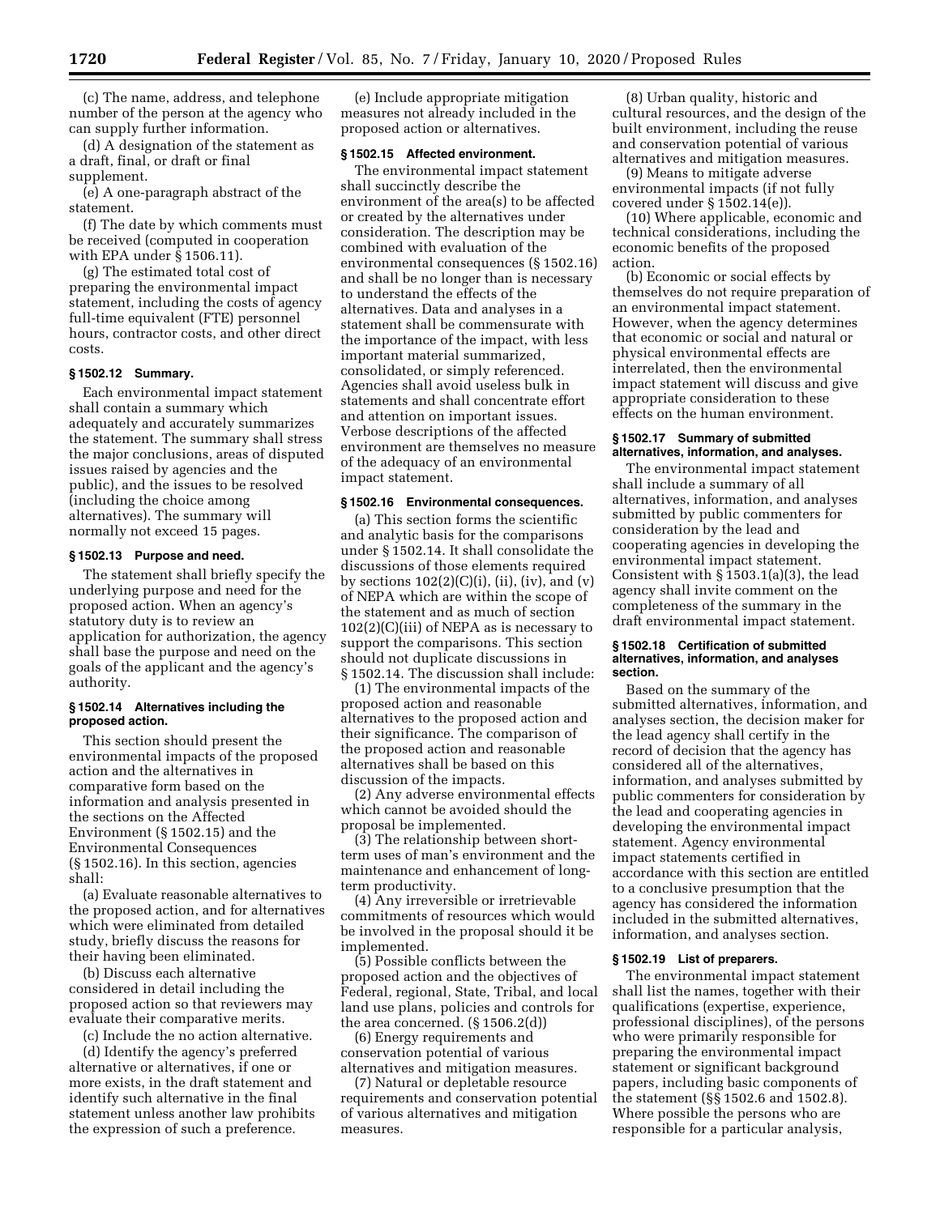(c) The name, address, and telephone number of the person at the agency who can supply further information.

(d) A designation of the statement as a draft, final, or draft or final supplement.

(e) A one-paragraph abstract of the statement.

(f) The date by which comments must be received (computed in cooperation with EPA under § 1506.11).

(g) The estimated total cost of preparing the environmental impact statement, including the costs of agency full-time equivalent (FTE) personnel hours, contractor costs, and other direct costs.

### § 1502.12 Summary.

Each environmental impact statement shall contain a summary which adequately and accurately summarizes the statement. The summary shall stress the major conclusions, areas of disputed issues raised by agencies and the public), and the issues to be resolved (including the choice among alternatives). The summary will normally not exceed 15 pages.

### § 1502.13 Purpose and need.

The statement shall briefly specify the underlying purpose and need for the proposed action. When an agency's statutory duty is to review an application for authorization, the agency shall base the purpose and need on the goals of the applicant and the agency's authority.

### § 1502.14 Alternatives including the proposed action.

This section should present the environmental impacts of the proposed action and the alternatives in comparative form based on the information and analysis presented in the sections on the Affected Environment (§ 1502.15) and the Environmental Consequences (§ 1502.16). In this section, agencies shall:

(a) Evaluate reasonable alternatives to the proposed action, and for alternatives which were eliminated from detailed study, briefly discuss the reasons for their having been eliminated.

(b) Discuss each alternative considered in detail including the proposed action so that reviewers may evaluate their comparative merits.

(c) Include the no action alternative.

(d) Identify the agency's preferred alternative or alternatives, if one or more exists, in the draft statement and identify such alternative in the final statement unless another law prohibits the expression of such a preference.

(e) Include appropriate mitigation measures not already included in the proposed action or alternatives.

### § 1502.15 Affected environment.

The environmental impact statement shall succinctly describe the environment of the area(s) to be affected or created by the alternatives under consideration. The description may be combined with evaluation of the environmental consequences (§ 1502.16) and shall be no longer than is necessary to understand the effects of the alternatives. Data and analyses in a statement shall be commensurate with the importance of the impact, with less important material summarized, consolidated, or simply referenced. Agencies shall avoid useless bulk in statements and shall concentrate effort and attention on important issues. Verbose descriptions of the affected environment are themselves no measure of the adequacy of an environmental impact statement.

### § 1502.16 Environmental consequences.

(a) This section forms the scientific and analytic basis for the comparisons under § 1502.14. It shall consolidate the discussions of those elements required by sections 102(2)(C)(i), (ii), (iv), and (v) of NEPA which are within the scope of the statement and as much of section 102(2)(C)(iii) of NEPA as is necessary to support the comparisons. This section should not duplicate discussions in § 1502.14. The discussion shall include:

(1) The environmental impacts of the proposed action and reasonable alternatives to the proposed action and their significance. The comparison of the proposed action and reasonable alternatives shall be based on this discussion of the impacts.

(2) Any adverse environmental effects which cannot be avoided should the proposal be implemented.

(3) The relationship between short-term uses of man's environment and the maintenance and enhancement of long-term productivity.

(4) Any irreversible or irretrievable commitments of resources which would be involved in the proposal should it be implemented.

(5) Possible conflicts between the proposed action and the objectives of Federal, regional, State, Tribal, and local land use plans, policies and controls for the area concerned. (§ 1506.2(d))

(6) Energy requirements and conservation potential of various alternatives and mitigation measures.

(7) Natural or depletable resource requirements and conservation potential of various alternatives and mitigation measures.

(8) Urban quality, historic and cultural resources, and the design of the built environment, including the reuse and conservation potential of various alternatives and mitigation measures.

(9) Means to mitigate adverse environmental impacts (if not fully covered under § 1502.14(e)).

(10) Where applicable, economic and technical considerations, including the economic benefits of the proposed action.

(b) Economic or social effects by themselves do not require preparation of an environmental impact statement. However, when the agency determines that economic or social and natural or physical environmental effects are interrelated, then the environmental impact statement will discuss and give appropriate consideration to these effects on the human environment.

### § 1502.17 Summary of submitted alternatives, information, and analyses.

The environmental impact statement shall include a summary of all alternatives, information, and analyses submitted by public commenters for consideration by the lead and cooperating agencies in developing the environmental impact statement. Consistent with § 1503.1(a)(3), the lead agency shall invite comment on the completeness of the summary in the draft environmental impact statement.

### § 1502.18 Certification of submitted alternatives, information, and analyses section.

Based on the summary of the submitted alternatives, information, and analyses section, the decision maker for the lead agency shall certify in the record of decision that the agency has considered all of the alternatives, information, and analyses submitted by public commenters for consideration by the lead and cooperating agencies in developing the environmental impact statement. Agency environmental impact statements certified in accordance with this section are entitled to a conclusive presumption that the agency has considered the information included in the submitted alternatives, information, and analyses section.

### § 1502.19 List of preparers.

The environmental impact statement shall list the names, together with their qualifications (expertise, experience, professional disciplines), of the persons who were primarily responsible for preparing the environmental impact statement or significant background papers, including basic components of the statement (§§ 1502.6 and 1502.8). Where possible the persons who are responsible for a particular analysis,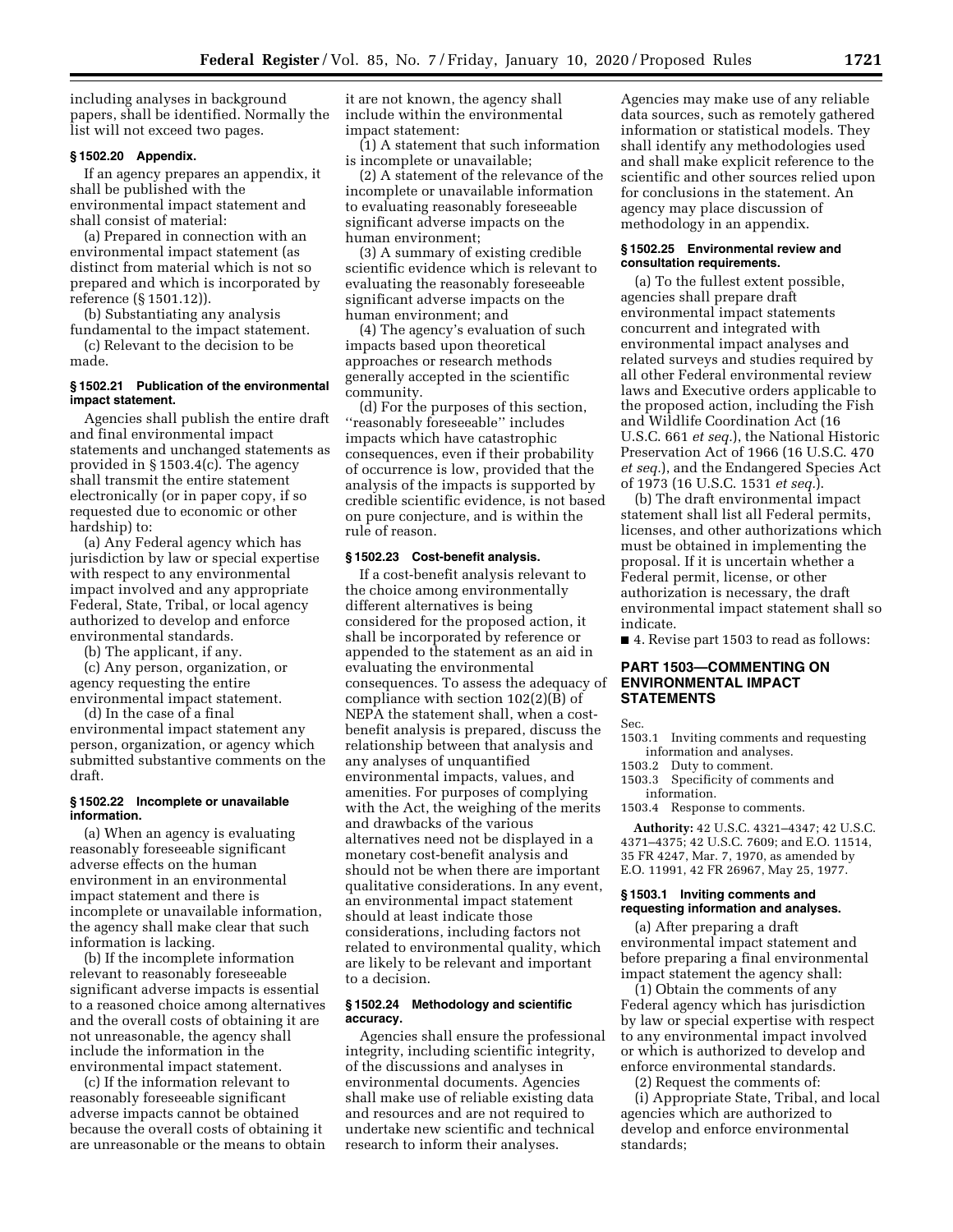including analyses in background papers, shall be identified. Normally the list will not exceed two pages.

### § 1502.20 Appendix.

If an agency prepares an appendix, it shall be published with the environmental impact statement and shall consist of material:

(a) Prepared in connection with an environmental impact statement (as distinct from material which is not so prepared and which is incorporated by reference (§ 1501.12)).

(b) Substantiating any analysis fundamental to the impact statement.

(c) Relevant to the decision to be made.

### § 1502.21 Publication of the environmental impact statement.

Agencies shall publish the entire draft and final environmental impact statements and unchanged statements as provided in § 1503.4(c). The agency shall transmit the entire statement electronically (or in paper copy, if so requested due to economic or other hardship) to:

(a) Any Federal agency which has jurisdiction by law or special expertise with respect to any environmental impact involved and any appropriate Federal, State, Tribal, or local agency authorized to develop and enforce environmental standards.

(b) The applicant, if any.

(c) Any person, organization, or agency requesting the entire environmental impact statement.

(d) In the case of a final environmental impact statement any person, organization, or agency which submitted substantive comments on the draft.

### § 1502.22 Incomplete or unavailable information.

(a) When an agency is evaluating reasonably foreseeable significant adverse effects on the human environment in an environmental impact statement and there is incomplete or unavailable information, the agency shall make clear that such information is lacking.

(b) If the incomplete information relevant to reasonably foreseeable significant adverse impacts is essential to a reasoned choice among alternatives and the overall costs of obtaining it are not unreasonable, the agency shall include the information in the environmental impact statement.

(c) If the information relevant to reasonably foreseeable significant adverse impacts cannot be obtained because the overall costs of obtaining it are unreasonable or the means to obtain it are not known, the agency shall include within the environmental impact statement:

(1) A statement that such information is incomplete or unavailable;

(2) A statement of the relevance of the incomplete or unavailable information to evaluating reasonably foreseeable significant adverse impacts on the human environment;

(3) A summary of existing credible scientific evidence which is relevant to evaluating the reasonably foreseeable significant adverse impacts on the human environment; and

(4) The agency's evaluation of such impacts based upon theoretical approaches or research methods generally accepted in the scientific community.

(d) For the purposes of this section, ''reasonably foreseeable'' includes impacts which have catastrophic consequences, even if their probability of occurrence is low, provided that the analysis of the impacts is supported by credible scientific evidence, is not based on pure conjecture, and is within the rule of reason.

### § 1502.23 Cost-benefit analysis.

If a cost-benefit analysis relevant to the choice among environmentally different alternatives is being considered for the proposed action, it shall be incorporated by reference or appended to the statement as an aid in evaluating the environmental consequences. To assess the adequacy of compliance with section 102(2)(B) of NEPA the statement shall, when a cost-benefit analysis is prepared, discuss the relationship between that analysis and any analyses of unquantified environmental impacts, values, and amenities. For purposes of complying with the Act, the weighing of the merits and drawbacks of the various alternatives need not be displayed in a monetary cost-benefit analysis and should not be when there are important qualitative considerations. In any event, an environmental impact statement should at least indicate those considerations, including factors not related to environmental quality, which are likely to be relevant and important to a decision.

### § 1502.24 Methodology and scientific accuracy.

Agencies shall ensure the professional integrity, including scientific integrity, of the discussions and analyses in environmental documents. Agencies shall make use of reliable existing data and resources and are not required to undertake new scientific and technical research to inform their analyses. Agencies may make use of any reliable data sources, such as remotely gathered information or statistical models. They shall identify any methodologies used and shall make explicit reference to the scientific and other sources relied upon for conclusions in the statement. An agency may place discussion of methodology in an appendix.

### § 1502.25 Environmental review and consultation requirements.

(a) To the fullest extent possible, agencies shall prepare draft environmental impact statements concurrent and integrated with environmental impact analyses and related surveys and studies required by all other Federal environmental review laws and Executive orders applicable to the proposed action, including the Fish and Wildlife Coordination Act (16 U.S.C. 661 *et seq.*), the National Historic Preservation Act of 1966 (16 U.S.C. 470 *et seq.*), and the Endangered Species Act of 1973 (16 U.S.C. 1531 *et seq.*).

(b) The draft environmental impact statement shall list all Federal permits, licenses, and other authorizations which must be obtained in implementing the proposal. If it is uncertain whether a Federal permit, license, or other authorization is necessary, the draft environmental impact statement shall so indicate.

■ 4. Revise part 1503 to read as follows:

## PART 1503—COMMENTING ON ENVIRONMENTAL IMPACT STATEMENTS

Sec.
1503.1 Inviting comments and requesting information and analyses.
1503.2 Duty to comment.
1503.3 Specificity of comments and information.
1503.4 Response to comments.

**Authority:** 42 U.S.C. 4321–4347; 42 U.S.C. 4371–4375; 42 U.S.C. 7609; and E.O. 11514, 35 FR 4247, Mar. 7, 1970, as amended by E.O. 11991, 42 FR 26967, May 25, 1977.

### § 1503.1 Inviting comments and requesting information and analyses.

(a) After preparing a draft environmental impact statement and before preparing a final environmental impact statement the agency shall:

(1) Obtain the comments of any Federal agency which has jurisdiction by law or special expertise with respect to any environmental impact involved or which is authorized to develop and enforce environmental standards.

(2) Request the comments of:

(i) Appropriate State, Tribal, and local agencies which are authorized to develop and enforce environmental standards;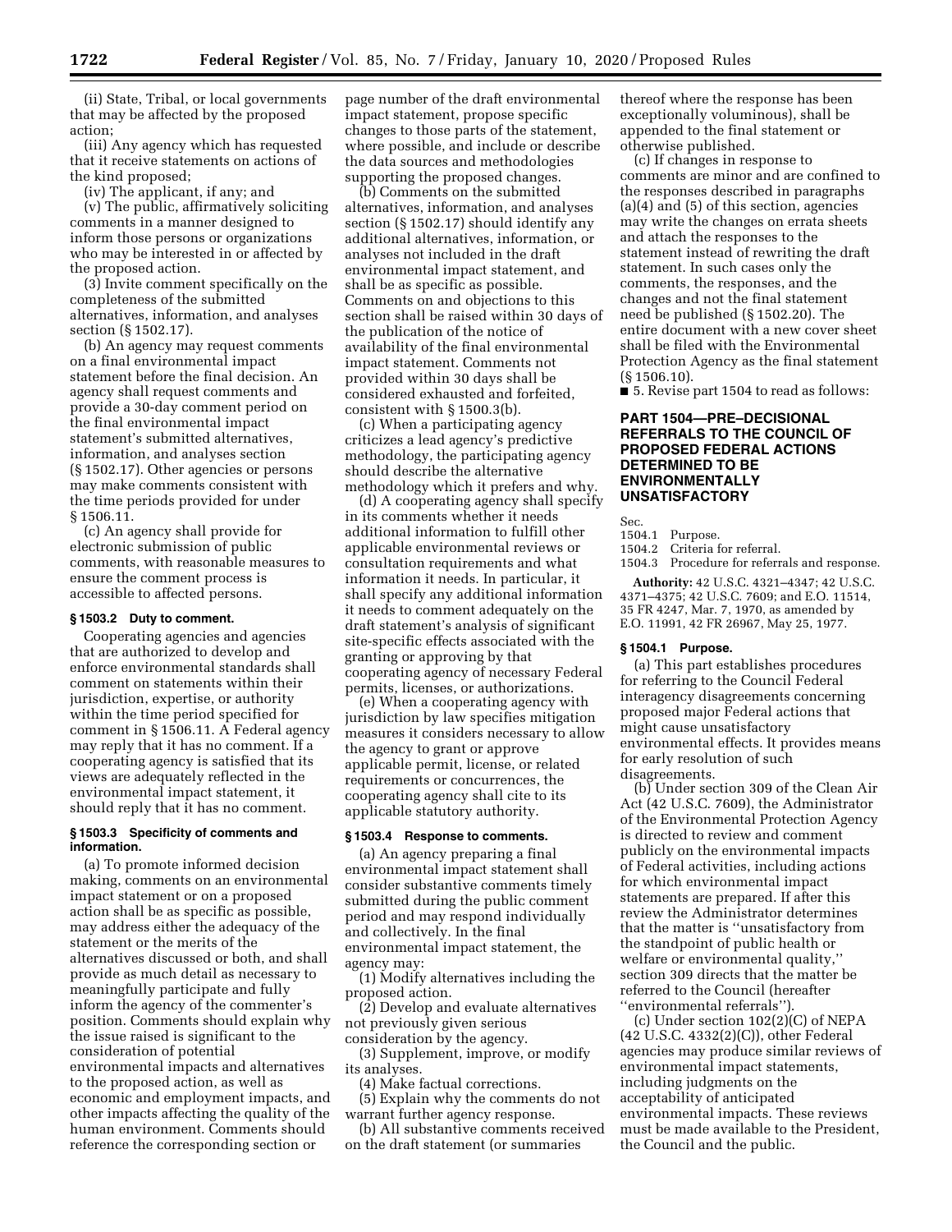(ii) State, Tribal, or local governments that may be affected by the proposed action;

(iii) Any agency which has requested that it receive statements on actions of the kind proposed;

(iv) The applicant, if any; and

(v) The public, affirmatively soliciting comments in a manner designed to inform those persons or organizations who may be interested in or affected by the proposed action.

(3) Invite comment specifically on the completeness of the submitted alternatives, information, and analyses section (§ 1502.17).

(b) An agency may request comments on a final environmental impact statement before the final decision. An agency shall request comments and provide a 30-day comment period on the final environmental impact statement's submitted alternatives, information, and analyses section (§ 1502.17). Other agencies or persons may make comments consistent with the time periods provided for under § 1506.11.

(c) An agency shall provide for electronic submission of public comments, with reasonable measures to ensure the comment process is accessible to affected persons.

#### § 1503.2 Duty to comment.

Cooperating agencies and agencies that are authorized to develop and enforce environmental standards shall comment on statements within their jurisdiction, expertise, or authority within the time period specified for comment in § 1506.11. A Federal agency may reply that it has no comment. If a cooperating agency is satisfied that its views are adequately reflected in the environmental impact statement, it should reply that it has no comment.

#### § 1503.3 Specificity of comments and information.

(a) To promote informed decision making, comments on an environmental impact statement or on a proposed action shall be as specific as possible, may address either the adequacy of the statement or the merits of the alternatives discussed or both, and shall provide as much detail as necessary to meaningfully participate and fully inform the agency of the commenter's position. Comments should explain why the issue raised is significant to the consideration of potential environmental impacts and alternatives to the proposed action, as well as economic and employment impacts, and other impacts affecting the quality of the human environment. Comments should reference the corresponding section or page number of the draft environmental impact statement, propose specific changes to those parts of the statement, where possible, and include or describe the data sources and methodologies supporting the proposed changes.

(b) Comments on the submitted alternatives, information, and analyses section (§ 1502.17) should identify any additional alternatives, information, or analyses not included in the draft environmental impact statement, and shall be as specific as possible. Comments on and objections to this section shall be raised within 30 days of the publication of the notice of availability of the final environmental impact statement. Comments not provided within 30 days shall be considered exhausted and forfeited, consistent with § 1500.3(b).

(c) When a participating agency criticizes a lead agency's predictive methodology, the participating agency should describe the alternative methodology which it prefers and why.

(d) A cooperating agency shall specify in its comments whether it needs additional information to fulfill other applicable environmental reviews or consultation requirements and what information it needs. In particular, it shall specify any additional information it needs to comment adequately on the draft statement's analysis of significant site-specific effects associated with the granting or approving by that cooperating agency of necessary Federal permits, licenses, or authorizations.

(e) When a cooperating agency with jurisdiction by law specifies mitigation measures it considers necessary to allow the agency to grant or approve applicable permit, license, or related requirements or concurrences, the cooperating agency shall cite to its applicable statutory authority.

#### § 1503.4 Response to comments.

(a) An agency preparing a final environmental impact statement shall consider substantive comments timely submitted during the public comment period and may respond individually and collectively. In the final environmental impact statement, the agency may:

(1) Modify alternatives including the proposed action.

(2) Develop and evaluate alternatives not previously given serious consideration by the agency.

(3) Supplement, improve, or modify its analyses.

(4) Make factual corrections.

(5) Explain why the comments do not warrant further agency response.

(b) All substantive comments received on the draft statement (or summaries thereof where the response has been exceptionally voluminous), shall be appended to the final statement or otherwise published.

(c) If changes in response to comments are minor and are confined to the responses described in paragraphs (a)(4) and (5) of this section, agencies may write the changes on errata sheets and attach the responses to the statement instead of rewriting the draft statement. In such cases only the comments, the responses, and the changes and not the final statement need be published (§ 1502.20). The entire document with a new cover sheet shall be filed with the Environmental Protection Agency as the final statement (§ 1506.10).

■ 5. Revise part 1504 to read as follows:

## PART 1504—PRE–DECISIONAL REFERRALS TO THE COUNCIL OF PROPOSED FEDERAL ACTIONS DETERMINED TO BE ENVIRONMENTALLY UNSATISFACTORY

Sec.
1504.1 Purpose.
1504.2 Criteria for referral.
1504.3 Procedure for referrals and response.

**Authority:** 42 U.S.C. 4321–4347; 42 U.S.C. 4371–4375; 42 U.S.C. 7609; and E.O. 11514, 35 FR 4247, Mar. 7, 1970, as amended by E.O. 11991, 42 FR 26967, May 25, 1977.

#### § 1504.1 Purpose.

(a) This part establishes procedures for referring to the Council Federal interagency disagreements concerning proposed major Federal actions that might cause unsatisfactory environmental effects. It provides means for early resolution of such disagreements.

(b) Under section 309 of the Clean Air Act (42 U.S.C. 7609), the Administrator of the Environmental Protection Agency is directed to review and comment publicly on the environmental impacts of Federal activities, including actions for which environmental impact statements are prepared. If after this review the Administrator determines that the matter is ''unsatisfactory from the standpoint of public health or welfare or environmental quality,'' section 309 directs that the matter be referred to the Council (hereafter ''environmental referrals'').

(c) Under section 102(2)(C) of NEPA (42 U.S.C. 4332(2)(C)), other Federal agencies may produce similar reviews of environmental impact statements, including judgments on the acceptability of anticipated environmental impacts. These reviews must be made available to the President, the Council and the public.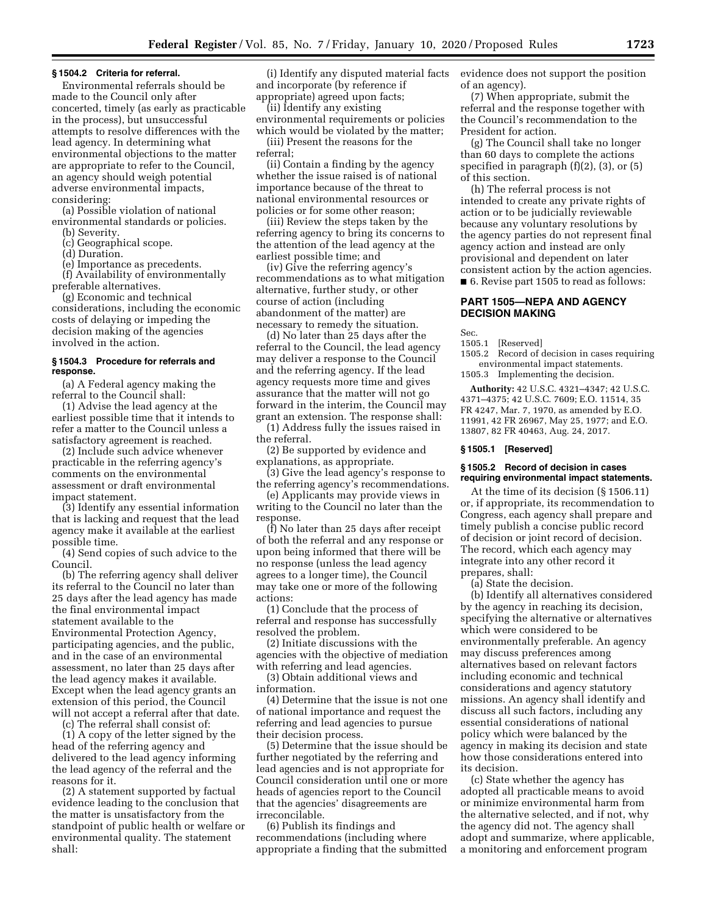### § 1504.2 Criteria for referral.

Environmental referrals should be made to the Council only after concerted, timely (as early as practicable in the process), but unsuccessful attempts to resolve differences with the lead agency. In determining what environmental objections to the matter are appropriate to refer to the Council, an agency should weigh potential adverse environmental impacts, considering:

(a) Possible violation of national environmental standards or policies.

(b) Severity.

(c) Geographical scope.

(d) Duration.

(e) Importance as precedents.

(f) Availability of environmentally preferable alternatives.

(g) Economic and technical considerations, including the economic costs of delaying or impeding the decision making of the agencies involved in the action.

### § 1504.3 Procedure for referrals and response.

(a) A Federal agency making the referral to the Council shall:

(1) Advise the lead agency at the earliest possible time that it intends to refer a matter to the Council unless a satisfactory agreement is reached.

(2) Include such advice whenever practicable in the referring agency's comments on the environmental assessment or draft environmental impact statement.

(3) Identify any essential information that is lacking and request that the lead agency make it available at the earliest possible time.

(4) Send copies of such advice to the Council.

(b) The referring agency shall deliver its referral to the Council no later than 25 days after the lead agency has made the final environmental impact statement available to the Environmental Protection Agency, participating agencies, and the public, and in the case of an environmental assessment, no later than 25 days after the lead agency makes it available. Except when the lead agency grants an extension of this period, the Council will not accept a referral after that date.

(c) The referral shall consist of:

(1) A copy of the letter signed by the head of the referring agency and delivered to the lead agency informing the lead agency of the referral and the reasons for it.

(2) A statement supported by factual evidence leading to the conclusion that the matter is unsatisfactory from the standpoint of public health or welfare or environmental quality. The statement shall:

(i) Identify any disputed material facts and incorporate (by reference if appropriate) agreed upon facts;

(ii) Identify any existing environmental requirements or policies which would be violated by the matter;

(iii) Present the reasons for the referral;

(ii) Contain a finding by the agency whether the issue raised is of national importance because of the threat to national environmental resources or policies or for some other reason;

(iii) Review the steps taken by the referring agency to bring its concerns to the attention of the lead agency at the earliest possible time; and

(iv) Give the referring agency's recommendations as to what mitigation alternative, further study, or other course of action (including abandonment of the matter) are necessary to remedy the situation.

(d) No later than 25 days after the referral to the Council, the lead agency may deliver a response to the Council and the referring agency. If the lead agency requests more time and gives assurance that the matter will not go forward in the interim, the Council may grant an extension. The response shall:

(1) Address fully the issues raised in the referral.

(2) Be supported by evidence and explanations, as appropriate.

(3) Give the lead agency's response to the referring agency's recommendations.

(e) Applicants may provide views in writing to the Council no later than the response.

(f) No later than 25 days after receipt of both the referral and any response or upon being informed that there will be no response (unless the lead agency agrees to a longer time), the Council may take one or more of the following actions:

(1) Conclude that the process of referral and response has successfully resolved the problem.

(2) Initiate discussions with the agencies with the objective of mediation with referring and lead agencies.

(3) Obtain additional views and information.

(4) Determine that the issue is not one of national importance and request the referring and lead agencies to pursue their decision process.

(5) Determine that the issue should be further negotiated by the referring and lead agencies and is not appropriate for Council consideration until one or more heads of agencies report to the Council that the agencies' disagreements are irreconcilable.

(6) Publish its findings and recommendations (including where appropriate a finding that the submitted evidence does not support the position of an agency).

(7) When appropriate, submit the referral and the response together with the Council's recommendation to the President for action.

(g) The Council shall take no longer than 60 days to complete the actions specified in paragraph (f)(2), (3), or (5) of this section.

(h) The referral process is not intended to create any private rights of action or to be judicially reviewable because any voluntary resolutions by the agency parties do not represent final agency action and instead are only provisional and dependent on later consistent action by the action agencies.

■ 6. Revise part 1505 to read as follows:

## PART 1505—NEPA AND AGENCY DECISION MAKING

Sec.
1505.1 [Reserved]
1505.2 Record of decision in cases requiring environmental impact statements.
1505.3 Implementing the decision.

**Authority:** 42 U.S.C. 4321–4347; 42 U.S.C. 4371–4375; 42 U.S.C. 7609; E.O. 11514, 35 FR 4247, Mar. 7, 1970, as amended by E.O. 11991, 42 FR 26967, May 25, 1977; and E.O. 13807, 82 FR 40463, Aug. 24, 2017.

### § 1505.1 [Reserved]

### § 1505.2 Record of decision in cases requiring environmental impact statements.

At the time of its decision (§ 1506.11) or, if appropriate, its recommendation to Congress, each agency shall prepare and timely publish a concise public record of decision or joint record of decision. The record, which each agency may integrate into any other record it prepares, shall:

(a) State the decision.

(b) Identify all alternatives considered by the agency in reaching its decision, specifying the alternative or alternatives which were considered to be environmentally preferable. An agency may discuss preferences among alternatives based on relevant factors including economic and technical considerations and agency statutory missions. An agency shall identify and discuss all such factors, including any essential considerations of national policy which were balanced by the agency in making its decision and state how those considerations entered into its decision.

(c) State whether the agency has adopted all practicable means to avoid or minimize environmental harm from the alternative selected, and if not, why the agency did not. The agency shall adopt and summarize, where applicable, a monitoring and enforcement program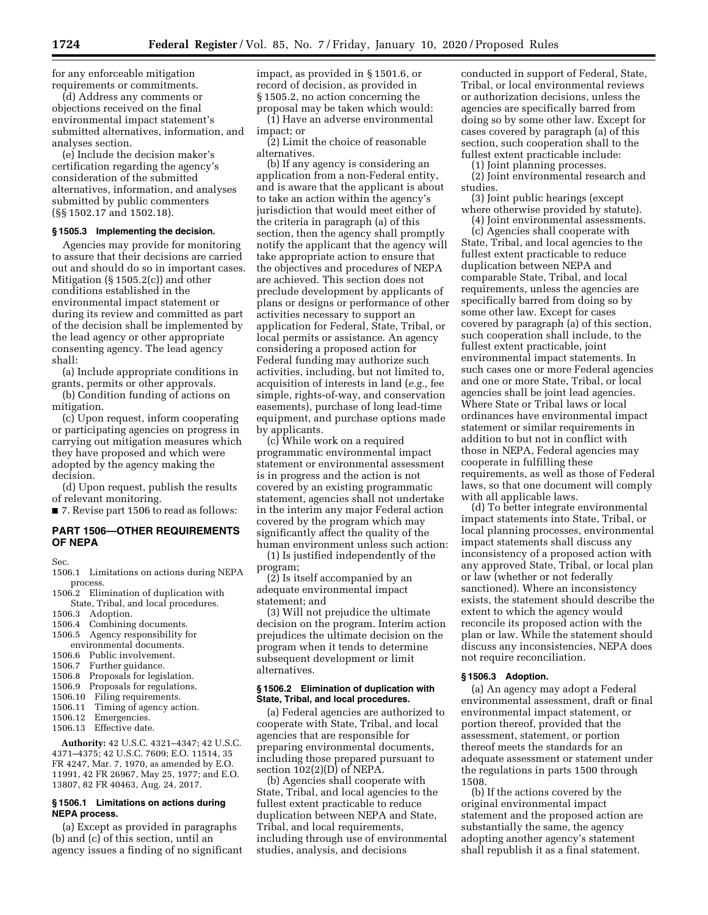for any enforceable mitigation requirements or commitments.

(d) Address any comments or objections received on the final environmental impact statement's submitted alternatives, information, and analyses section.

(e) Include the decision maker's certification regarding the agency's consideration of the submitted alternatives, information, and analyses submitted by public commenters (§§ 1502.17 and 1502.18).

### § 1505.3 Implementing the decision.

Agencies may provide for monitoring to assure that their decisions are carried out and should do so in important cases. Mitigation (§ 1505.2(c)) and other conditions established in the environmental impact statement or during its review and committed as part of the decision shall be implemented by the lead agency or other appropriate consenting agency. The lead agency shall:

(a) Include appropriate conditions in grants, permits or other approvals.

(b) Condition funding of actions on mitigation.

(c) Upon request, inform cooperating or participating agencies on progress in carrying out mitigation measures which they have proposed and which were adopted by the agency making the decision.

(d) Upon request, publish the results of relevant monitoring.

■ 7. Revise part 1506 to read as follows:

## PART 1506—OTHER REQUIREMENTS OF NEPA

Sec.
1506.1 Limitations on actions during NEPA process.
1506.2 Elimination of duplication with State, Tribal, and local procedures.
1506.3 Adoption.
1506.4 Combining documents.
1506.5 Agency responsibility for environmental documents.
1506.6 Public involvement.
1506.7 Further guidance.
1506.8 Proposals for legislation.
1506.9 Proposals for regulations.
1506.10 Filing requirements.
1506.11 Timing of agency action.
1506.12 Emergencies.
1506.13 Effective date.

**Authority:** 42 U.S.C. 4321–4347; 42 U.S.C. 4371–4375; 42 U.S.C. 7609; E.O. 11514, 35 FR 4247, Mar. 7, 1970, as amended by E.O. 11991, 42 FR 26967, May 25, 1977; and E.O. 13807, 82 FR 40463, Aug. 24, 2017.

### § 1506.1 Limitations on actions during NEPA process.

(a) Except as provided in paragraphs (b) and (c) of this section, until an agency issues a finding of no significant impact, as provided in § 1501.6, or record of decision, as provided in § 1505.2, no action concerning the proposal may be taken which would:

(1) Have an adverse environmental impact; or

(2) Limit the choice of reasonable alternatives.

(b) If any agency is considering an application from a non-Federal entity, and is aware that the applicant is about to take an action within the agency's jurisdiction that would meet either of the criteria in paragraph (a) of this section, then the agency shall promptly notify the applicant that the agency will take appropriate action to ensure that the objectives and procedures of NEPA are achieved. This section does not preclude development by applicants of plans or designs or performance of other activities necessary to support an application for Federal, State, Tribal, or local permits or assistance. An agency considering a proposed action for Federal funding may authorize such activities, including, but not limited to, acquisition of interests in land (*e.g.,* fee simple, rights-of-way, and conservation easements), purchase of long lead-time equipment, and purchase options made by applicants.

(c) While work on a required programmatic environmental impact statement or environmental assessment is in progress and the action is not covered by an existing programmatic statement, agencies shall not undertake in the interim any major Federal action covered by the program which may significantly affect the quality of the human environment unless such action:

(1) Is justified independently of the program;

(2) Is itself accompanied by an adequate environmental impact statement; and

(3) Will not prejudice the ultimate decision on the program. Interim action prejudices the ultimate decision on the program when it tends to determine subsequent development or limit alternatives.

### § 1506.2 Elimination of duplication with State, Tribal, and local procedures.

(a) Federal agencies are authorized to cooperate with State, Tribal, and local agencies that are responsible for preparing environmental documents, including those prepared pursuant to section 102(2)(D) of NEPA.

(b) Agencies shall cooperate with State, Tribal, and local agencies to the fullest extent practicable to reduce duplication between NEPA and State, Tribal, and local requirements, including through use of environmental studies, analysis, and decisions conducted in support of Federal, State, Tribal, or local environmental reviews or authorization decisions, unless the agencies are specifically barred from doing so by some other law. Except for cases covered by paragraph (a) of this section, such cooperation shall to the fullest extent practicable include:

(1) Joint planning processes.

(2) Joint environmental research and studies.

(3) Joint public hearings (except where otherwise provided by statute).

(4) Joint environmental assessments.

(c) Agencies shall cooperate with State, Tribal, and local agencies to the fullest extent practicable to reduce duplication between NEPA and comparable State, Tribal, and local requirements, unless the agencies are specifically barred from doing so by some other law. Except for cases covered by paragraph (a) of this section, such cooperation shall include, to the fullest extent practicable, joint environmental impact statements. In such cases one or more Federal agencies and one or more State, Tribal, or local agencies shall be joint lead agencies. Where State or Tribal laws or local ordinances have environmental impact statement or similar requirements in addition to but not in conflict with those in NEPA, Federal agencies may cooperate in fulfilling these requirements, as well as those of Federal laws, so that one document will comply with all applicable laws.

(d) To better integrate environmental impact statements into State, Tribal, or local planning processes, environmental impact statements shall discuss any inconsistency of a proposed action with any approved State, Tribal, or local plan or law (whether or not federally sanctioned). Where an inconsistency exists, the statement should describe the extent to which the agency would reconcile its proposed action with the plan or law. While the statement should discuss any inconsistencies, NEPA does not require reconciliation.

### § 1506.3 Adoption.

(a) An agency may adopt a Federal environmental assessment, draft or final environmental impact statement, or portion thereof, provided that the assessment, statement, or portion thereof meets the standards for an adequate assessment or statement under the regulations in parts 1500 through 1508.

(b) If the actions covered by the original environmental impact statement and the proposed action are substantially the same, the agency adopting another agency's statement shall republish it as a final statement.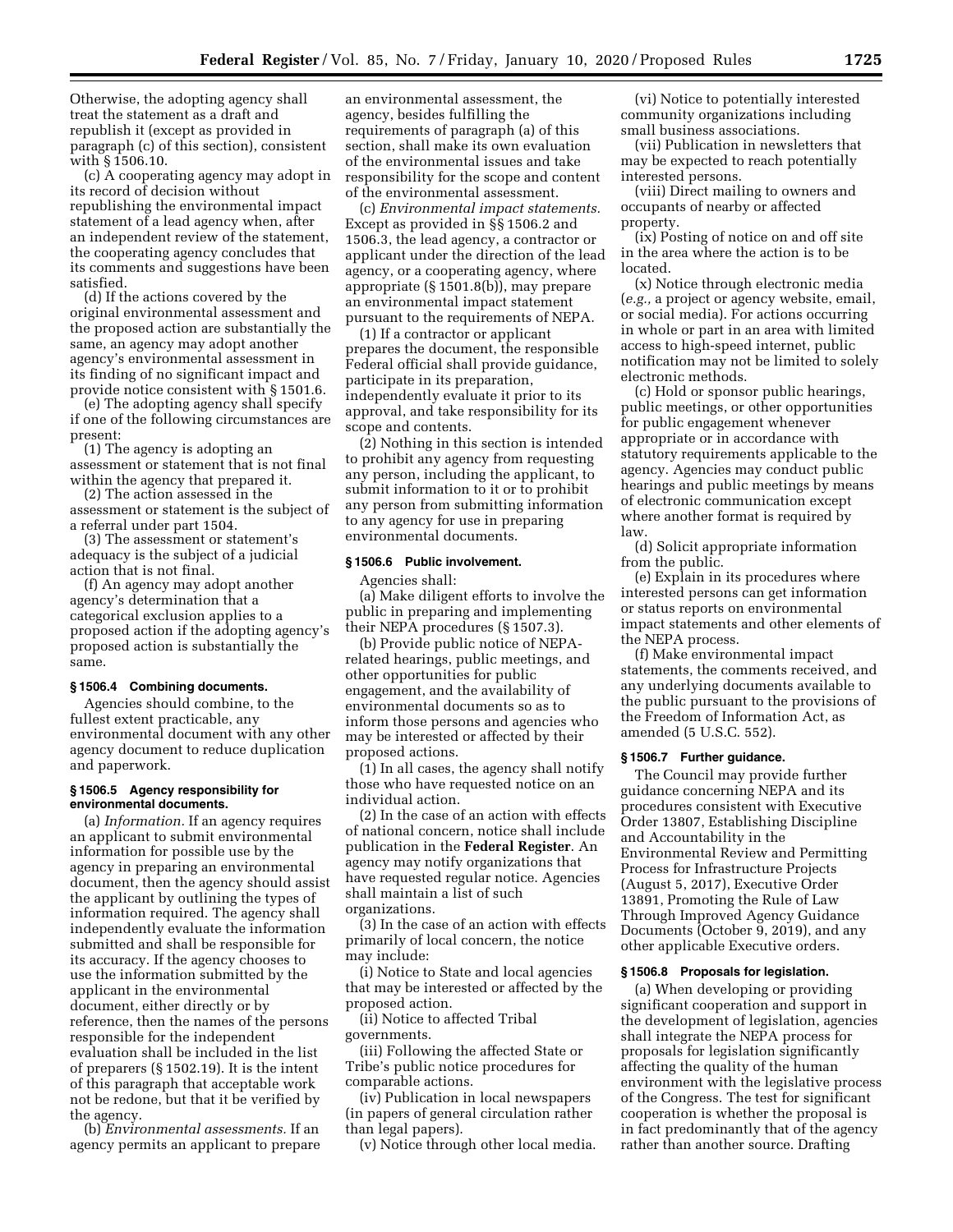Otherwise, the adopting agency shall treat the statement as a draft and republish it (except as provided in paragraph (c) of this section), consistent with § 1506.10.

(c) A cooperating agency may adopt in its record of decision without republishing the environmental impact statement of a lead agency when, after an independent review of the statement, the cooperating agency concludes that its comments and suggestions have been satisfied.

(d) If the actions covered by the original environmental assessment and the proposed action are substantially the same, an agency may adopt another agency's environmental assessment in its finding of no significant impact and provide notice consistent with § 1501.6.

(e) The adopting agency shall specify if one of the following circumstances are present:

(1) The agency is adopting an assessment or statement that is not final within the agency that prepared it.

(2) The action assessed in the assessment or statement is the subject of a referral under part 1504.

(3) The assessment or statement's adequacy is the subject of a judicial action that is not final.

(f) An agency may adopt another agency's determination that a categorical exclusion applies to a proposed action if the adopting agency's proposed action is substantially the same.

#### § 1506.4 Combining documents.

Agencies should combine, to the fullest extent practicable, any environmental document with any other agency document to reduce duplication and paperwork.

#### § 1506.5 Agency responsibility for environmental documents.

(a) *Information.* If an agency requires an applicant to submit environmental information for possible use by the agency in preparing an environmental document, then the agency should assist the applicant by outlining the types of information required. The agency shall independently evaluate the information submitted and shall be responsible for its accuracy. If the agency chooses to use the information submitted by the applicant in the environmental document, either directly or by reference, then the names of the persons responsible for the independent evaluation shall be included in the list of preparers (§ 1502.19). It is the intent of this paragraph that acceptable work not be redone, but that it be verified by the agency.

(b) *Environmental assessments.* If an agency permits an applicant to prepare an environmental assessment, the agency, besides fulfilling the requirements of paragraph (a) of this section, shall make its own evaluation of the environmental issues and take responsibility for the scope and content of the environmental assessment.

(c) *Environmental impact statements.* Except as provided in §§ 1506.2 and 1506.3, the lead agency, a contractor or applicant under the direction of the lead agency, or a cooperating agency, where appropriate (§ 1501.8(b)), may prepare an environmental impact statement pursuant to the requirements of NEPA.

(1) If a contractor or applicant prepares the document, the responsible Federal official shall provide guidance, participate in its preparation, independently evaluate it prior to its approval, and take responsibility for its scope and contents.

(2) Nothing in this section is intended to prohibit any agency from requesting any person, including the applicant, to submit information to it or to prohibit any person from submitting information to any agency for use in preparing environmental documents.

#### § 1506.6 Public involvement.

Agencies shall:

(a) Make diligent efforts to involve the public in preparing and implementing their NEPA procedures (§ 1507.3).

(b) Provide public notice of NEPA-related hearings, public meetings, and other opportunities for public engagement, and the availability of environmental documents so as to inform those persons and agencies who may be interested or affected by their proposed actions.

(1) In all cases, the agency shall notify those who have requested notice on an individual action.

(2) In the case of an action with effects of national concern, notice shall include publication in the **Federal Register**. An agency may notify organizations that have requested regular notice. Agencies shall maintain a list of such organizations.

(3) In the case of an action with effects primarily of local concern, the notice may include:

(i) Notice to State and local agencies that may be interested or affected by the proposed action.

(ii) Notice to affected Tribal governments.

(iii) Following the affected State or Tribe's public notice procedures for comparable actions.

(iv) Publication in local newspapers (in papers of general circulation rather than legal papers).

(v) Notice through other local media.

(vi) Notice to potentially interested community organizations including small business associations.

(vii) Publication in newsletters that may be expected to reach potentially interested persons.

(viii) Direct mailing to owners and occupants of nearby or affected property.

(ix) Posting of notice on and off site in the area where the action is to be located.

(x) Notice through electronic media (*e.g.,* a project or agency website, email, or social media). For actions occurring in whole or part in an area with limited access to high-speed internet, public notification may not be limited to solely electronic methods.

(c) Hold or sponsor public hearings, public meetings, or other opportunities for public engagement whenever appropriate or in accordance with statutory requirements applicable to the agency. Agencies may conduct public hearings and public meetings by means of electronic communication except where another format is required by law.

(d) Solicit appropriate information from the public.

(e) Explain in its procedures where interested persons can get information or status reports on environmental impact statements and other elements of the NEPA process.

(f) Make environmental impact statements, the comments received, and any underlying documents available to the public pursuant to the provisions of the Freedom of Information Act, as amended (5 U.S.C. 552).

#### § 1506.7 Further guidance.

The Council may provide further guidance concerning NEPA and its procedures consistent with Executive Order 13807, Establishing Discipline and Accountability in the Environmental Review and Permitting Process for Infrastructure Projects (August 5, 2017), Executive Order 13891, Promoting the Rule of Law Through Improved Agency Guidance Documents (October 9, 2019), and any other applicable Executive orders.

#### § 1506.8 Proposals for legislation.

(a) When developing or providing significant cooperation and support in the development of legislation, agencies shall integrate the NEPA process for proposals for legislation significantly affecting the quality of the human environment with the legislative process of the Congress. The test for significant cooperation is whether the proposal is in fact predominantly that of the agency rather than another source. Drafting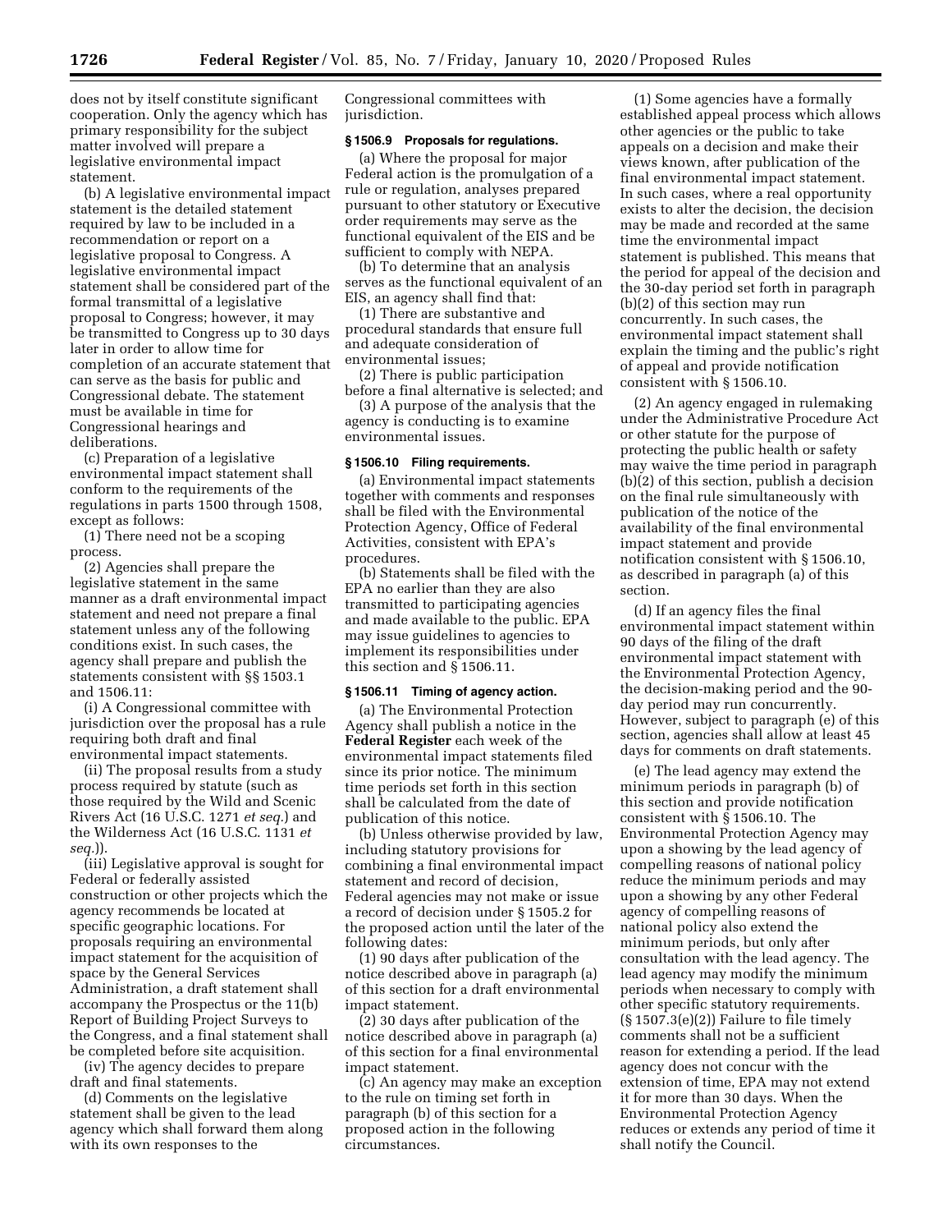does not by itself constitute significant cooperation. Only the agency which has primary responsibility for the subject matter involved will prepare a legislative environmental impact statement.

(b) A legislative environmental impact statement is the detailed statement required by law to be included in a recommendation or report on a legislative proposal to Congress. A legislative environmental impact statement shall be considered part of the formal transmittal of a legislative proposal to Congress; however, it may be transmitted to Congress up to 30 days later in order to allow time for completion of an accurate statement that can serve as the basis for public and Congressional debate. The statement must be available in time for Congressional hearings and deliberations.

(c) Preparation of a legislative environmental impact statement shall conform to the requirements of the regulations in parts 1500 through 1508, except as follows:

(1) There need not be a scoping process.

(2) Agencies shall prepare the legislative statement in the same manner as a draft environmental impact statement and need not prepare a final statement unless any of the following conditions exist. In such cases, the agency shall prepare and publish the statements consistent with §§ 1503.1 and 1506.11:

(i) A Congressional committee with jurisdiction over the proposal has a rule requiring both draft and final environmental impact statements.

(ii) The proposal results from a study process required by statute (such as those required by the Wild and Scenic Rivers Act (16 U.S.C. 1271 *et seq.*) and the Wilderness Act (16 U.S.C. 1131 *et seq.*)).

(iii) Legislative approval is sought for Federal or federally assisted construction or other projects which the agency recommends be located at specific geographic locations. For proposals requiring an environmental impact statement for the acquisition of space by the General Services Administration, a draft statement shall accompany the Prospectus or the 11(b) Report of Building Project Surveys to the Congress, and a final statement shall be completed before site acquisition.

(iv) The agency decides to prepare draft and final statements.

(d) Comments on the legislative statement shall be given to the lead agency which shall forward them along with its own responses to the Congressional committees with jurisdiction.

**§ 1506.9 Proposals for regulations.**

(a) Where the proposal for major Federal action is the promulgation of a rule or regulation, analyses prepared pursuant to other statutory or Executive order requirements may serve as the functional equivalent of the EIS and be sufficient to comply with NEPA.

(b) To determine that an analysis serves as the functional equivalent of an EIS, an agency shall find that:

(1) There are substantive and procedural standards that ensure full and adequate consideration of environmental issues;

(2) There is public participation before a final alternative is selected; and

(3) A purpose of the analysis that the agency is conducting is to examine environmental issues.

**§ 1506.10 Filing requirements.**

(a) Environmental impact statements together with comments and responses shall be filed with the Environmental Protection Agency, Office of Federal Activities, consistent with EPA's procedures.

(b) Statements shall be filed with the EPA no earlier than they are also transmitted to participating agencies and made available to the public. EPA may issue guidelines to agencies to implement its responsibilities under this section and § 1506.11.

**§ 1506.11 Timing of agency action.**

(a) The Environmental Protection Agency shall publish a notice in the **Federal Register** each week of the environmental impact statements filed since its prior notice. The minimum time periods set forth in this section shall be calculated from the date of publication of this notice.

(b) Unless otherwise provided by law, including statutory provisions for combining a final environmental impact statement and record of decision, Federal agencies may not make or issue a record of decision under § 1505.2 for the proposed action until the later of the following dates:

(1) 90 days after publication of the notice described above in paragraph (a) of this section for a draft environmental impact statement.

(2) 30 days after publication of the notice described above in paragraph (a) of this section for a final environmental impact statement.

(c) An agency may make an exception to the rule on timing set forth in paragraph (b) of this section for a proposed action in the following circumstances.

(1) Some agencies have a formally established appeal process which allows other agencies or the public to take appeals on a decision and make their views known, after publication of the final environmental impact statement. In such cases, where a real opportunity exists to alter the decision, the decision may be made and recorded at the same time the environmental impact statement is published. This means that the period for appeal of the decision and the 30-day period set forth in paragraph (b)(2) of this section may run concurrently. In such cases, the environmental impact statement shall explain the timing and the public's right of appeal and provide notification consistent with § 1506.10.

(2) An agency engaged in rulemaking under the Administrative Procedure Act or other statute for the purpose of protecting the public health or safety may waive the time period in paragraph (b)(2) of this section, publish a decision on the final rule simultaneously with publication of the notice of the availability of the final environmental impact statement and provide notification consistent with § 1506.10, as described in paragraph (a) of this section.

(d) If an agency files the final environmental impact statement within 90 days of the filing of the draft environmental impact statement with the Environmental Protection Agency, the decision-making period and the 90-day period may run concurrently. However, subject to paragraph (e) of this section, agencies shall allow at least 45 days for comments on draft statements.

(e) The lead agency may extend the minimum periods in paragraph (b) of this section and provide notification consistent with § 1506.10. The Environmental Protection Agency may upon a showing by the lead agency of compelling reasons of national policy reduce the minimum periods and may upon a showing by any other Federal agency of compelling reasons of national policy also extend the minimum periods, but only after consultation with the lead agency. The lead agency may modify the minimum periods when necessary to comply with other specific statutory requirements. (§ 1507.3(e)(2)) Failure to file timely comments shall not be a sufficient reason for extending a period. If the lead agency does not concur with the extension of time, EPA may not extend it for more than 30 days. When the Environmental Protection Agency reduces or extends any period of time it shall notify the Council.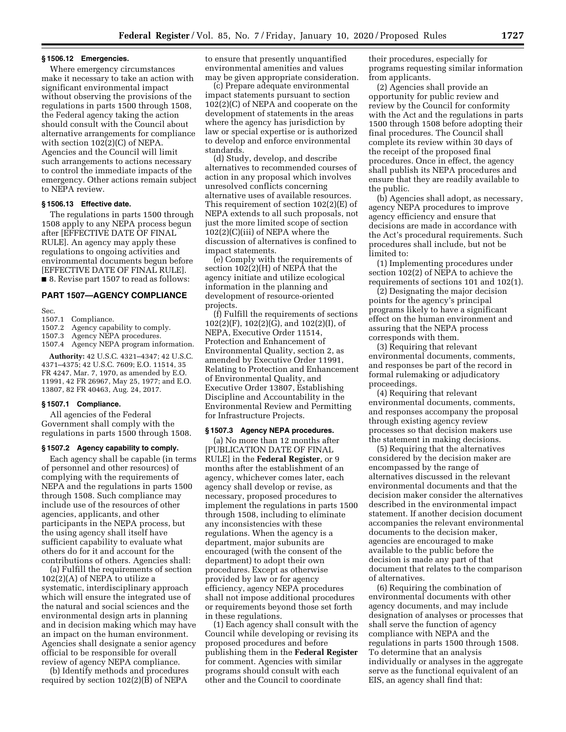### § 1506.12 Emergencies.

Where emergency circumstances make it necessary to take an action with significant environmental impact without observing the provisions of the regulations in parts 1500 through 1508, the Federal agency taking the action should consult with the Council about alternative arrangements for compliance with section 102(2)(C) of NEPA. Agencies and the Council will limit such arrangements to actions necessary to control the immediate impacts of the emergency. Other actions remain subject to NEPA review.

### § 1506.13 Effective date.

The regulations in parts 1500 through 1508 apply to any NEPA process begun after [EFFECTIVE DATE OF FINAL RULE]. An agency may apply these regulations to ongoing activities and environmental documents begun before [EFFECTIVE DATE OF FINAL RULE].

■ 8. Revise part 1507 to read as follows:

## PART 1507—AGENCY COMPLIANCE

Sec.
1507.1 Compliance.
1507.2 Agency capability to comply.
1507.3 Agency NEPA procedures.
1507.4 Agency NEPA program information.

**Authority:** 42 U.S.C. 4321–4347; 42 U.S.C. 4371–4375; 42 U.S.C. 7609; E.O. 11514, 35 FR 4247, Mar. 7, 1970, as amended by E.O. 11991, 42 FR 26967, May 25, 1977; and E.O. 13807, 82 FR 40463, Aug. 24, 2017.

### § 1507.1 Compliance.

All agencies of the Federal Government shall comply with the regulations in parts 1500 through 1508.

### § 1507.2 Agency capability to comply.

Each agency shall be capable (in terms of personnel and other resources) of complying with the requirements of NEPA and the regulations in parts 1500 through 1508. Such compliance may include use of the resources of other agencies, applicants, and other participants in the NEPA process, but the using agency shall itself have sufficient capability to evaluate what others do for it and account for the contributions of others. Agencies shall:

(a) Fulfill the requirements of section 102(2)(A) of NEPA to utilize a systematic, interdisciplinary approach which will ensure the integrated use of the natural and social sciences and the environmental design arts in planning and in decision making which may have an impact on the human environment. Agencies shall designate a senior agency official to be responsible for overall review of agency NEPA compliance.

(b) Identify methods and procedures required by section 102(2)(B) of NEPA to ensure that presently unquantified environmental amenities and values may be given appropriate consideration.

(c) Prepare adequate environmental impact statements pursuant to section 102(2)(C) of NEPA and cooperate on the development of statements in the areas where the agency has jurisdiction by law or special expertise or is authorized to develop and enforce environmental standards.

(d) Study, develop, and describe alternatives to recommended courses of action in any proposal which involves unresolved conflicts concerning alternative uses of available resources. This requirement of section 102(2)(E) of NEPA extends to all such proposals, not just the more limited scope of section 102(2)(C)(iii) of NEPA where the discussion of alternatives is confined to impact statements.

(e) Comply with the requirements of section 102(2)(H) of NEPA that the agency initiate and utilize ecological information in the planning and development of resource-oriented projects.

(f) Fulfill the requirements of sections 102(2)(F), 102(2)(G), and 102(2)(I), of NEPA, Executive Order 11514, Protection and Enhancement of Environmental Quality, section 2, as amended by Executive Order 11991, Relating to Protection and Enhancement of Environmental Quality, and Executive Order 13807, Establishing Discipline and Accountability in the Environmental Review and Permitting for Infrastructure Projects.

### § 1507.3 Agency NEPA procedures.

(a) No more than 12 months after [PUBLICATION DATE OF FINAL RULE] in the **Federal Register**, or 9 months after the establishment of an agency, whichever comes later, each agency shall develop or revise, as necessary, proposed procedures to implement the regulations in parts 1500 through 1508, including to eliminate any inconsistencies with these regulations. When the agency is a department, major subunits are encouraged (with the consent of the department) to adopt their own procedures. Except as otherwise provided by law or for agency efficiency, agency NEPA procedures shall not impose additional procedures or requirements beyond those set forth in these regulations.

(1) Each agency shall consult with the Council while developing or revising its proposed procedures and before publishing them in the **Federal Register** for comment. Agencies with similar programs should consult with each other and the Council to coordinate their procedures, especially for programs requesting similar information from applicants.

(2) Agencies shall provide an opportunity for public review and review by the Council for conformity with the Act and the regulations in parts 1500 through 1508 before adopting their final procedures. The Council shall complete its review within 30 days of the receipt of the proposed final procedures. Once in effect, the agency shall publish its NEPA procedures and ensure that they are readily available to the public.

(b) Agencies shall adopt, as necessary, agency NEPA procedures to improve agency efficiency and ensure that decisions are made in accordance with the Act's procedural requirements. Such procedures shall include, but not be limited to:

(1) Implementing procedures under section 102(2) of NEPA to achieve the requirements of sections 101 and 102(1).

(2) Designating the major decision points for the agency's principal programs likely to have a significant effect on the human environment and assuring that the NEPA process corresponds with them.

(3) Requiring that relevant environmental documents, comments, and responses be part of the record in formal rulemaking or adjudicatory proceedings.

(4) Requiring that relevant environmental documents, comments, and responses accompany the proposal through existing agency review processes so that decision makers use the statement in making decisions.

(5) Requiring that the alternatives considered by the decision maker are encompassed by the range of alternatives discussed in the relevant environmental documents and that the decision maker consider the alternatives described in the environmental impact statement. If another decision document accompanies the relevant environmental documents to the decision maker, agencies are encouraged to make available to the public before the decision is made any part of that document that relates to the comparison of alternatives.

(6) Requiring the combination of environmental documents with other agency documents, and may include designation of analyses or processes that shall serve the function of agency compliance with NEPA and the regulations in parts 1500 through 1508. To determine that an analysis individually or analyses in the aggregate serve as the functional equivalent of an EIS, an agency shall find that: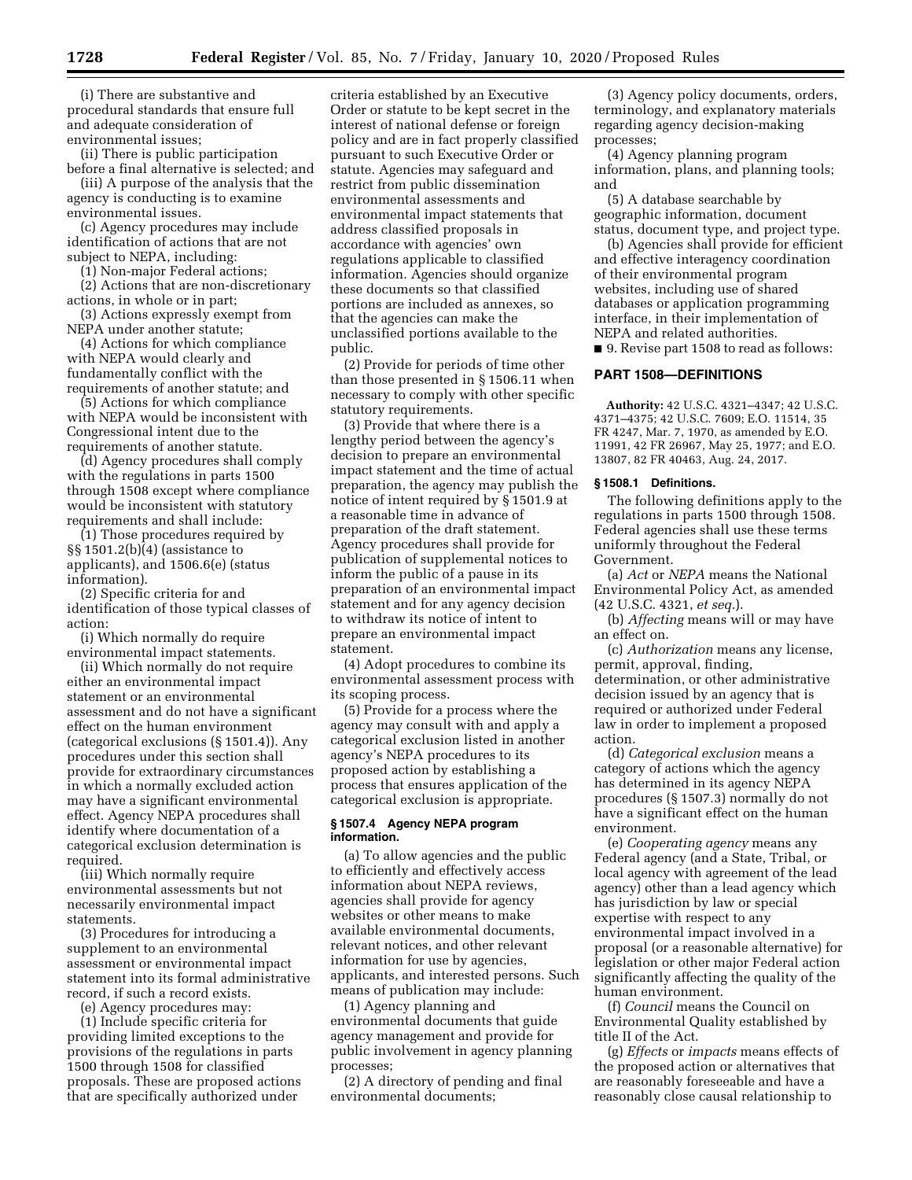(i) There are substantive and procedural standards that ensure full and adequate consideration of environmental issues;

(ii) There is public participation before a final alternative is selected; and

(iii) A purpose of the analysis that the agency is conducting is to examine environmental issues.

(c) Agency procedures may include identification of actions that are not subject to NEPA, including:

(1) Non-major Federal actions;

(2) Actions that are non-discretionary actions, in whole or in part;

(3) Actions expressly exempt from NEPA under another statute;

(4) Actions for which compliance with NEPA would clearly and fundamentally conflict with the requirements of another statute; and

(5) Actions for which compliance with NEPA would be inconsistent with Congressional intent due to the requirements of another statute.

(d) Agency procedures shall comply with the regulations in parts 1500 through 1508 except where compliance would be inconsistent with statutory requirements and shall include:

(1) Those procedures required by §§ 1501.2(b)(4) (assistance to applicants), and 1506.6(e) (status information).

(2) Specific criteria for and identification of those typical classes of action:

(i) Which normally do require environmental impact statements.

(ii) Which normally do not require either an environmental impact statement or an environmental assessment and do not have a significant effect on the human environment (categorical exclusions (§ 1501.4)). Any procedures under this section shall provide for extraordinary circumstances in which a normally excluded action may have a significant environmental effect. Agency NEPA procedures shall identify where documentation of a categorical exclusion determination is required.

(iii) Which normally require environmental assessments but not necessarily environmental impact statements.

(3) Procedures for introducing a supplement to an environmental assessment or environmental impact statement into its formal administrative record, if such a record exists.

(e) Agency procedures may:

(1) Include specific criteria for providing limited exceptions to the provisions of the regulations in parts 1500 through 1508 for classified proposals. These are proposed actions that are specifically authorized under criteria established by an Executive Order or statute to be kept secret in the interest of national defense or foreign policy and are in fact properly classified pursuant to such Executive Order or statute. Agencies may safeguard and restrict from public dissemination environmental assessments and environmental impact statements that address classified proposals in accordance with agencies' own regulations applicable to classified information. Agencies should organize these documents so that classified portions are included as annexes, so that the agencies can make the unclassified portions available to the public.

(2) Provide for periods of time other than those presented in § 1506.11 when necessary to comply with other specific statutory requirements.

(3) Provide that where there is a lengthy period between the agency's decision to prepare an environmental impact statement and the time of actual preparation, the agency may publish the notice of intent required by § 1501.9 at a reasonable time in advance of preparation of the draft statement. Agency procedures shall provide for publication of supplemental notices to inform the public of a pause in its preparation of an environmental impact statement and for any agency decision to withdraw its notice of intent to prepare an environmental impact statement.

(4) Adopt procedures to combine its environmental assessment process with its scoping process.

(5) Provide for a process where the agency may consult with and apply a categorical exclusion listed in another agency's NEPA procedures to its proposed action by establishing a process that ensures application of the categorical exclusion is appropriate.

#### § 1507.4 Agency NEPA program information.

(a) To allow agencies and the public to efficiently and effectively access information about NEPA reviews, agencies shall provide for agency websites or other means to make available environmental documents, relevant notices, and other relevant information for use by agencies, applicants, and interested persons. Such means of publication may include:

(1) Agency planning and environmental documents that guide agency management and provide for public involvement in agency planning processes;

(2) A directory of pending and final environmental documents;

(3) Agency policy documents, orders, terminology, and explanatory materials regarding agency decision-making processes;

(4) Agency planning program information, plans, and planning tools; and

(5) A database searchable by geographic information, document status, document type, and project type.

(b) Agencies shall provide for efficient and effective interagency coordination of their environmental program websites, including use of shared databases or application programming interface, in their implementation of NEPA and related authorities.

■ 9. Revise part 1508 to read as follows:

## PART 1508—DEFINITIONS

**Authority:** 42 U.S.C. 4321–4347; 42 U.S.C. 4371–4375; 42 U.S.C. 7609; E.O. 11514, 35 FR 4247, Mar. 7, 1970, as amended by E.O. 11991, 42 FR 26967, May 25, 1977; and E.O. 13807, 82 FR 40463, Aug. 24, 2017.

#### § 1508.1 Definitions.

The following definitions apply to the regulations in parts 1500 through 1508. Federal agencies shall use these terms uniformly throughout the Federal Government.

(a) *Act* or *NEPA* means the National Environmental Policy Act, as amended (42 U.S.C. 4321, *et seq.*).

(b) *Affecting* means will or may have an effect on.

(c) *Authorization* means any license, permit, approval, finding, determination, or other administrative decision issued by an agency that is required or authorized under Federal law in order to implement a proposed action.

(d) *Categorical exclusion* means a category of actions which the agency has determined in its agency NEPA procedures (§ 1507.3) normally do not have a significant effect on the human environment.

(e) *Cooperating agency* means any Federal agency (and a State, Tribal, or local agency with agreement of the lead agency) other than a lead agency which has jurisdiction by law or special expertise with respect to any environmental impact involved in a proposal (or a reasonable alternative) for legislation or other major Federal action significantly affecting the quality of the human environment.

(f) *Council* means the Council on Environmental Quality established by title II of the Act.

(g) *Effects* or *impacts* means effects of the proposed action or alternatives that are reasonably foreseeable and have a reasonably close causal relationship to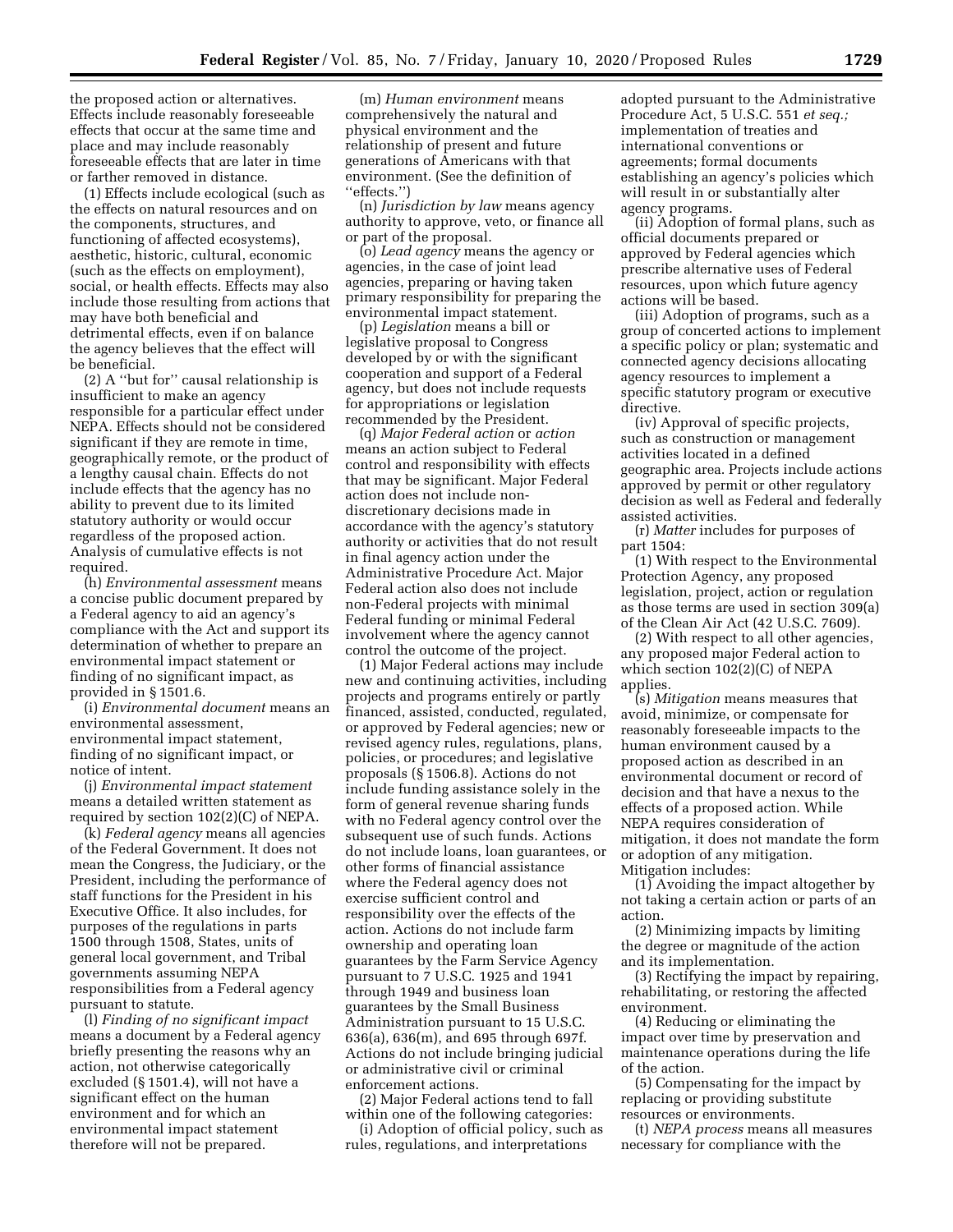the proposed action or alternatives. Effects include reasonably foreseeable effects that occur at the same time and place and may include reasonably foreseeable effects that are later in time or farther removed in distance.

(1) Effects include ecological (such as the effects on natural resources and on the components, structures, and functioning of affected ecosystems), aesthetic, historic, cultural, economic (such as the effects on employment), social, or health effects. Effects may also include those resulting from actions that may have both beneficial and detrimental effects, even if on balance the agency believes that the effect will be beneficial.

(2) A ''but for'' causal relationship is insufficient to make an agency responsible for a particular effect under NEPA. Effects should not be considered significant if they are remote in time, geographically remote, or the product of a lengthy causal chain. Effects do not include effects that the agency has no ability to prevent due to its limited statutory authority or would occur regardless of the proposed action. Analysis of cumulative effects is not required.

(h) *Environmental assessment* means a concise public document prepared by a Federal agency to aid an agency's compliance with the Act and support its determination of whether to prepare an environmental impact statement or finding of no significant impact, as provided in § 1501.6.

(i) *Environmental document* means an environmental assessment, environmental impact statement, finding of no significant impact, or notice of intent.

(j) *Environmental impact statement* means a detailed written statement as required by section 102(2)(C) of NEPA.

(k) *Federal agency* means all agencies of the Federal Government. It does not mean the Congress, the Judiciary, or the President, including the performance of staff functions for the President in his Executive Office. It also includes, for purposes of the regulations in parts 1500 through 1508, States, units of general local government, and Tribal governments assuming NEPA responsibilities from a Federal agency pursuant to statute.

(l) *Finding of no significant impact* means a document by a Federal agency briefly presenting the reasons why an action, not otherwise categorically excluded (§ 1501.4), will not have a significant effect on the human environment and for which an environmental impact statement therefore will not be prepared.

(m) *Human environment* means comprehensively the natural and physical environment and the relationship of present and future generations of Americans with that environment. (See the definition of ''effects.'')

(n) *Jurisdiction by law* means agency authority to approve, veto, or finance all or part of the proposal.

(o) *Lead agency* means the agency or agencies, in the case of joint lead agencies, preparing or having taken primary responsibility for preparing the environmental impact statement.

(p) *Legislation* means a bill or legislative proposal to Congress developed by or with the significant cooperation and support of a Federal agency, but does not include requests for appropriations or legislation recommended by the President.

(q) *Major Federal action* or *action* means an action subject to Federal control and responsibility with effects that may be significant. Major Federal action does not include non-discretionary decisions made in accordance with the agency's statutory authority or activities that do not result in final agency action under the Administrative Procedure Act. Major Federal action also does not include non-Federal projects with minimal Federal funding or minimal Federal involvement where the agency cannot control the outcome of the project.

(1) Major Federal actions may include new and continuing activities, including projects and programs entirely or partly financed, assisted, conducted, regulated, or approved by Federal agencies; new or revised agency rules, regulations, plans, policies, or procedures; and legislative proposals (§ 1506.8). Actions do not include funding assistance solely in the form of general revenue sharing funds with no Federal agency control over the subsequent use of such funds. Actions do not include loans, loan guarantees, or other forms of financial assistance where the Federal agency does not exercise sufficient control and responsibility over the effects of the action. Actions do not include farm ownership and operating loan guarantees by the Farm Service Agency pursuant to 7 U.S.C. 1925 and 1941 through 1949 and business loan guarantees by the Small Business Administration pursuant to 15 U.S.C. 636(a), 636(m), and 695 through 697f. Actions do not include bringing judicial or administrative civil or criminal enforcement actions.

(2) Major Federal actions tend to fall within one of the following categories:

(i) Adoption of official policy, such as rules, regulations, and interpretations adopted pursuant to the Administrative Procedure Act, 5 U.S.C. 551 *et seq.;* implementation of treaties and international conventions or agreements; formal documents establishing an agency's policies which will result in or substantially alter agency programs.

(ii) Adoption of formal plans, such as official documents prepared or approved by Federal agencies which prescribe alternative uses of Federal resources, upon which future agency actions will be based.

(iii) Adoption of programs, such as a group of concerted actions to implement a specific policy or plan; systematic and connected agency decisions allocating agency resources to implement a specific statutory program or executive directive.

(iv) Approval of specific projects, such as construction or management activities located in a defined geographic area. Projects include actions approved by permit or other regulatory decision as well as Federal and federally assisted activities.

(r) *Matter* includes for purposes of part 1504:

(1) With respect to the Environmental Protection Agency, any proposed legislation, project, action or regulation as those terms are used in section 309(a) of the Clean Air Act (42 U.S.C. 7609).

(2) With respect to all other agencies, any proposed major Federal action to which section 102(2)(C) of NEPA applies.

(s) *Mitigation* means measures that avoid, minimize, or compensate for reasonably foreseeable impacts to the human environment caused by a proposed action as described in an environmental document or record of decision and that have a nexus to the effects of a proposed action. While NEPA requires consideration of mitigation, it does not mandate the form or adoption of any mitigation. Mitigation includes:

(1) Avoiding the impact altogether by not taking a certain action or parts of an action.

(2) Minimizing impacts by limiting the degree or magnitude of the action and its implementation.

(3) Rectifying the impact by repairing, rehabilitating, or restoring the affected environment.

(4) Reducing or eliminating the impact over time by preservation and maintenance operations during the life of the action.

(5) Compensating for the impact by replacing or providing substitute resources or environments.

(t) *NEPA process* means all measures necessary for compliance with the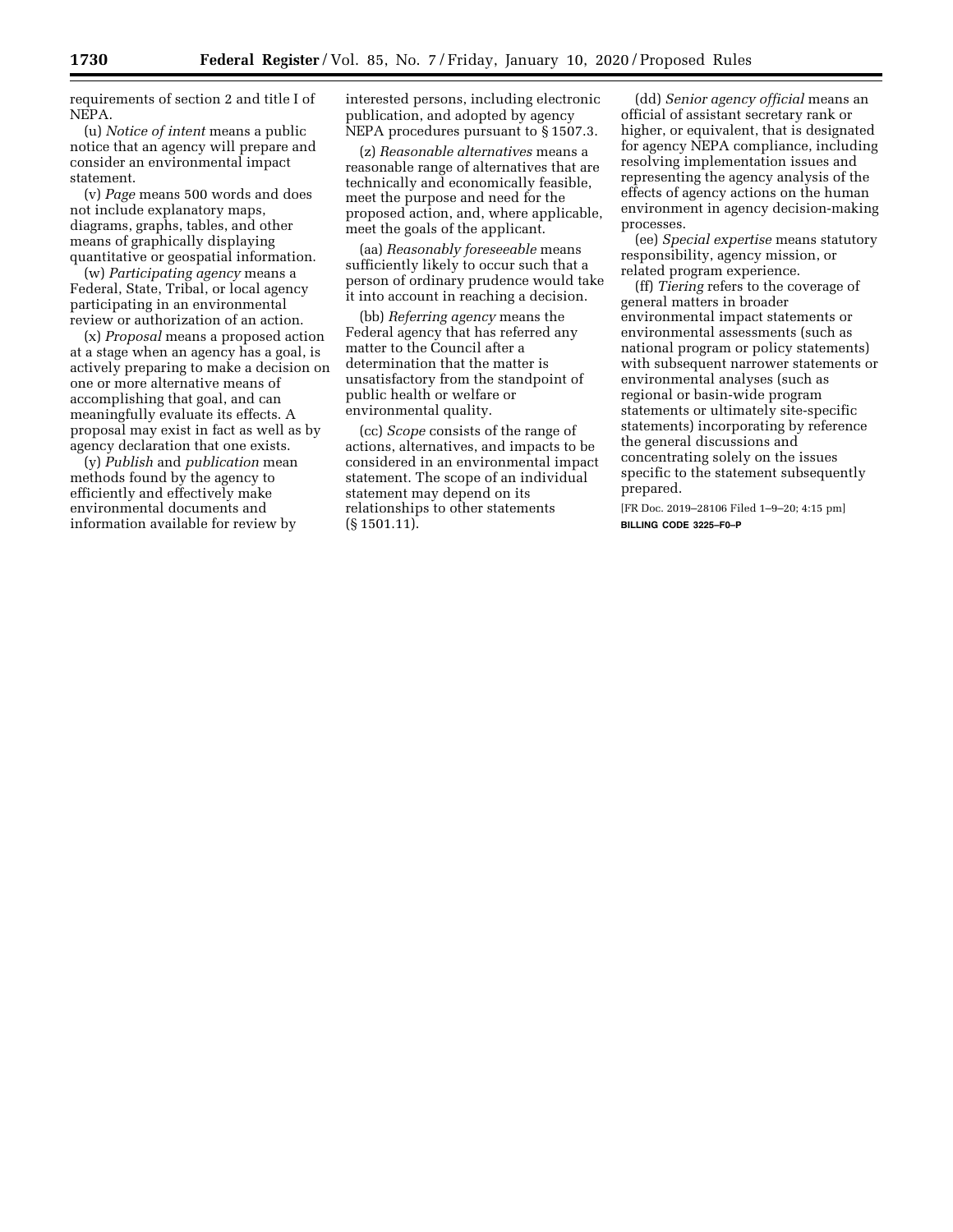requirements of section 2 and title I of NEPA.

(u) *Notice of intent* means a public notice that an agency will prepare and consider an environmental impact statement.

(v) *Page* means 500 words and does not include explanatory maps, diagrams, graphs, tables, and other means of graphically displaying quantitative or geospatial information.

(w) *Participating agency* means a Federal, State, Tribal, or local agency participating in an environmental review or authorization of an action.

(x) *Proposal* means a proposed action at a stage when an agency has a goal, is actively preparing to make a decision on one or more alternative means of accomplishing that goal, and can meaningfully evaluate its effects. A proposal may exist in fact as well as by agency declaration that one exists.

(y) *Publish* and *publication* mean methods found by the agency to efficiently and effectively make environmental documents and information available for review by interested persons, including electronic publication, and adopted by agency NEPA procedures pursuant to § 1507.3.

(z) *Reasonable alternatives* means a reasonable range of alternatives that are technically and economically feasible, meet the purpose and need for the proposed action, and, where applicable, meet the goals of the applicant.

(aa) *Reasonably foreseeable* means sufficiently likely to occur such that a person of ordinary prudence would take it into account in reaching a decision.

(bb) *Referring agency* means the Federal agency that has referred any matter to the Council after a determination that the matter is unsatisfactory from the standpoint of public health or welfare or environmental quality.

(cc) *Scope* consists of the range of actions, alternatives, and impacts to be considered in an environmental impact statement. The scope of an individual statement may depend on its relationships to other statements (§ 1501.11).

(dd) *Senior agency official* means an official of assistant secretary rank or higher, or equivalent, that is designated for agency NEPA compliance, including resolving implementation issues and representing the agency analysis of the effects of agency actions on the human environment in agency decision-making processes.

(ee) *Special expertise* means statutory responsibility, agency mission, or related program experience.

(ff) *Tiering* refers to the coverage of general matters in broader environmental impact statements or environmental assessments (such as national program or policy statements) with subsequent narrower statements or environmental analyses (such as regional or basin-wide program statements or ultimately site-specific statements) incorporating by reference the general discussions and concentrating solely on the issues specific to the statement subsequently prepared.

[FR Doc. 2019–28106 Filed 1–9–20; 4:15 pm]

**BILLING CODE 3225–F0–P**